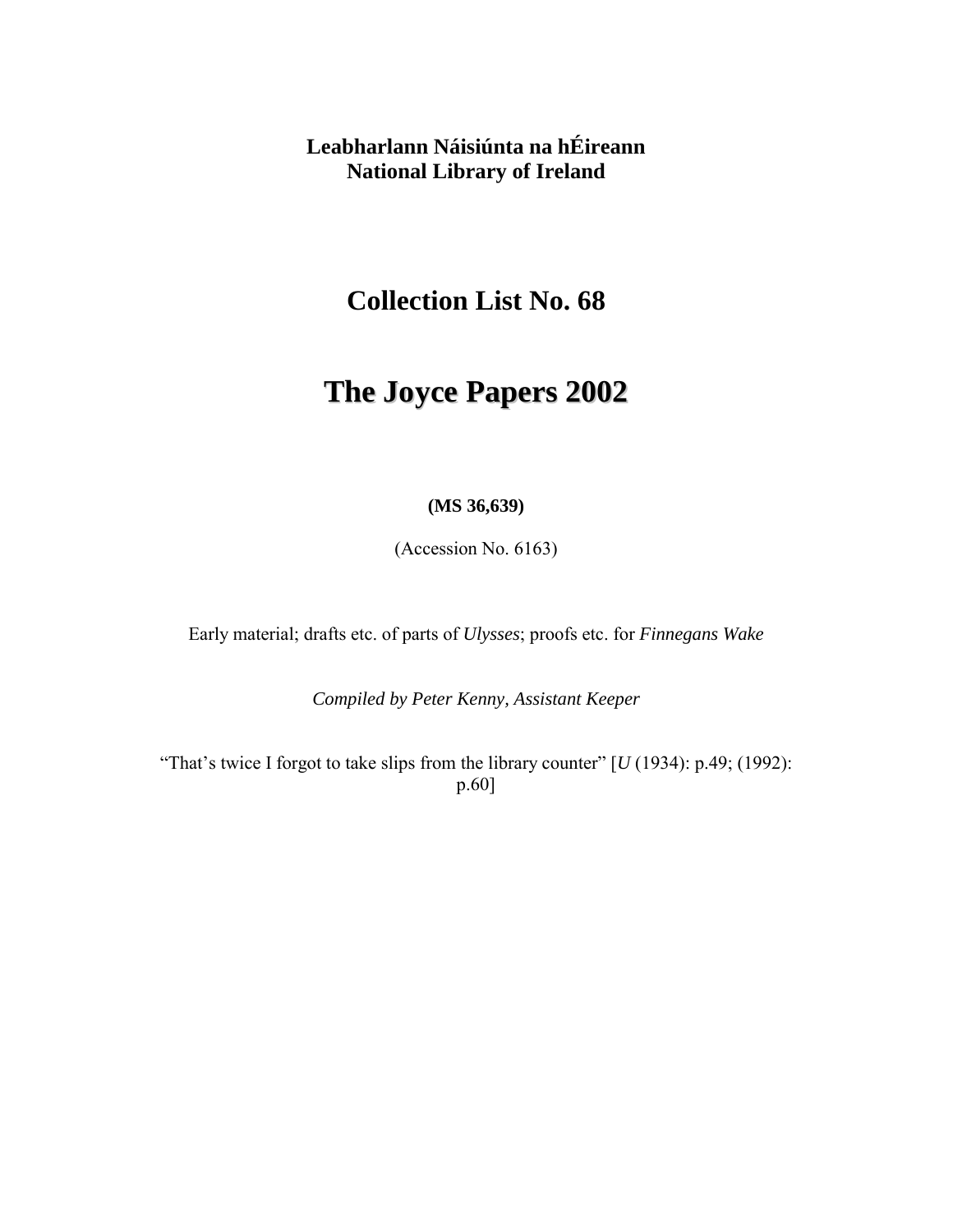**Leabharlann Náisiúnta na hÉireann**
**National Library of Ireland**

# Collection List No. 68

# The Joyce Papers 2002

**(MS 36,639)**

(Accession No. 6163)

Early material; drafts etc. of parts of *Ulysses*; proofs etc. for *Finnegans Wake*

*Compiled by Peter Kenny, Assistant Keeper*

"That's twice I forgot to take slips from the library counter" [*U* (1934): p.49; (1992): p.60]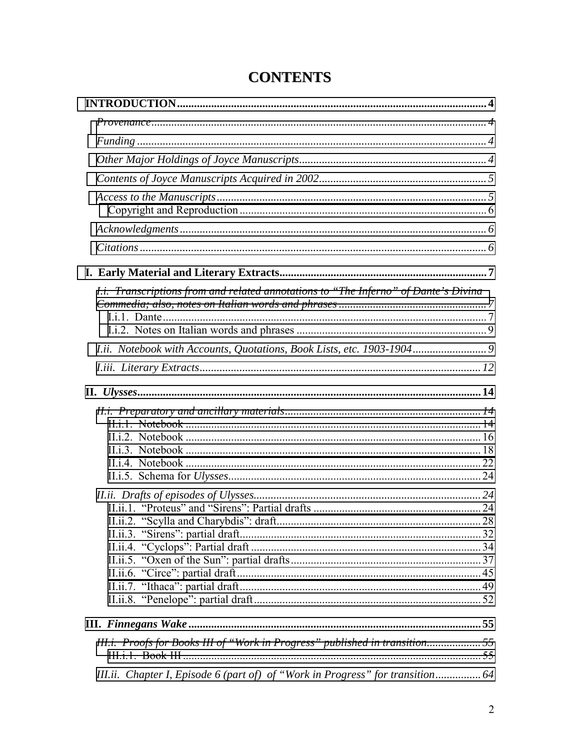# CONTENTS

**INTRODUCTION** ........ 4

*Provenance* ........ 4

*Funding* ........ 4

*Other Major Holdings of Joyce Manuscripts* ........ 4

*Contents of Joyce Manuscripts Acquired in 2002* ........ 5

*Access to the Manuscripts* ........ 5

Copyright and Reproduction ........ 6

*Acknowledgments* ........ 6

*Citations* ........ 6

**I. Early Material and Literary Extracts** ........ 7

*I.i. Transcriptions from and related annotations to "The Inferno" of Dante's Divina Commedia; also, notes on Italian words and phrases* ........ 7

I.i.1. Dante ........ 7

I.i.2. Notes on Italian words and phrases ........ 9

*I.ii. Notebook with Accounts, Quotations, Book Lists, etc. 1903-1904* ........ 9

*I.iii. Literary Extracts* ........ 12

**II. *Ulysses*** ........ 14

*II.i. Preparatory and ancillary materials* ........ 14

II.i.1. Notebook ........ 14

II.i.2. Notebook ........ 16

II.i.3. Notebook ........ 18

II.i.4. Notebook ........ 22

II.i.5. Schema for *Ulysses* ........ 24

*II.ii. Drafts of episodes of Ulysses* ........ 24

II.ii.1. "Proteus" and "Sirens": Partial drafts ........ 24

II.ii.2. "Scylla and Charybdis": draft ........ 28

II.ii.3. "Sirens": partial draft ........ 32

II.ii.4. "Cyclops": Partial draft ........ 34

II.ii.5. "Oxen of the Sun": partial drafts ........ 37

II.ii.6. "Circe": partial draft ........ 45

II.ii.7. "Ithaca": partial draft ........ 49

II.ii.8. "Penelope": partial draft ........ 52

**III. *Finnegans Wake*** ........ 55

*III.i. Proofs for Books III of "Work in Progress" published in transition* ........ 55

III.i.1. Book III ........ 55

*III.ii. Chapter I, Episode 6 (part of) of "Work in Progress" for transition* ........ 64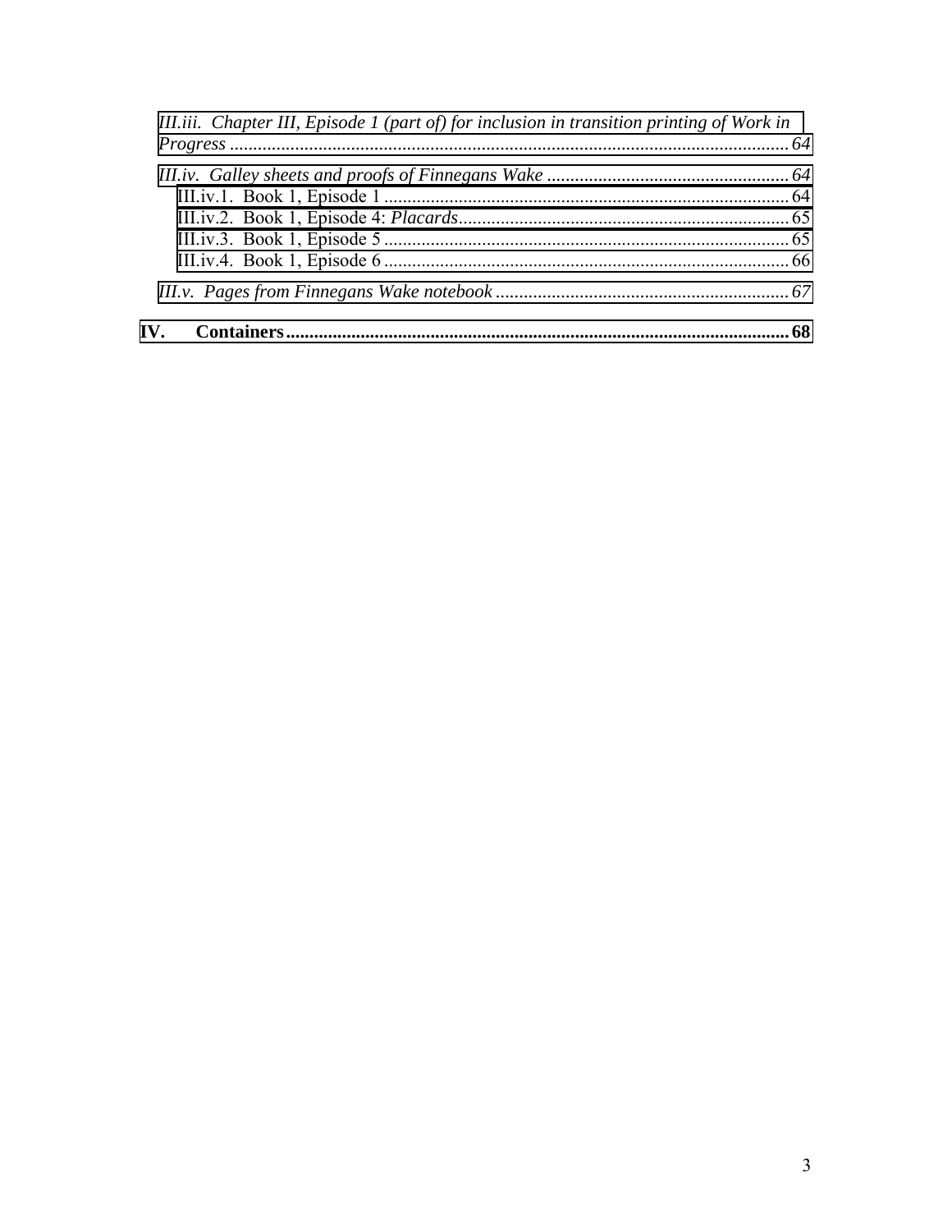*III.iii. Chapter III, Episode 1 (part of) for inclusion in transition printing of Work in Progress* ........ *64*

*III.iv. Galley sheets and proofs of Finnegans Wake* ........ *64*

III.iv.1. Book 1, Episode 1 ........ 64

III.iv.2. Book 1, Episode 4: *Placards* ........ 65

III.iv.3. Book 1, Episode 5 ........ 65

III.iv.4. Book 1, Episode 6 ........ 66

*III.v. Pages from Finnegans Wake notebook* ........ *67*

**IV. Containers** ........ **68**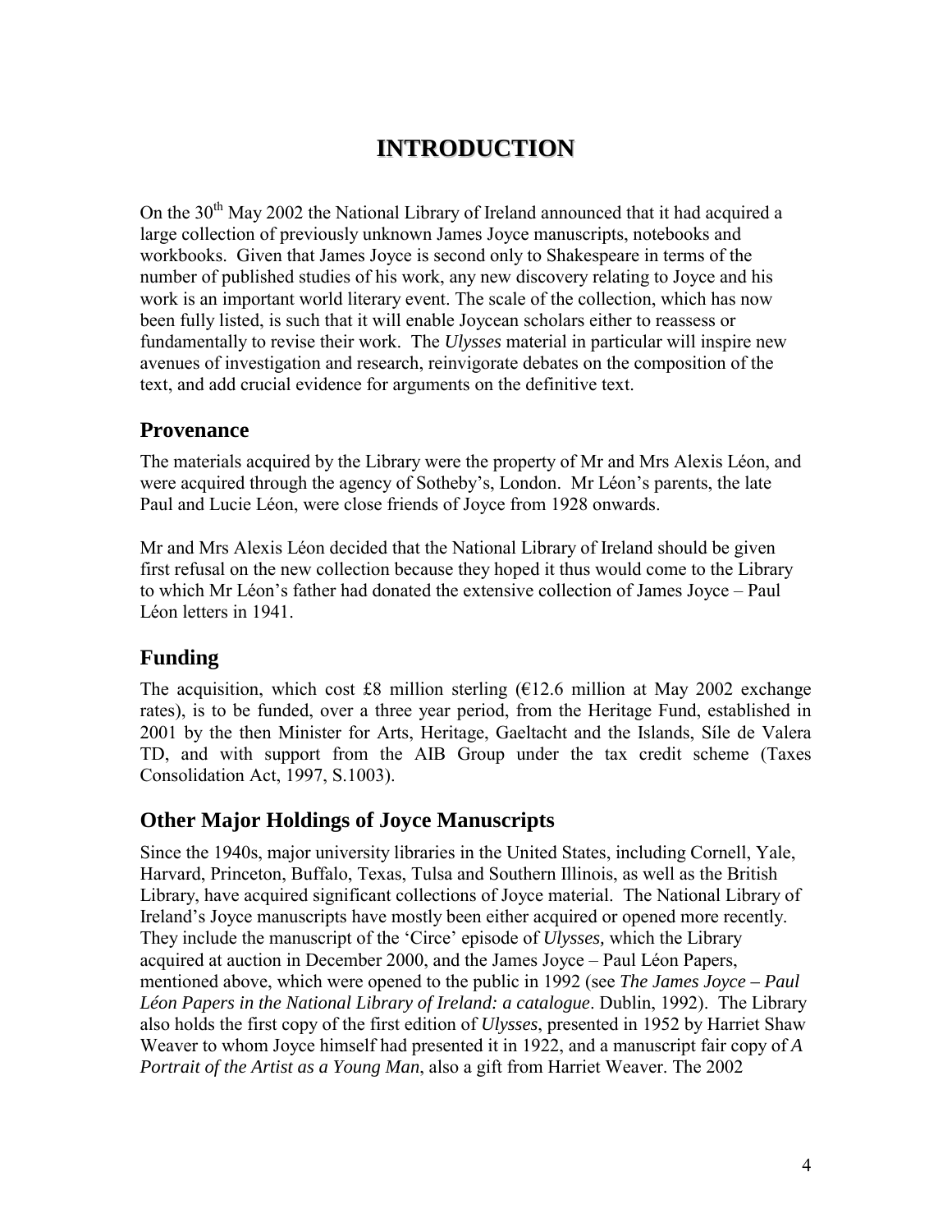# INTRODUCTION

On the 30th May 2002 the National Library of Ireland announced that it had acquired a large collection of previously unknown James Joyce manuscripts, notebooks and workbooks. Given that James Joyce is second only to Shakespeare in terms of the number of published studies of his work, any new discovery relating to Joyce and his work is an important world literary event. The scale of the collection, which has now been fully listed, is such that it will enable Joycean scholars either to reassess or fundamentally to revise their work. The *Ulysses* material in particular will inspire new avenues of investigation and research, reinvigorate debates on the composition of the text, and add crucial evidence for arguments on the definitive text.

## Provenance

The materials acquired by the Library were the property of Mr and Mrs Alexis Léon, and were acquired through the agency of Sotheby's, London. Mr Léon's parents, the late Paul and Lucie Léon, were close friends of Joyce from 1928 onwards.

Mr and Mrs Alexis Léon decided that the National Library of Ireland should be given first refusal on the new collection because they hoped it thus would come to the Library to which Mr Léon's father had donated the extensive collection of James Joyce – Paul Léon letters in 1941.

## Funding

The acquisition, which cost £8 million sterling (€12.6 million at May 2002 exchange rates), is to be funded, over a three year period, from the Heritage Fund, established in 2001 by the then Minister for Arts, Heritage, Gaeltacht and the Islands, Síle de Valera TD, and with support from the AIB Group under the tax credit scheme (Taxes Consolidation Act, 1997, S.1003).

## Other Major Holdings of Joyce Manuscripts

Since the 1940s, major university libraries in the United States, including Cornell, Yale, Harvard, Princeton, Buffalo, Texas, Tulsa and Southern Illinois, as well as the British Library, have acquired significant collections of Joyce material. The National Library of Ireland's Joyce manuscripts have mostly been either acquired or opened more recently. They include the manuscript of the 'Circe' episode of *Ulysses,* which the Library acquired at auction in December 2000, and the James Joyce – Paul Léon Papers, mentioned above, which were opened to the public in 1992 (see *The James Joyce – Paul Léon Papers in the National Library of Ireland: a catalogue*. Dublin, 1992). The Library also holds the first copy of the first edition of *Ulysses*, presented in 1952 by Harriet Shaw Weaver to whom Joyce himself had presented it in 1922, and a manuscript fair copy of *A Portrait of the Artist as a Young Man*, also a gift from Harriet Weaver. The 2002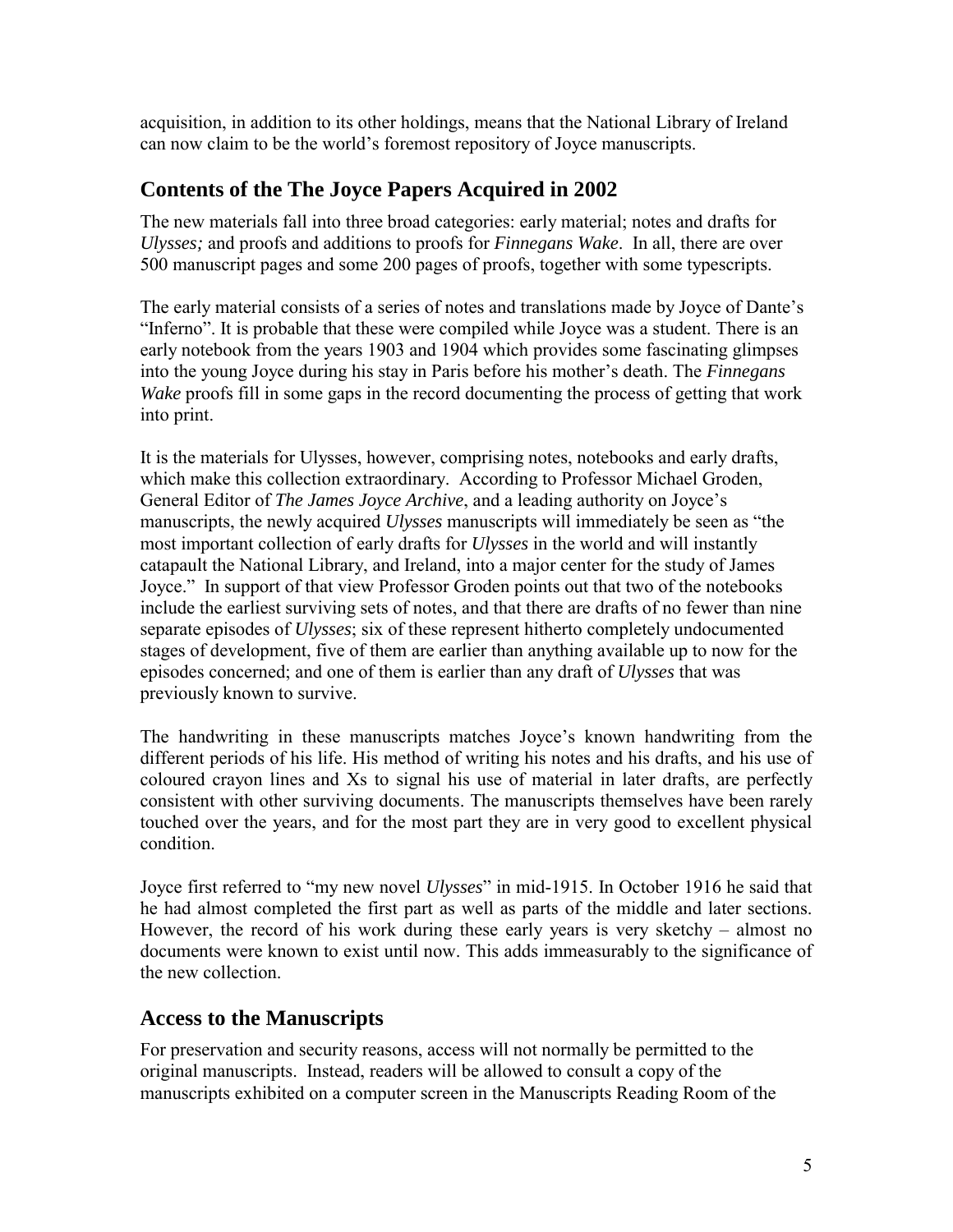acquisition, in addition to its other holdings, means that the National Library of Ireland can now claim to be the world's foremost repository of Joyce manuscripts.

## Contents of the The Joyce Papers Acquired in 2002

The new materials fall into three broad categories: early material; notes and drafts for *Ulysses;* and proofs and additions to proofs for *Finnegans Wake*. In all, there are over 500 manuscript pages and some 200 pages of proofs, together with some typescripts.

The early material consists of a series of notes and translations made by Joyce of Dante's "Inferno". It is probable that these were compiled while Joyce was a student. There is an early notebook from the years 1903 and 1904 which provides some fascinating glimpses into the young Joyce during his stay in Paris before his mother's death. The *Finnegans Wake* proofs fill in some gaps in the record documenting the process of getting that work into print.

It is the materials for Ulysses, however, comprising notes, notebooks and early drafts, which make this collection extraordinary. According to Professor Michael Groden, General Editor of *The James Joyce Archive*, and a leading authority on Joyce's manuscripts, the newly acquired *Ulysses* manuscripts will immediately be seen as "the most important collection of early drafts for *Ulysses* in the world and will instantly catapault the National Library, and Ireland, into a major center for the study of James Joyce." In support of that view Professor Groden points out that two of the notebooks include the earliest surviving sets of notes, and that there are drafts of no fewer than nine separate episodes of *Ulysses*; six of these represent hitherto completely undocumented stages of development, five of them are earlier than anything available up to now for the episodes concerned; and one of them is earlier than any draft of *Ulysses* that was previously known to survive.

The handwriting in these manuscripts matches Joyce's known handwriting from the different periods of his life. His method of writing his notes and his drafts, and his use of coloured crayon lines and Xs to signal his use of material in later drafts, are perfectly consistent with other surviving documents. The manuscripts themselves have been rarely touched over the years, and for the most part they are in very good to excellent physical condition.

Joyce first referred to "my new novel *Ulysses*" in mid-1915. In October 1916 he said that he had almost completed the first part as well as parts of the middle and later sections. However, the record of his work during these early years is very sketchy – almost no documents were known to exist until now. This adds immeasurably to the significance of the new collection.

## Access to the Manuscripts

For preservation and security reasons, access will not normally be permitted to the original manuscripts. Instead, readers will be allowed to consult a copy of the manuscripts exhibited on a computer screen in the Manuscripts Reading Room of the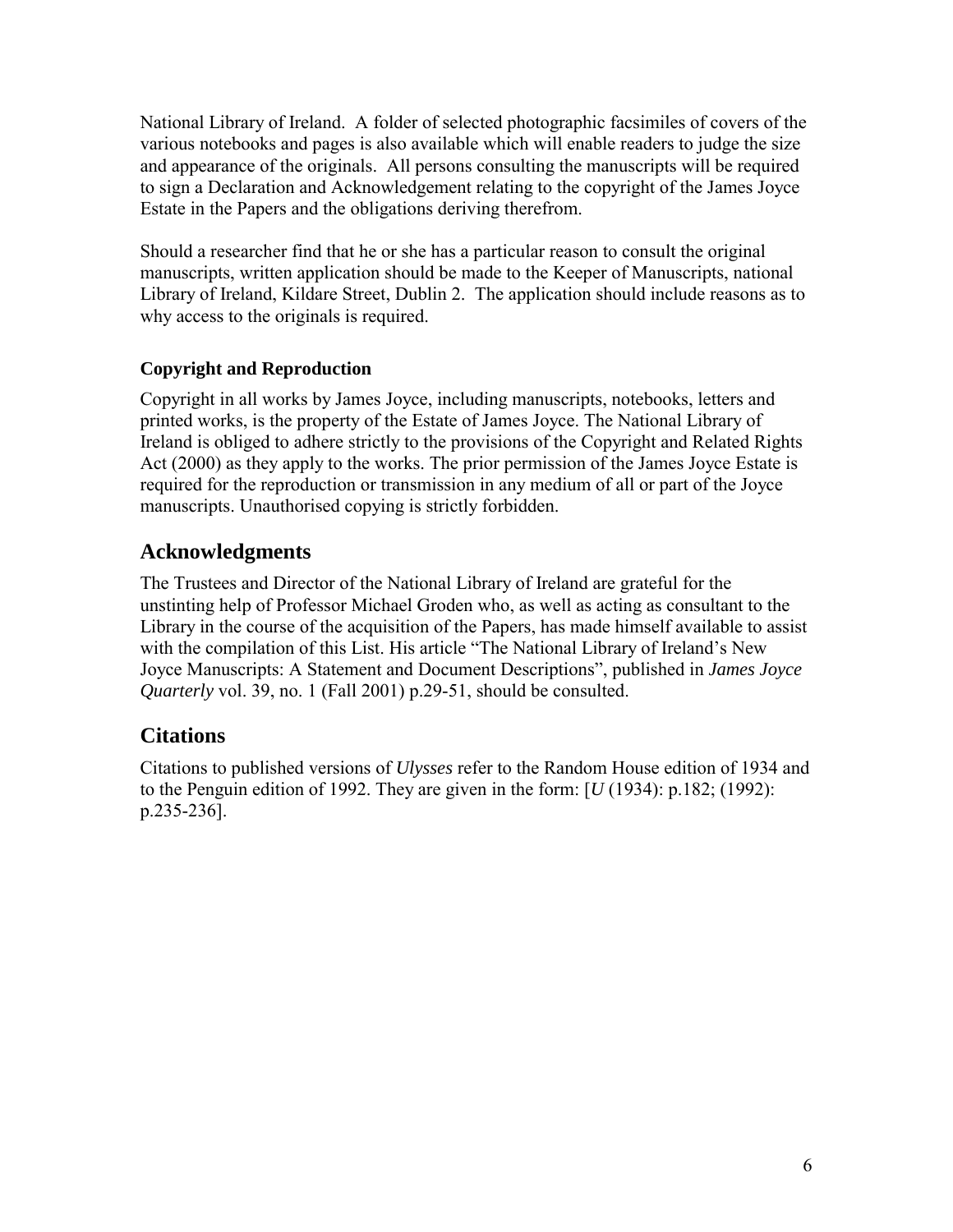National Library of Ireland. A folder of selected photographic facsimiles of covers of the various notebooks and pages is also available which will enable readers to judge the size and appearance of the originals. All persons consulting the manuscripts will be required to sign a Declaration and Acknowledgement relating to the copyright of the James Joyce Estate in the Papers and the obligations deriving therefrom.

Should a researcher find that he or she has a particular reason to consult the original manuscripts, written application should be made to the Keeper of Manuscripts, national Library of Ireland, Kildare Street, Dublin 2. The application should include reasons as to why access to the originals is required.

### Copyright and Reproduction

Copyright in all works by James Joyce, including manuscripts, notebooks, letters and printed works, is the property of the Estate of James Joyce. The National Library of Ireland is obliged to adhere strictly to the provisions of the Copyright and Related Rights Act (2000) as they apply to the works. The prior permission of the James Joyce Estate is required for the reproduction or transmission in any medium of all or part of the Joyce manuscripts. Unauthorised copying is strictly forbidden.

## Acknowledgments

The Trustees and Director of the National Library of Ireland are grateful for the unstinting help of Professor Michael Groden who, as well as acting as consultant to the Library in the course of the acquisition of the Papers, has made himself available to assist with the compilation of this List. His article "The National Library of Ireland's New Joyce Manuscripts: A Statement and Document Descriptions", published in *James Joyce Quarterly* vol. 39, no. 1 (Fall 2001) p.29-51, should be consulted.

## Citations

Citations to published versions of *Ulysses* refer to the Random House edition of 1934 and to the Penguin edition of 1992. They are given in the form: [*U* (1934): p.182; (1992): p.235-236].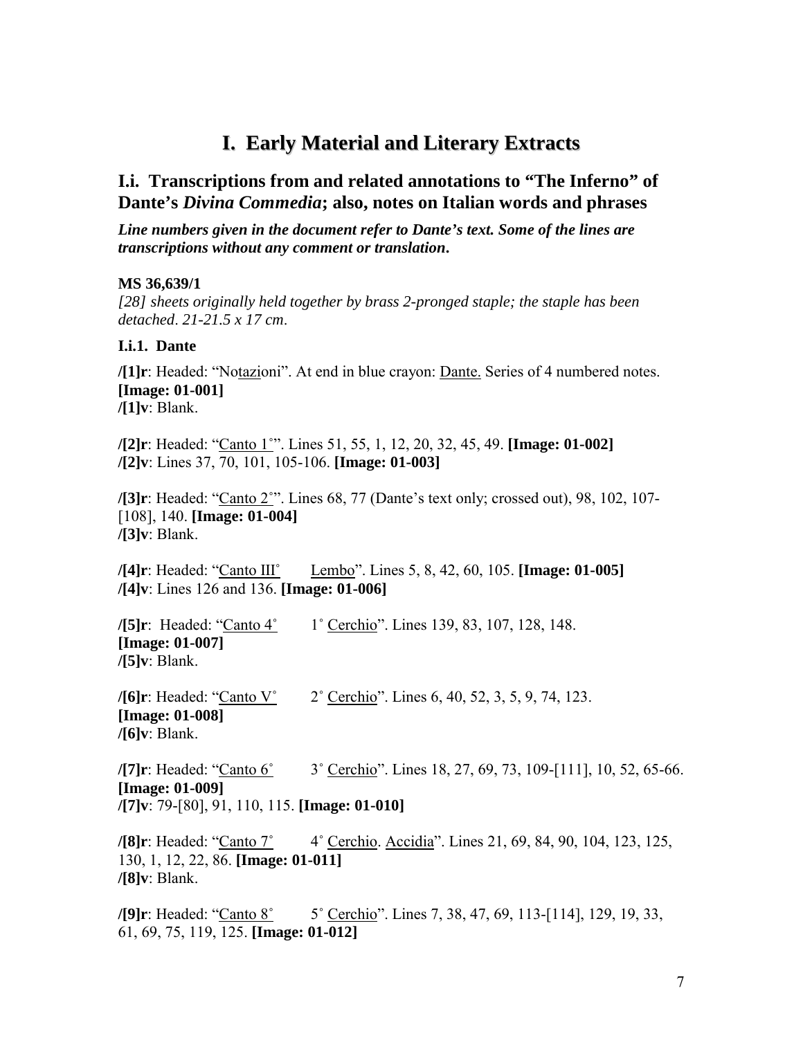# I. Early Material and Literary Extracts

## I.i. Transcriptions from and related annotations to "The Inferno" of Dante's *Divina Commedia*; also, notes on Italian words and phrases

***Line numbers given in the document refer to Dante's text. Some of the lines are transcriptions without any comment or translation.***

**MS 36,639/1**

*[28] sheets originally held together by brass 2-pronged staple; the staple has been detached. 21-21.5 x 17 cm.*

**I.i.1. Dante**

**/[1]r**: Headed: "Notazioni". At end in blue crayon: Dante. Series of 4 numbered notes. **[Image: 01-001]**
**/[1]v**: Blank.

**/[2]r**: Headed: "Canto 1°". Lines 51, 55, 1, 12, 20, 32, 45, 49. **[Image: 01-002]**
**/[2]v**: Lines 37, 70, 101, 105-106. **[Image: 01-003]**

**/[3]r**: Headed: "Canto 2°". Lines 68, 77 (Dante's text only; crossed out), 98, 102, 107-[108], 140. **[Image: 01-004]**
**/[3]v**: Blank.

**/[4]r**: Headed: "Canto III° Lembo". Lines 5, 8, 42, 60, 105. **[Image: 01-005]**
**/[4]v**: Lines 126 and 136. **[Image: 01-006]**

**/[5]r**: Headed: "Canto 4° 1° Cerchio". Lines 139, 83, 107, 128, 148. **[Image: 01-007]**
**/[5]v**: Blank.

**/[6]r**: Headed: "Canto V° 2° Cerchio". Lines 6, 40, 52, 3, 5, 9, 74, 123. **[Image: 01-008]**
**/[6]v**: Blank.

**/[7]r**: Headed: "Canto 6° 3° Cerchio". Lines 18, 27, 69, 73, 109-[111], 10, 52, 65-66. **[Image: 01-009]**
**/[7]v**: 79-[80], 91, 110, 115. **[Image: 01-010]**

**/[8]r**: Headed: "Canto 7° 4° Cerchio. Accidia". Lines 21, 69, 84, 90, 104, 123, 125, 130, 1, 12, 22, 86. **[Image: 01-011]**
**/[8]v**: Blank.

**/[9]r**: Headed: "Canto 8° 5° Cerchio". Lines 7, 38, 47, 69, 113-[114], 129, 19, 33, 61, 69, 75, 119, 125. **[Image: 01-012]**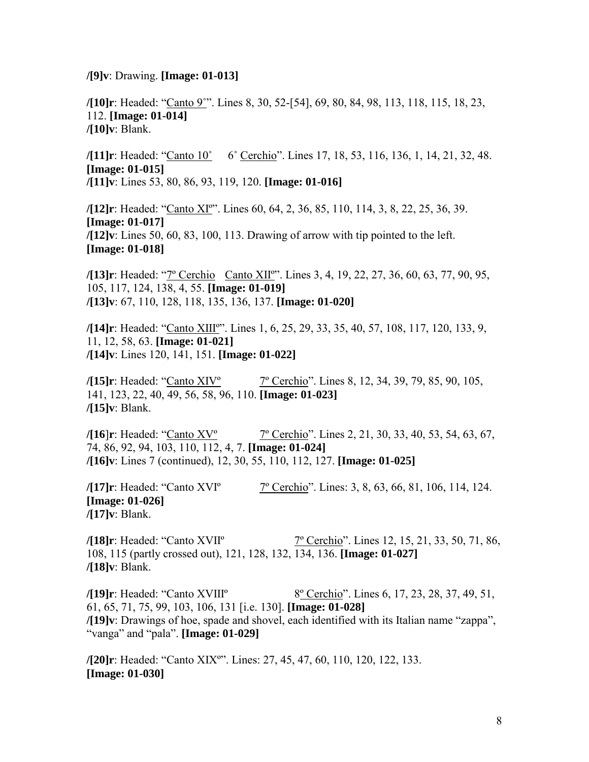**/[9]v**: Drawing. **[Image: 01-013]**

**/[10]r**: Headed: "Canto 9°". Lines 8, 30, 52-[54], 69, 80, 84, 98, 113, 118, 115, 18, 23, 112. **[Image: 01-014]**
**/[10]v**: Blank.

**/[11]r**: Headed: "Canto 10° 6° Cerchio". Lines 17, 18, 53, 116, 136, 1, 14, 21, 32, 48. **[Image: 01-015]**
**/[11]v**: Lines 53, 80, 86, 93, 119, 120. **[Image: 01-016]**

**/[12]r**: Headed: "Canto XIº". Lines 60, 64, 2, 36, 85, 110, 114, 3, 8, 22, 25, 36, 39. **[Image: 01-017]**
**/[12]v**: Lines 50, 60, 83, 100, 113. Drawing of arrow with tip pointed to the left. **[Image: 01-018]**

**/[13]r**: Headed: "7º Cerchio Canto XIIº". Lines 3, 4, 19, 22, 27, 36, 60, 63, 77, 90, 95, 105, 117, 124, 138, 4, 55. **[Image: 01-019]**
**/[13]v**: 67, 110, 128, 118, 135, 136, 137. **[Image: 01-020]**

**/[14]r**: Headed: "Canto XIIIº". Lines 1, 6, 25, 29, 33, 35, 40, 57, 108, 117, 120, 133, 9, 11, 12, 58, 63. **[Image: 01-021]**
**/[14]v**: Lines 120, 141, 151. **[Image: 01-022]**

**/[15]r**: Headed: "Canto XIVº 7º Cerchio". Lines 8, 12, 34, 39, 79, 85, 90, 105, 141, 123, 22, 40, 49, 56, 58, 96, 110. **[Image: 01-023]**
**/[15]v**: Blank.

**/[16]r**: Headed: "Canto XVº 7º Cerchio". Lines 2, 21, 30, 33, 40, 53, 54, 63, 67, 74, 86, 92, 94, 103, 110, 112, 4, 7. **[Image: 01-024]**
**/[16]v**: Lines 7 (continued), 12, 30, 55, 110, 112, 127. **[Image: 01-025]**

**/[17]r**: Headed: "Canto XVIº 7º Cerchio". Lines: 3, 8, 63, 66, 81, 106, 114, 124. **[Image: 01-026]**
**/[17]v**: Blank.

**/[18]r**: Headed: "Canto XVIIº 7º Cerchio". Lines 12, 15, 21, 33, 50, 71, 86, 108, 115 (partly crossed out), 121, 128, 132, 134, 136. **[Image: 01-027]**
**/[18]v**: Blank.

**/[19]r**: Headed: "Canto XVIIIº 8º Cerchio". Lines 6, 17, 23, 28, 37, 49, 51, 61, 65, 71, 75, 99, 103, 106, 131 [i.e. 130]. **[Image: 01-028]**
**/[19]v**: Drawings of hoe, spade and shovel, each identified with its Italian name "zappa", "vanga" and "pala". **[Image: 01-029]**

**/[20]r**: Headed: "Canto XIXº". Lines: 27, 45, 47, 60, 110, 120, 122, 133. **[Image: 01-030]**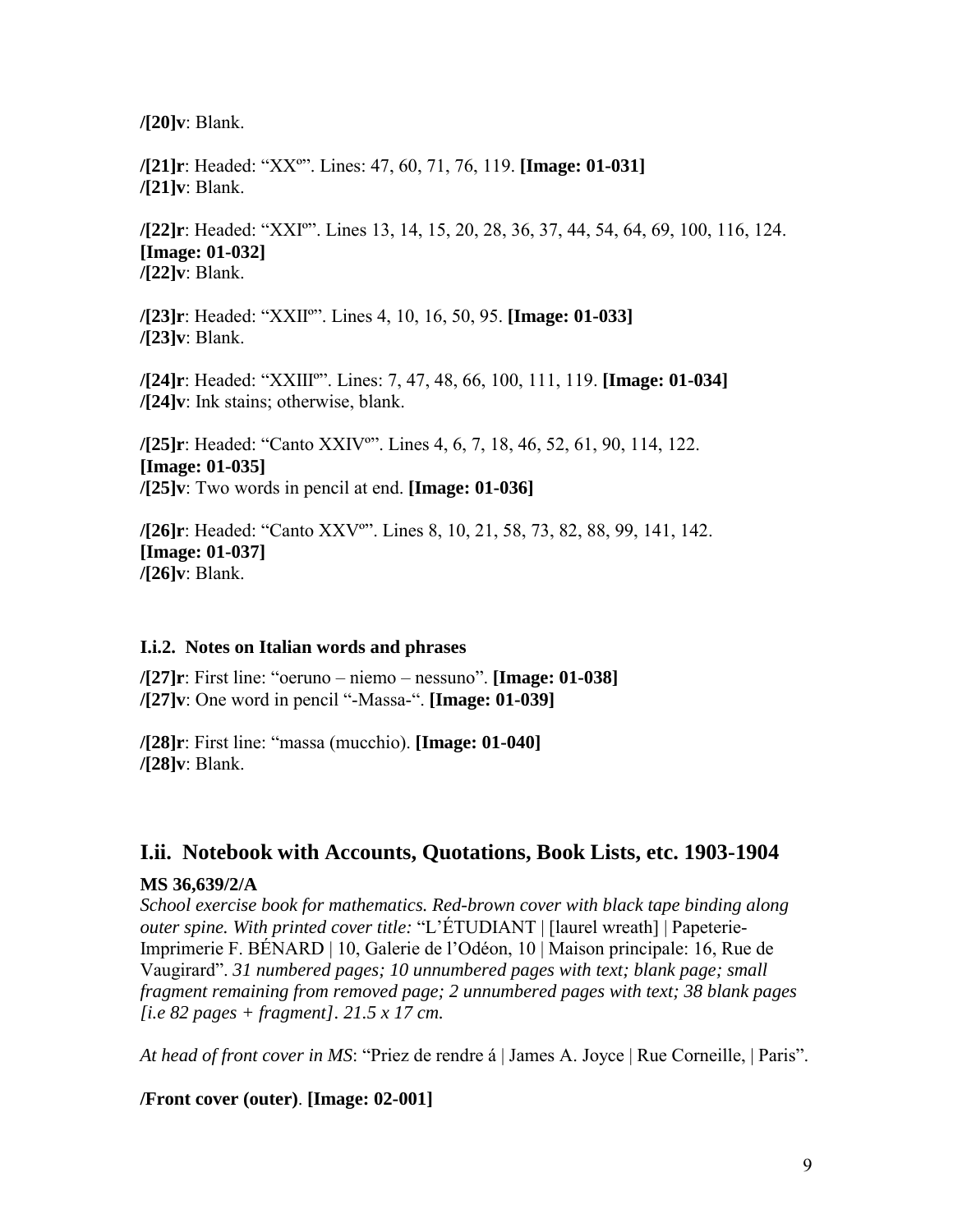**/[20]v**: Blank.

**/[21]r**: Headed: "XXº". Lines: 47, 60, 71, 76, 119. **[Image: 01-031]**
**/[21]v**: Blank.

**/[22]r**: Headed: "XXIº". Lines 13, 14, 15, 20, 28, 36, 37, 44, 54, 64, 69, 100, 116, 124. **[Image: 01-032]**
**/[22]v**: Blank.

**/[23]r**: Headed: "XXIIº". Lines 4, 10, 16, 50, 95. **[Image: 01-033]**
**/[23]v**: Blank.

**/[24]r**: Headed: "XXIIIº". Lines: 7, 47, 48, 66, 100, 111, 119. **[Image: 01-034]**
**/[24]v**: Ink stains; otherwise, blank.

**/[25]r**: Headed: "Canto XXIVº". Lines 4, 6, 7, 18, 46, 52, 61, 90, 114, 122. **[Image: 01-035]**
**/[25]v**: Two words in pencil at end. **[Image: 01-036]**

**/[26]r**: Headed: "Canto XXVº". Lines 8, 10, 21, 58, 73, 82, 88, 99, 141, 142. **[Image: 01-037]**
**/[26]v**: Blank.

#### I.i.2. Notes on Italian words and phrases

**/[27]r**: First line: "oeruno – niemo – nessuno". **[Image: 01-038]**
**/[27]v**: One word in pencil "-Massa-". **[Image: 01-039]**

**/[28]r**: First line: "massa (mucchio). **[Image: 01-040]**
**/[28]v**: Blank.

## I.ii. Notebook with Accounts, Quotations, Book Lists, etc. 1903-1904

**MS 36,639/2/A**
*School exercise book for mathematics. Red-brown cover with black tape binding along outer spine. With printed cover title:* "L'ÉTUDIANT | [laurel wreath] | Papeterie-Imprimerie F. BÉNARD | 10, Galerie de l'Odéon, 10 | Maison principale: 16, Rue de Vaugirard". *31 numbered pages; 10 unnumbered pages with text; blank page; small fragment remaining from removed page; 2 unnumbered pages with text; 38 blank pages [i.e 82 pages + fragment]. 21.5 x 17 cm.*

*At head of front cover in MS*: "Priez de rendre á | James A. Joyce | Rue Corneille, | Paris".

**/Front cover (outer)**. **[Image: 02-001]**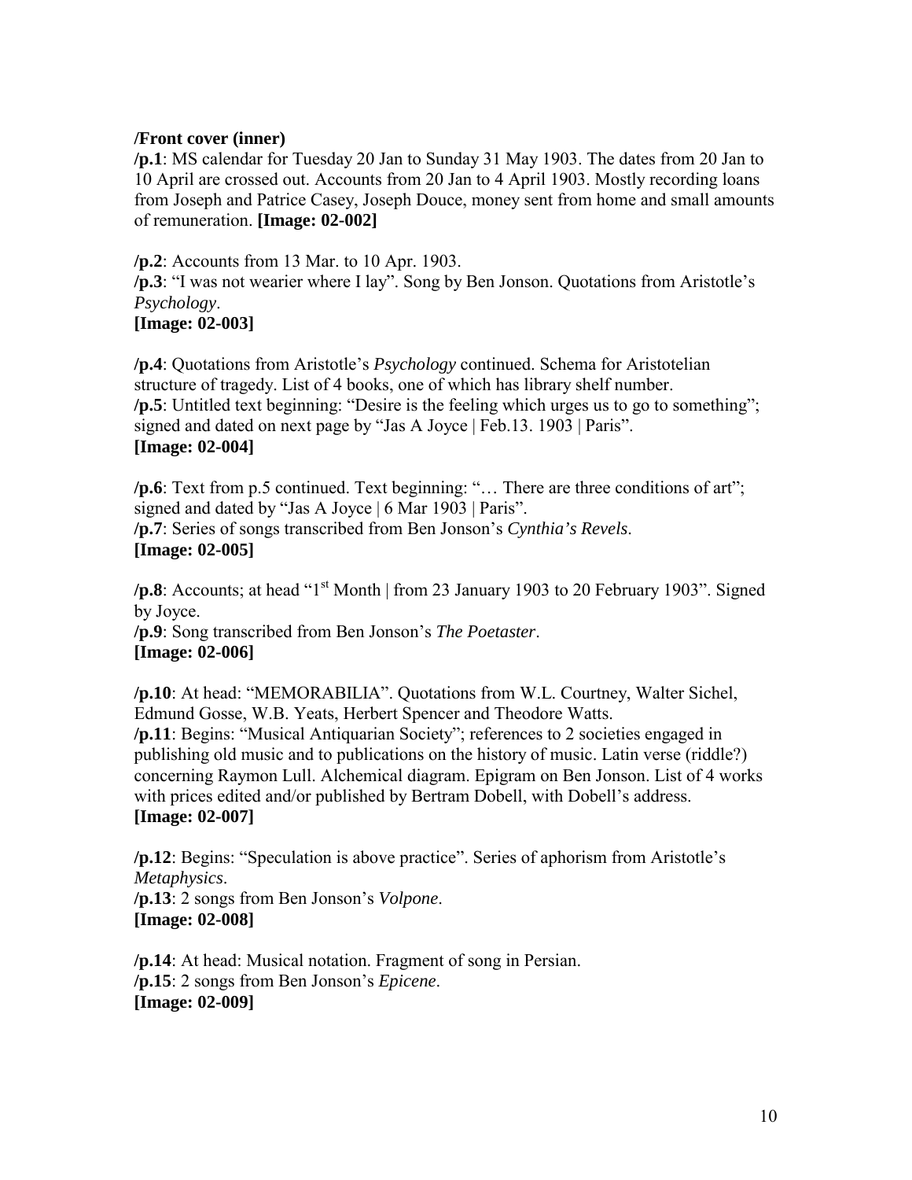**/Front cover (inner)**
**/p.1**: MS calendar for Tuesday 20 Jan to Sunday 31 May 1903. The dates from 20 Jan to 10 April are crossed out. Accounts from 20 Jan to 4 April 1903. Mostly recording loans from Joseph and Patrice Casey, Joseph Douce, money sent from home and small amounts of remuneration. **[Image: 02-002]**

**/p.2**: Accounts from 13 Mar. to 10 Apr. 1903.
**/p.3**: "I was not wearier where I lay". Song by Ben Jonson. Quotations from Aristotle's *Psychology*.
**[Image: 02-003]**

**/p.4**: Quotations from Aristotle's *Psychology* continued. Schema for Aristotelian structure of tragedy. List of 4 books, one of which has library shelf number.
**/p.5**: Untitled text beginning: "Desire is the feeling which urges us to go to something"; signed and dated on next page by "Jas A Joyce | Feb.13. 1903 | Paris".
**[Image: 02-004]**

**/p.6**: Text from p.5 continued. Text beginning: "… There are three conditions of art"; signed and dated by "Jas A Joyce | 6 Mar 1903 | Paris".
**/p.7**: Series of songs transcribed from Ben Jonson's *Cynthia's Revels*.
**[Image: 02-005]**

**/p.8**: Accounts; at head "1st Month | from 23 January 1903 to 20 February 1903". Signed by Joyce.
**/p.9**: Song transcribed from Ben Jonson's *The Poetaster*.
**[Image: 02-006]**

**/p.10**: At head: "MEMORABILIA". Quotations from W.L. Courtney, Walter Sichel, Edmund Gosse, W.B. Yeats, Herbert Spencer and Theodore Watts.
**/p.11**: Begins: "Musical Antiquarian Society"; references to 2 societies engaged in publishing old music and to publications on the history of music. Latin verse (riddle?) concerning Raymon Lull. Alchemical diagram. Epigram on Ben Jonson. List of 4 works with prices edited and/or published by Bertram Dobell, with Dobell's address.
**[Image: 02-007]**

**/p.12**: Begins: "Speculation is above practice". Series of aphorism from Aristotle's *Metaphysics*.
**/p.13**: 2 songs from Ben Jonson's *Volpone*.
**[Image: 02-008]**

**/p.14**: At head: Musical notation. Fragment of song in Persian.
**/p.15**: 2 songs from Ben Jonson's *Epicene*.
**[Image: 02-009]**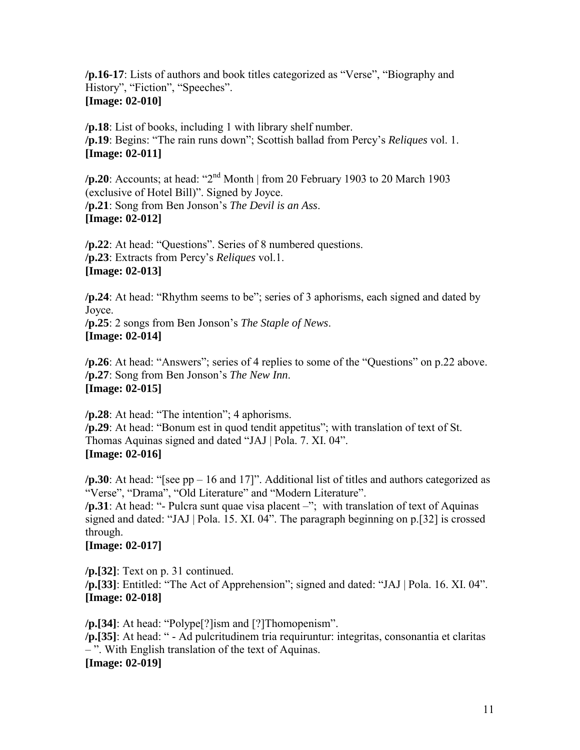**/p.16-17**: Lists of authors and book titles categorized as “Verse”, “Biography and History”, “Fiction”, “Speeches”.
**[Image: 02-010]**

**/p.18**: List of books, including 1 with library shelf number.
**/p.19**: Begins: “The rain runs down”; Scottish ballad from Percy’s *Reliques* vol. 1.
**[Image: 02-011]**

**/p.20**: Accounts; at head: “2nd Month | from 20 February 1903 to 20 March 1903 (exclusive of Hotel Bill)”. Signed by Joyce.
**/p.21**: Song from Ben Jonson’s *The Devil is an Ass*.
**[Image: 02-012]**

**/p.22**: At head: “Questions”. Series of 8 numbered questions.
**/p.23**: Extracts from Percy’s *Reliques* vol.1.
**[Image: 02-013]**

**/p.24**: At head: “Rhythm seems to be”; series of 3 aphorisms, each signed and dated by Joyce.
**/p.25**: 2 songs from Ben Jonson’s *The Staple of News*.
**[Image: 02-014]**

**/p.26**: At head: “Answers”; series of 4 replies to some of the “Questions” on p.22 above.
**/p.27**: Song from Ben Jonson’s *The New Inn*.
**[Image: 02-015]**

**/p.28**: At head: “The intention”; 4 aphorisms.
**/p.29**: At head: “Bonum est in quod tendit appetitus”; with translation of text of St. Thomas Aquinas signed and dated “JAJ | Pola. 7. XI. 04”.
**[Image: 02-016]**

**/p.30**: At head: “[see pp – 16 and 17]”. Additional list of titles and authors categorized as “Verse”, “Drama”, “Old Literature” and “Modern Literature”.
**/p.31**: At head: “- Pulcra sunt quae visa placent –”; with translation of text of Aquinas signed and dated: “JAJ | Pola. 15. XI. 04”. The paragraph beginning on p.[32] is crossed through.
**[Image: 02-017]**

**/p.[32]**: Text on p. 31 continued.
**/p.[33]**: Entitled: “The Act of Apprehension”; signed and dated: “JAJ | Pola. 16. XI. 04”.
**[Image: 02-018]**

**/p.[34]**: At head: “Polype[?]ism and [?]Thomopenism”.
**/p.[35]**: At head: “ - Ad pulcritudinem tria requiruntur: integritas, consonantia et claritas – ”. With English translation of the text of Aquinas.
**[Image: 02-019]**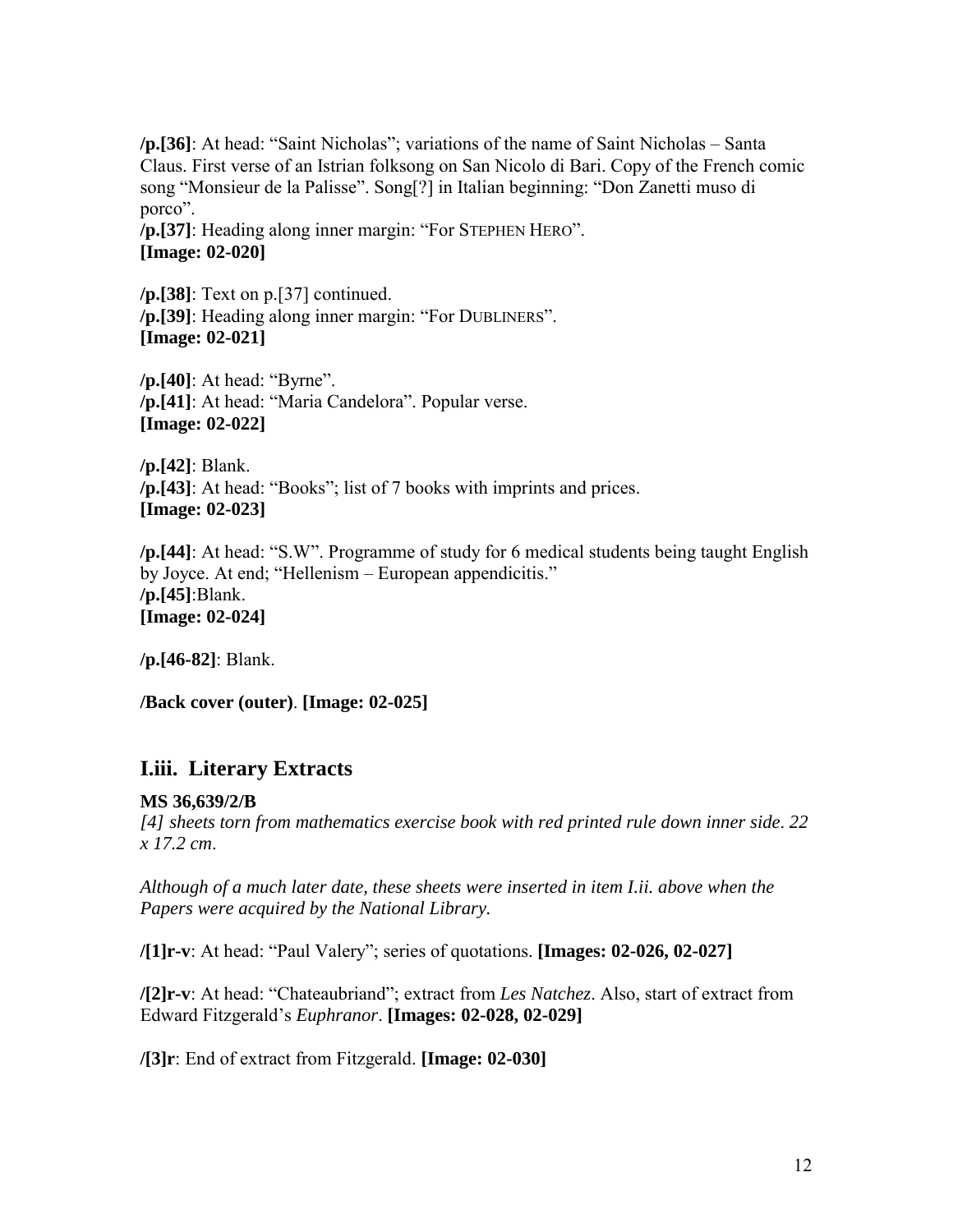**/p.[36]**: At head: “Saint Nicholas”; variations of the name of Saint Nicholas – Santa Claus. First verse of an Istrian folksong on San Nicolo di Bari. Copy of the French comic song “Monsieur de la Palisse”. Song[?] in Italian beginning: “Don Zanetti muso di porco”.
**/p.[37]**: Heading along inner margin: “For STEPHEN HERO”.
**[Image: 02-020]**

**/p.[38]**: Text on p.[37] continued.
**/p.[39]**: Heading along inner margin: “For DUBLINERS”.
**[Image: 02-021]**

**/p.[40]**: At head: “Byrne”.
**/p.[41]**: At head: “Maria Candelora”. Popular verse.
**[Image: 02-022]**

**/p.[42]**: Blank.
**/p.[43]**: At head: “Books”; list of 7 books with imprints and prices.
**[Image: 02-023]**

**/p.[44]**: At head: “S.W”. Programme of study for 6 medical students being taught English by Joyce. At end; “Hellenism – European appendicitis.”
**/p.[45]**:Blank.
**[Image: 02-024]**

**/p.[46-82]**: Blank.

**/Back cover (outer)**. **[Image: 02-025]**

## I.iii. Literary Extracts

**MS 36,639/2/B**
*[4] sheets torn from mathematics exercise book with red printed rule down inner side. 22 x 17.2 cm.*

*Although of a much later date, these sheets were inserted in item I.ii. above when the Papers were acquired by the National Library.*

**/[1]r-v**: At head: “Paul Valery”; series of quotations. **[Images: 02-026, 02-027]**

**/[2]r-v**: At head: “Chateaubriand”; extract from *Les Natchez*. Also, start of extract from Edward Fitzgerald’s *Euphranor*. **[Images: 02-028, 02-029]**

**/[3]r**: End of extract from Fitzgerald. **[Image: 02-030]**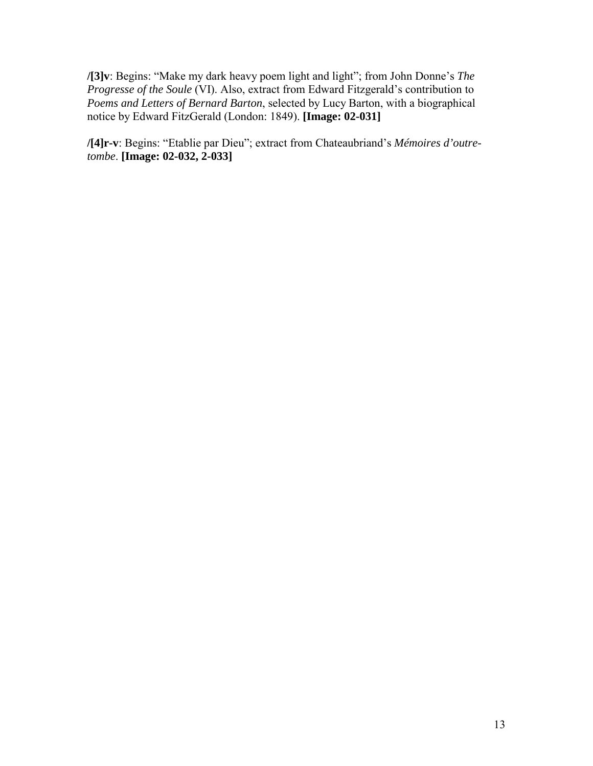**/[3]v**: Begins: "Make my dark heavy poem light and light"; from John Donne's *The Progresse of the Soule* (VI). Also, extract from Edward Fitzgerald's contribution to *Poems and Letters of Bernard Barton*, selected by Lucy Barton, with a biographical notice by Edward FitzGerald (London: 1849). **[Image: 02-031]**

**/[4]r-v**: Begins: "Etablie par Dieu"; extract from Chateaubriand's *Mémoires d'outre-tombe*. **[Image: 02-032, 2-033]**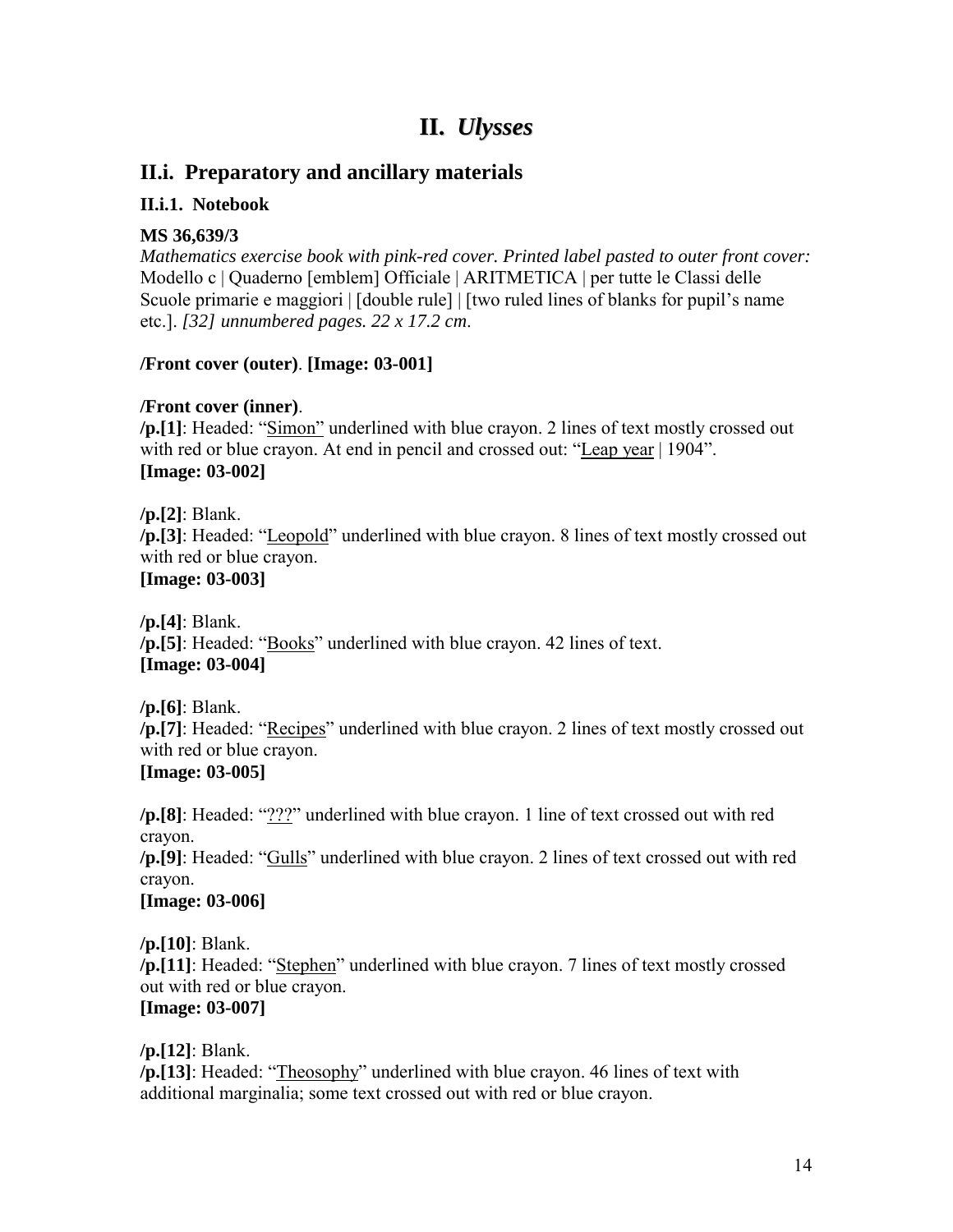# II. *Ulysses*

## II.i. Preparatory and ancillary materials

### II.i.1. Notebook

**MS 36,639/3**
*Mathematics exercise book with pink-red cover. Printed label pasted to outer front cover:* Modello c | Quaderno [emblem] Officiale | ARITMETICA | per tutte le Classi delle Scuole primarie e maggiori | [double rule] | [two ruled lines of blanks for pupil's name etc.]. *[32] unnumbered pages. 22 x 17.2 cm*.

**/Front cover (outer)**. **[Image: 03-001]**

**/Front cover (inner)**.
**/p.[1]**: Headed: "<u>Simon</u>" underlined with blue crayon. 2 lines of text mostly crossed out with red or blue crayon. At end in pencil and crossed out: "<u>Leap year</u> | 1904".
**[Image: 03-002]**

**/p.[2]**: Blank.
**/p.[3]**: Headed: "<u>Leopold</u>" underlined with blue crayon. 8 lines of text mostly crossed out with red or blue crayon.
**[Image: 03-003]**

**/p.[4]**: Blank.
**/p.[5]**: Headed: "<u>Books</u>" underlined with blue crayon. 42 lines of text.
**[Image: 03-004]**

**/p.[6]**: Blank.
**/p.[7]**: Headed: "<u>Recipes</u>" underlined with blue crayon. 2 lines of text mostly crossed out with red or blue crayon.
**[Image: 03-005]**

**/p.[8]**: Headed: "<u>???</u>" underlined with blue crayon. 1 line of text crossed out with red crayon.
**/p.[9]**: Headed: "<u>Gulls</u>" underlined with blue crayon. 2 lines of text crossed out with red crayon.
**[Image: 03-006]**

**/p.[10]**: Blank.
**/p.[11]**: Headed: "<u>Stephen</u>" underlined with blue crayon. 7 lines of text mostly crossed out with red or blue crayon.
**[Image: 03-007]**

**/p.[12]**: Blank.
**/p.[13]**: Headed: "<u>Theosophy</u>" underlined with blue crayon. 46 lines of text with additional marginalia; some text crossed out with red or blue crayon.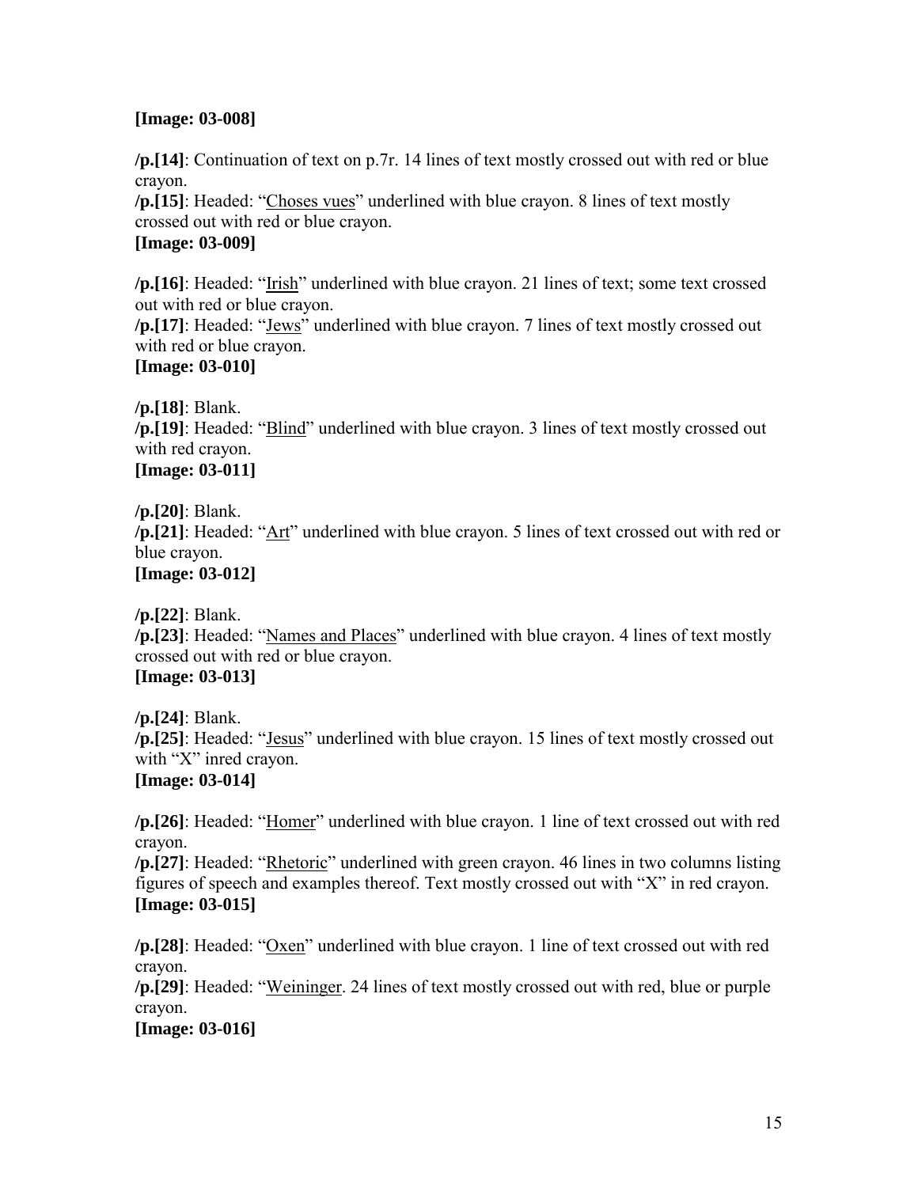**[Image: 03-008]**

**/p.[14]**: Continuation of text on p.7r. 14 lines of text mostly crossed out with red or blue crayon.
**/p.[15]**: Headed: "<u>Choses vues</u>" underlined with blue crayon. 8 lines of text mostly crossed out with red or blue crayon.
**[Image: 03-009]**

**/p.[16]**: Headed: "<u>Irish</u>" underlined with blue crayon. 21 lines of text; some text crossed out with red or blue crayon.
**/p.[17]**: Headed: "<u>Jews</u>" underlined with blue crayon. 7 lines of text mostly crossed out with red or blue crayon.
**[Image: 03-010]**

**/p.[18]**: Blank.
**/p.[19]**: Headed: "<u>Blind</u>" underlined with blue crayon. 3 lines of text mostly crossed out with red crayon.
**[Image: 03-011]**

**/p.[20]**: Blank.
**/p.[21]**: Headed: "<u>Art</u>" underlined with blue crayon. 5 lines of text crossed out with red or blue crayon.
**[Image: 03-012]**

**/p.[22]**: Blank.
**/p.[23]**: Headed: "<u>Names and Places</u>" underlined with blue crayon. 4 lines of text mostly crossed out with red or blue crayon.
**[Image: 03-013]**

**/p.[24]**: Blank.
**/p.[25]**: Headed: "<u>Jesus</u>" underlined with blue crayon. 15 lines of text mostly crossed out with "X" inred crayon.
**[Image: 03-014]**

**/p.[26]**: Headed: "<u>Homer</u>" underlined with blue crayon. 1 line of text crossed out with red crayon.
**/p.[27]**: Headed: "<u>Rhetoric</u>" underlined with green crayon. 46 lines in two columns listing figures of speech and examples thereof. Text mostly crossed out with "X" in red crayon.
**[Image: 03-015]**

**/p.[28]**: Headed: "<u>Oxen</u>" underlined with blue crayon. 1 line of text crossed out with red crayon.
**/p.[29]**: Headed: "<u>Weininger</u>. 24 lines of text mostly crossed out with red, blue or purple crayon.
**[Image: 03-016]**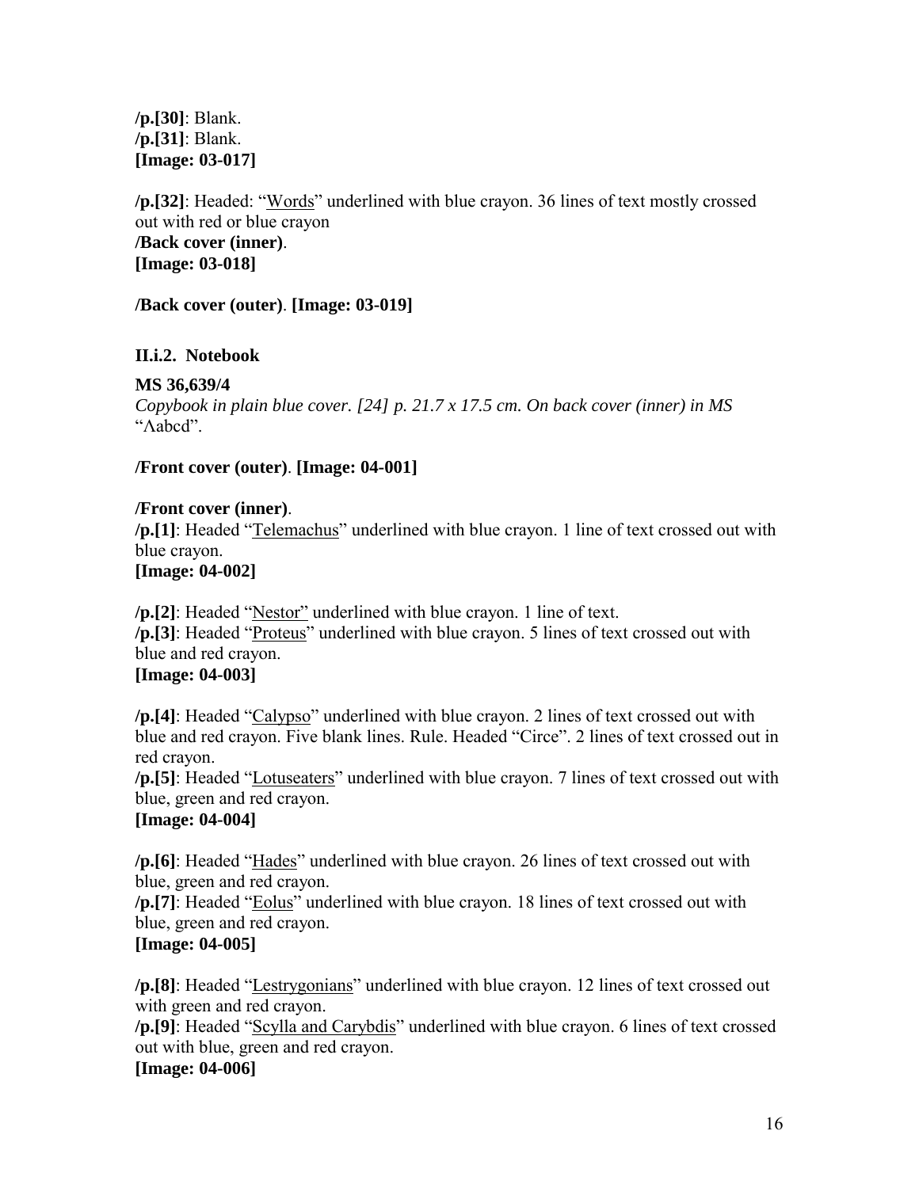**/p.[30]**: Blank.
**/p.[31]**: Blank.
**[Image: 03-017]**

**/p.[32]**: Headed: "<u>Words</u>" underlined with blue crayon. 36 lines of text mostly crossed out with red or blue crayon
**/Back cover (inner)**.
**[Image: 03-018]**

**/Back cover (outer)**. **[Image: 03-019]**

### II.i.2. Notebook

**MS 36,639/4**
*Copybook in plain blue cover. [24] p. 21.7 x 17.5 cm. On back cover (inner) in MS* "Λabcd".

**/Front cover (outer)**. **[Image: 04-001]**

**/Front cover (inner)**.
**/p.[1]**: Headed "<u>Telemachus</u>" underlined with blue crayon. 1 line of text crossed out with blue crayon.
**[Image: 04-002]**

**/p.[2]**: Headed "<u>Nestor</u>" underlined with blue crayon. 1 line of text.
**/p.[3]**: Headed "<u>Proteus</u>" underlined with blue crayon. 5 lines of text crossed out with blue and red crayon.
**[Image: 04-003]**

**/p.[4]**: Headed "<u>Calypso</u>" underlined with blue crayon. 2 lines of text crossed out with blue and red crayon. Five blank lines. Rule. Headed "Circe". 2 lines of text crossed out in red crayon.
**/p.[5]**: Headed "<u>Lotuseaters</u>" underlined with blue crayon. 7 lines of text crossed out with blue, green and red crayon.
**[Image: 04-004]**

**/p.[6]**: Headed "<u>Hades</u>" underlined with blue crayon. 26 lines of text crossed out with blue, green and red crayon.
**/p.[7]**: Headed "<u>Eolus</u>" underlined with blue crayon. 18 lines of text crossed out with blue, green and red crayon.
**[Image: 04-005]**

**/p.[8]**: Headed "<u>Lestrygonians</u>" underlined with blue crayon. 12 lines of text crossed out with green and red crayon.
**/p.[9]**: Headed "<u>Scylla and Carybdis</u>" underlined with blue crayon. 6 lines of text crossed out with blue, green and red crayon.
**[Image: 04-006]**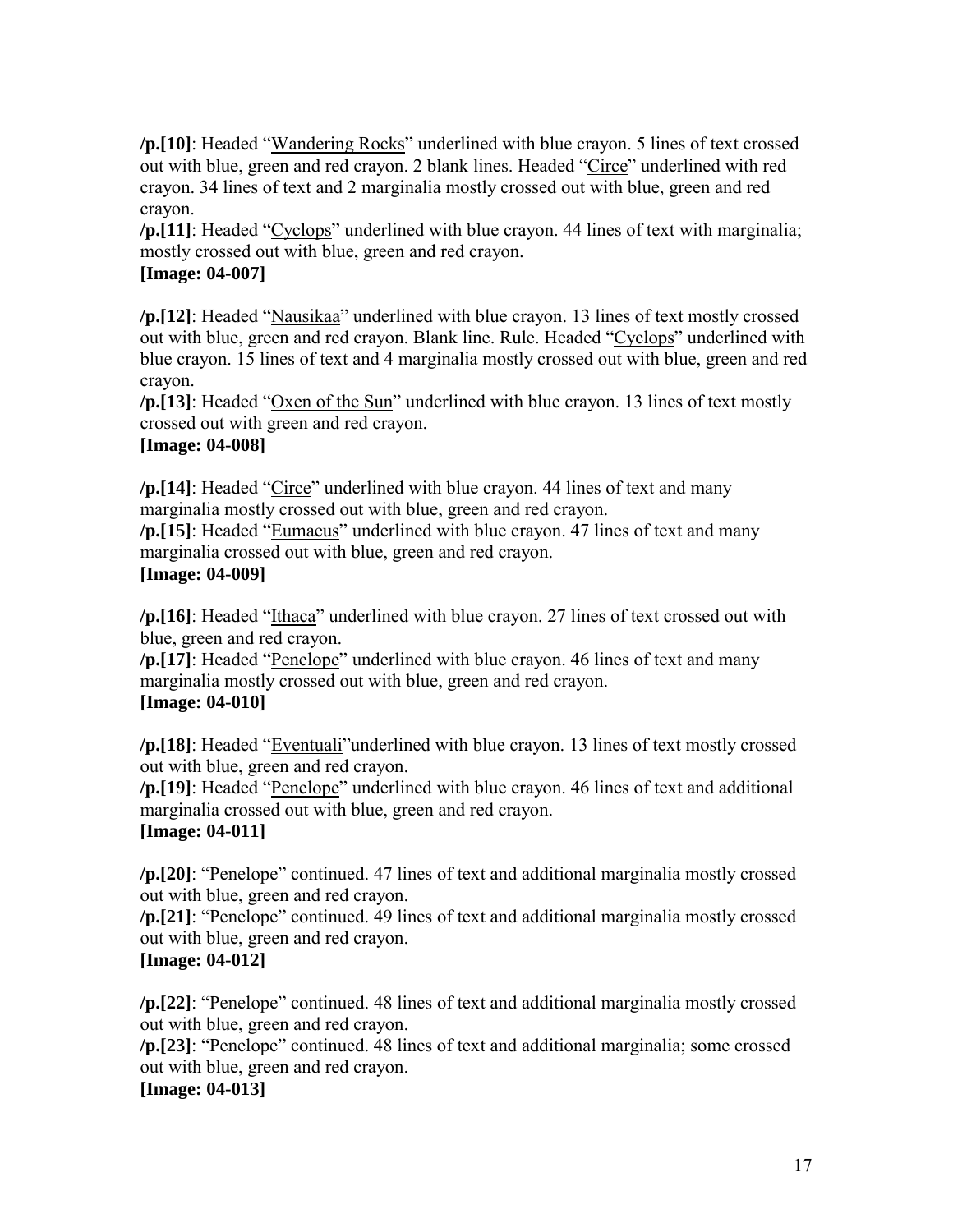**/p.[10]**: Headed "Wandering Rocks" underlined with blue crayon. 5 lines of text crossed out with blue, green and red crayon. 2 blank lines. Headed "Circe" underlined with red crayon. 34 lines of text and 2 marginalia mostly crossed out with blue, green and red crayon.
**/p.[11]**: Headed "Cyclops" underlined with blue crayon. 44 lines of text with marginalia; mostly crossed out with blue, green and red crayon.
**[Image: 04-007]**

**/p.[12]**: Headed "Nausikaa" underlined with blue crayon. 13 lines of text mostly crossed out with blue, green and red crayon. Blank line. Rule. Headed "Cyclops" underlined with blue crayon. 15 lines of text and 4 marginalia mostly crossed out with blue, green and red crayon.
**/p.[13]**: Headed "Oxen of the Sun" underlined with blue crayon. 13 lines of text mostly crossed out with green and red crayon.
**[Image: 04-008]**

**/p.[14]**: Headed "Circe" underlined with blue crayon. 44 lines of text and many marginalia mostly crossed out with blue, green and red crayon.
**/p.[15]**: Headed "Eumaeus" underlined with blue crayon. 47 lines of text and many marginalia crossed out with blue, green and red crayon.
**[Image: 04-009]**

**/p.[16]**: Headed "Ithaca" underlined with blue crayon. 27 lines of text crossed out with blue, green and red crayon.
**/p.[17]**: Headed "Penelope" underlined with blue crayon. 46 lines of text and many marginalia mostly crossed out with blue, green and red crayon.
**[Image: 04-010]**

**/p.[18]**: Headed "Eventuali"underlined with blue crayon. 13 lines of text mostly crossed out with blue, green and red crayon.
**/p.[19]**: Headed "Penelope" underlined with blue crayon. 46 lines of text and additional marginalia crossed out with blue, green and red crayon.
**[Image: 04-011]**

**/p.[20]**: "Penelope" continued. 47 lines of text and additional marginalia mostly crossed out with blue, green and red crayon.
**/p.[21]**: "Penelope" continued. 49 lines of text and additional marginalia mostly crossed out with blue, green and red crayon.
**[Image: 04-012]**

**/p.[22]**: "Penelope" continued. 48 lines of text and additional marginalia mostly crossed out with blue, green and red crayon.
**/p.[23]**: "Penelope" continued. 48 lines of text and additional marginalia; some crossed out with blue, green and red crayon.
**[Image: 04-013]**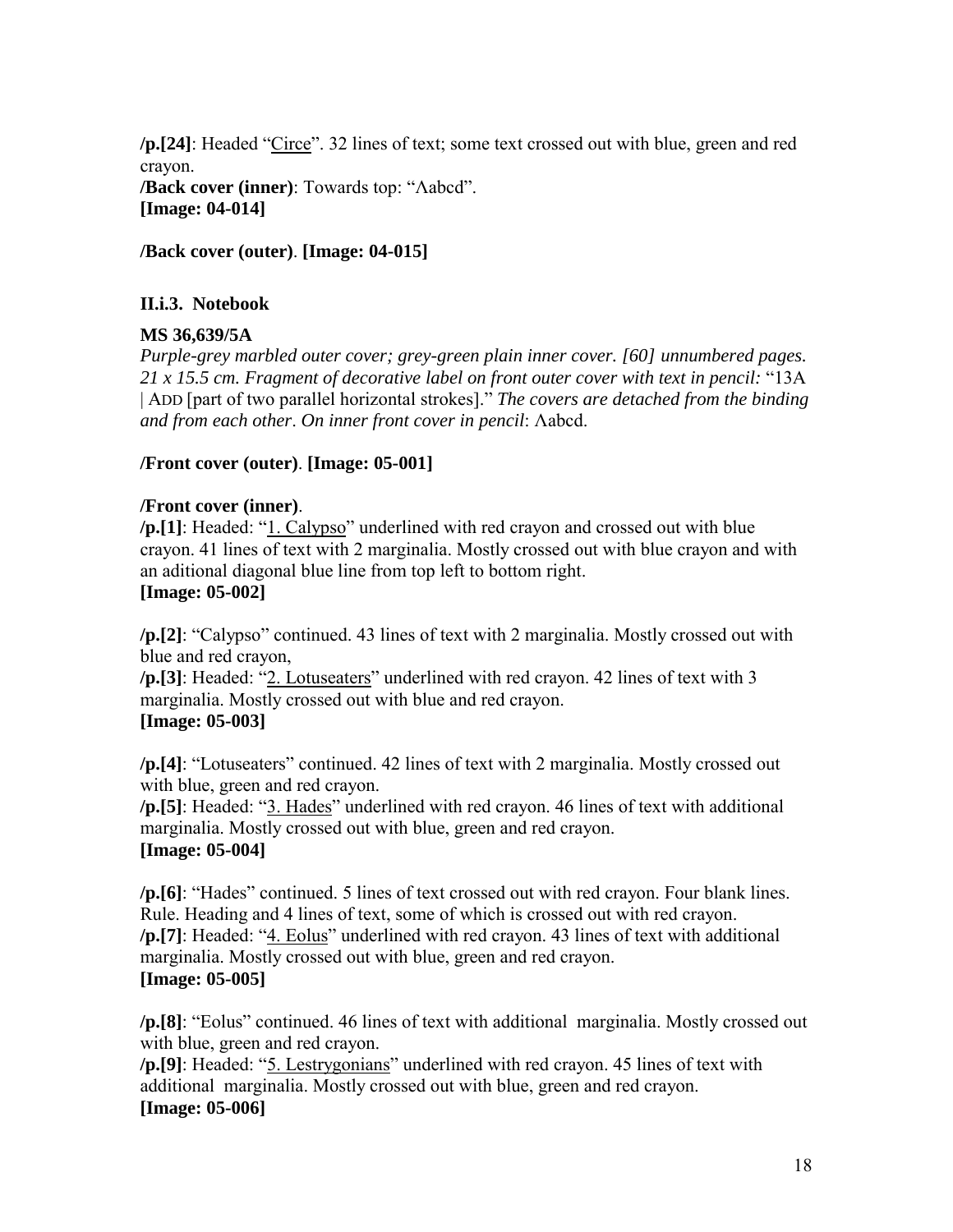**/p.[24]**: Headed "Circe". 32 lines of text; some text crossed out with blue, green and red crayon.
**/Back cover (inner)**: Towards top: "Λabcd".
**[Image: 04-014]**

**/Back cover (outer)**. **[Image: 04-015]**

### II.i.3. Notebook

**MS 36,639/5A**
*Purple-grey marbled outer cover; grey-green plain inner cover. [60] unnumbered pages. 21 x 15.5 cm. Fragment of decorative label on front outer cover with text in pencil:* "13A | ADD [part of two parallel horizontal strokes]." *The covers are detached from the binding and from each other*. *On inner front cover in pencil*: Λabcd.

**/Front cover (outer)**. **[Image: 05-001]**

**/Front cover (inner)**.
**/p.[1]**: Headed: "1. Calypso" underlined with red crayon and crossed out with blue crayon. 41 lines of text with 2 marginalia. Mostly crossed out with blue crayon and with an aditional diagonal blue line from top left to bottom right.
**[Image: 05-002]**

**/p.[2]**: "Calypso" continued. 43 lines of text with 2 marginalia. Mostly crossed out with blue and red crayon,
**/p.[3]**: Headed: "2. Lotuseaters" underlined with red crayon. 42 lines of text with 3 marginalia. Mostly crossed out with blue and red crayon.
**[Image: 05-003]**

**/p.[4]**: "Lotuseaters" continued. 42 lines of text with 2 marginalia. Mostly crossed out with blue, green and red crayon.
**/p.[5]**: Headed: "3. Hades" underlined with red crayon. 46 lines of text with additional marginalia. Mostly crossed out with blue, green and red crayon.
**[Image: 05-004]**

**/p.[6]**: "Hades" continued. 5 lines of text crossed out with red crayon. Four blank lines. Rule. Heading and 4 lines of text, some of which is crossed out with red crayon.
**/p.[7]**: Headed: "4. Eolus" underlined with red crayon. 43 lines of text with additional marginalia. Mostly crossed out with blue, green and red crayon.
**[Image: 05-005]**

**/p.[8]**: "Eolus" continued. 46 lines of text with additional marginalia. Mostly crossed out with blue, green and red crayon.
**/p.[9]**: Headed: "5. Lestrygonians" underlined with red crayon. 45 lines of text with additional marginalia. Mostly crossed out with blue, green and red crayon.
**[Image: 05-006]**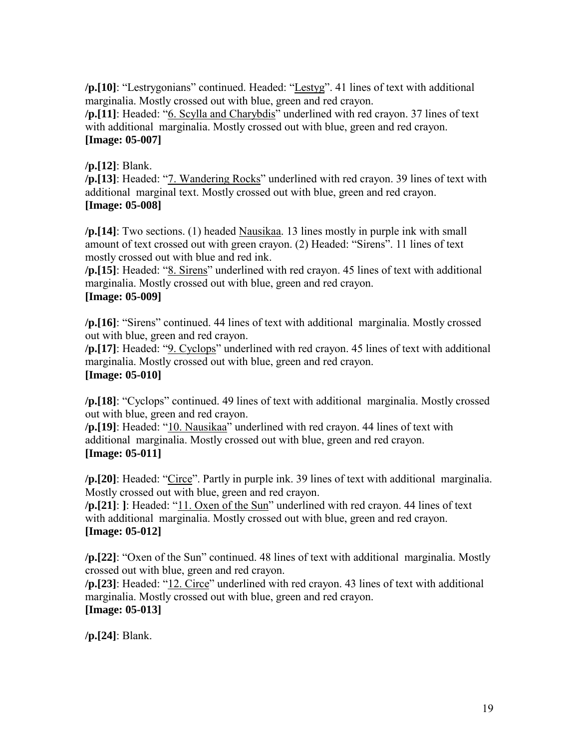**/p.[10]**: "Lestrygonians" continued. Headed: "<u>Lestyg</u>". 41 lines of text with additional marginalia. Mostly crossed out with blue, green and red crayon.
**/p.[11]**: Headed: "<u>6. Scylla and Charybdis</u>" underlined with red crayon. 37 lines of text with additional marginalia. Mostly crossed out with blue, green and red crayon.
**[Image: 05-007]**

**/p.[12]**: Blank.
**/p.[13]**: Headed: "<u>7. Wandering Rocks</u>" underlined with red crayon. 39 lines of text with additional marginal text. Mostly crossed out with blue, green and red crayon.
**[Image: 05-008]**

**/p.[14]**: Two sections. (1) headed <u>Nausikaa</u>. 13 lines mostly in purple ink with small amount of text crossed out with green crayon. (2) Headed: "Sirens". 11 lines of text mostly crossed out with blue and red ink.
**/p.[15]**: Headed: "<u>8. Sirens</u>" underlined with red crayon. 45 lines of text with additional marginalia. Mostly crossed out with blue, green and red crayon.
**[Image: 05-009]**

**/p.[16]**: "Sirens" continued. 44 lines of text with additional marginalia. Mostly crossed out with blue, green and red crayon.
**/p.[17]**: Headed: "<u>9. Cyclops</u>" underlined with red crayon. 45 lines of text with additional marginalia. Mostly crossed out with blue, green and red crayon.
**[Image: 05-010]**

**/p.[18]**: "Cyclops" continued. 49 lines of text with additional marginalia. Mostly crossed out with blue, green and red crayon.
**/p.[19]**: Headed: "<u>10. Nausikaa</u>" underlined with red crayon. 44 lines of text with additional marginalia. Mostly crossed out with blue, green and red crayon.
**[Image: 05-011]**

**/p.[20]**: Headed: "<u>Circe</u>". Partly in purple ink. 39 lines of text with additional marginalia. Mostly crossed out with blue, green and red crayon.
**/p.[21]**: **]**: Headed: "<u>11. Oxen of the Sun</u>" underlined with red crayon. 44 lines of text with additional marginalia. Mostly crossed out with blue, green and red crayon.
**[Image: 05-012]**

**/p.[22]**: "Oxen of the Sun" continued. 48 lines of text with additional marginalia. Mostly crossed out with blue, green and red crayon.
**/p.[23]**: Headed: "<u>12. Circe</u>" underlined with red crayon. 43 lines of text with additional marginalia. Mostly crossed out with blue, green and red crayon.
**[Image: 05-013]**

**/p.[24]**: Blank.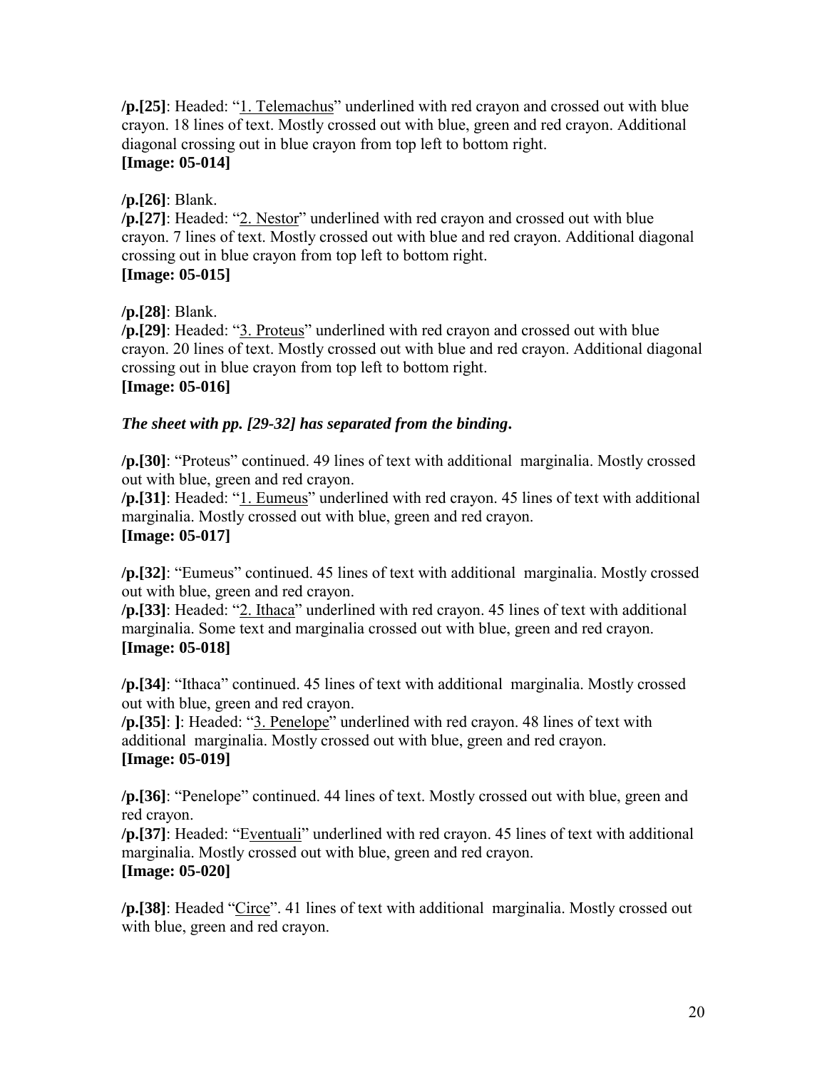**/p.[25]**: Headed: "1. Telemachus" underlined with red crayon and crossed out with blue crayon. 18 lines of text. Mostly crossed out with blue, green and red crayon. Additional diagonal crossing out in blue crayon from top left to bottom right.
**[Image: 05-014]**

**/p.[26]**: Blank.
**/p.[27]**: Headed: "2. Nestor" underlined with red crayon and crossed out with blue crayon. 7 lines of text. Mostly crossed out with blue and red crayon. Additional diagonal crossing out in blue crayon from top left to bottom right.
**[Image: 05-015]**

**/p.[28]**: Blank.
**/p.[29]**: Headed: "3. Proteus" underlined with red crayon and crossed out with blue crayon. 20 lines of text. Mostly crossed out with blue and red crayon. Additional diagonal crossing out in blue crayon from top left to bottom right.
**[Image: 05-016]**

***The sheet with pp. [29-32] has separated from the binding.***

**/p.[30]**: "Proteus" continued. 49 lines of text with additional marginalia. Mostly crossed out with blue, green and red crayon.
**/p.[31]**: Headed: "1. Eumeus" underlined with red crayon. 45 lines of text with additional marginalia. Mostly crossed out with blue, green and red crayon.
**[Image: 05-017]**

**/p.[32]**: "Eumeus" continued. 45 lines of text with additional marginalia. Mostly crossed out with blue, green and red crayon.
**/p.[33]**: Headed: "2. Ithaca" underlined with red crayon. 45 lines of text with additional marginalia. Some text and marginalia crossed out with blue, green and red crayon.
**[Image: 05-018]**

**/p.[34]**: "Ithaca" continued. 45 lines of text with additional marginalia. Mostly crossed out with blue, green and red crayon.
**/p.[35]**: **]**: Headed: "3. Penelope" underlined with red crayon. 48 lines of text with additional marginalia. Mostly crossed out with blue, green and red crayon.
**[Image: 05-019]**

**/p.[36]**: "Penelope" continued. 44 lines of text. Mostly crossed out with blue, green and red crayon.
**/p.[37]**: Headed: "Eventuali" underlined with red crayon. 45 lines of text with additional marginalia. Mostly crossed out with blue, green and red crayon.
**[Image: 05-020]**

**/p.[38]**: Headed "Circe". 41 lines of text with additional marginalia. Mostly crossed out with blue, green and red crayon.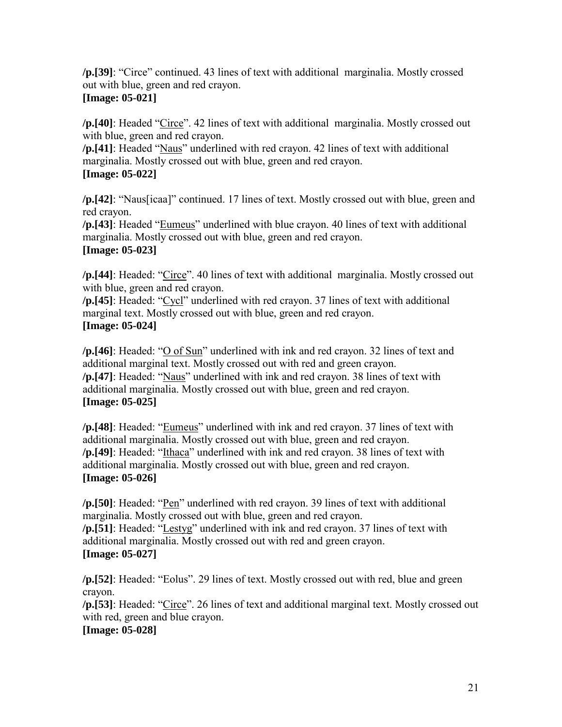**/p.[39]**: "Circe" continued. 43 lines of text with additional marginalia. Mostly crossed out with blue, green and red crayon.
**[Image: 05-021]**

**/p.[40]**: Headed "<u>Circe</u>". 42 lines of text with additional marginalia. Mostly crossed out with blue, green and red crayon.
**/p.[41]**: Headed "<u>Naus</u>" underlined with red crayon. 42 lines of text with additional marginalia. Mostly crossed out with blue, green and red crayon.
**[Image: 05-022]**

**/p.[42]**: "Naus[icaa]" continued. 17 lines of text. Mostly crossed out with blue, green and red crayon.
**/p.[43]**: Headed "<u>Eumeus</u>" underlined with blue crayon. 40 lines of text with additional marginalia. Mostly crossed out with blue, green and red crayon.
**[Image: 05-023]**

**/p.[44]**: Headed: "<u>Circe</u>". 40 lines of text with additional marginalia. Mostly crossed out with blue, green and red crayon.
**/p.[45]**: Headed: "<u>Cycl</u>" underlined with red crayon. 37 lines of text with additional marginal text. Mostly crossed out with blue, green and red crayon.
**[Image: 05-024]**

**/p.[46]**: Headed: "<u>O of Sun</u>" underlined with ink and red crayon. 32 lines of text and additional marginal text. Mostly crossed out with red and green crayon.
**/p.[47]**: Headed: "<u>Naus</u>" underlined with ink and red crayon. 38 lines of text with additional marginalia. Mostly crossed out with blue, green and red crayon.
**[Image: 05-025]**

**/p.[48]**: Headed: "<u>Eumeus</u>" underlined with ink and red crayon. 37 lines of text with additional marginalia. Mostly crossed out with blue, green and red crayon.
**/p.[49]**: Headed: "<u>Ithaca</u>" underlined with ink and red crayon. 38 lines of text with additional marginalia. Mostly crossed out with blue, green and red crayon.
**[Image: 05-026]**

**/p.[50]**: Headed: "<u>Pen</u>" underlined with red crayon. 39 lines of text with additional marginalia. Mostly crossed out with blue, green and red crayon.
**/p.[51]**: Headed: "<u>Lestyg</u>" underlined with ink and red crayon. 37 lines of text with additional marginalia. Mostly crossed out with red and green crayon.
**[Image: 05-027]**

**/p.[52]**: Headed: "Eolus". 29 lines of text. Mostly crossed out with red, blue and green crayon.
**/p.[53]**: Headed: "<u>Circe</u>". 26 lines of text and additional marginal text. Mostly crossed out with red, green and blue crayon.
**[Image: 05-028]**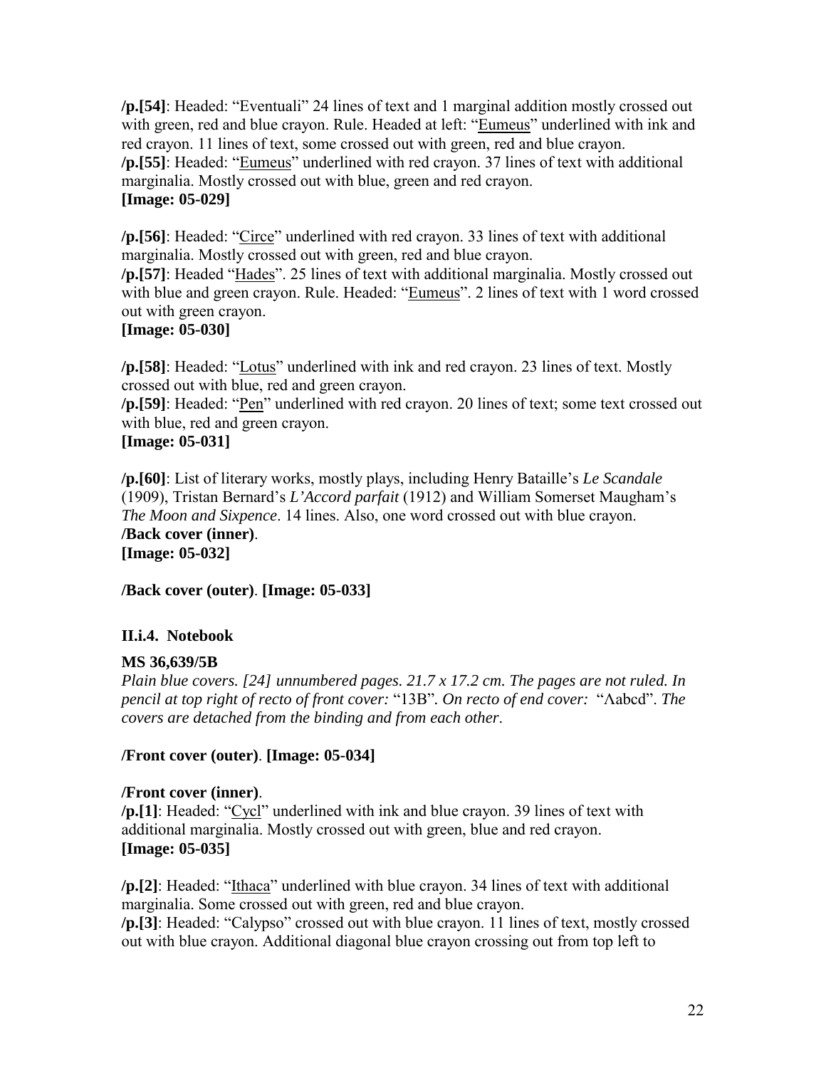**/p.[54]**: Headed: "Eventuali" 24 lines of text and 1 marginal addition mostly crossed out with green, red and blue crayon. Rule. Headed at left: "Eumeus" underlined with ink and red crayon. 11 lines of text, some crossed out with green, red and blue crayon.
**/p.[55]**: Headed: "Eumeus" underlined with red crayon. 37 lines of text with additional marginalia. Mostly crossed out with blue, green and red crayon.
**[Image: 05-029]**

**/p.[56]**: Headed: "Circe" underlined with red crayon. 33 lines of text with additional marginalia. Mostly crossed out with green, red and blue crayon.
**/p.[57]**: Headed "Hades". 25 lines of text with additional marginalia. Mostly crossed out with blue and green crayon. Rule. Headed: "Eumeus". 2 lines of text with 1 word crossed out with green crayon.
**[Image: 05-030]**

**/p.[58]**: Headed: "Lotus" underlined with ink and red crayon. 23 lines of text. Mostly crossed out with blue, red and green crayon.
**/p.[59]**: Headed: "Pen" underlined with red crayon. 20 lines of text; some text crossed out with blue, red and green crayon.
**[Image: 05-031]**

**/p.[60]**: List of literary works, mostly plays, including Henry Bataille's *Le Scandale* (1909), Tristan Bernard's *L'Accord parfait* (1912) and William Somerset Maugham's *The Moon and Sixpence*. 14 lines. Also, one word crossed out with blue crayon.
**/Back cover (inner)**.
**[Image: 05-032]**

**/Back cover (outer)**. **[Image: 05-033]**

### II.i.4. Notebook

**MS 36,639/5B**
*Plain blue covers. [24] unnumbered pages. 21.7 x 17.2 cm. The pages are not ruled. In pencil at top right of recto of front cover:* "13B". *On recto of end cover:* "Λabcd". *The covers are detached from the binding and from each other.*

**/Front cover (outer)**. **[Image: 05-034]**

**/Front cover (inner)**.
**/p.[1]**: Headed: "Cycl" underlined with ink and blue crayon. 39 lines of text with additional marginalia. Mostly crossed out with green, blue and red crayon.
**[Image: 05-035]**

**/p.[2]**: Headed: "Ithaca" underlined with blue crayon. 34 lines of text with additional marginalia. Some crossed out with green, red and blue crayon.
**/p.[3]**: Headed: "Calypso" crossed out with blue crayon. 11 lines of text, mostly crossed out with blue crayon. Additional diagonal blue crayon crossing out from top left to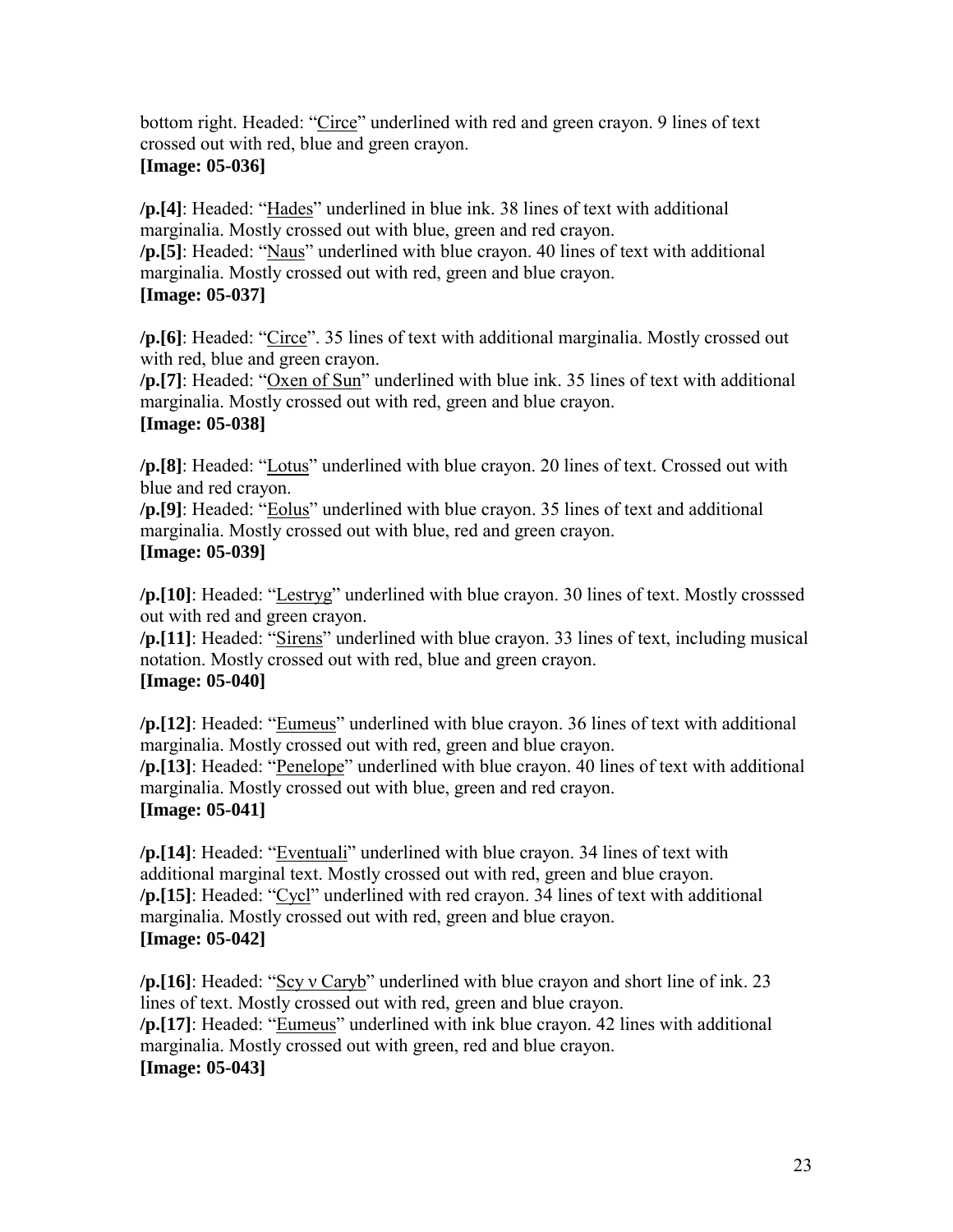bottom right. Headed: "Circe" underlined with red and green crayon. 9 lines of text crossed out with red, blue and green crayon.
**[Image: 05-036]**

**/p.[4]**: Headed: "Hades" underlined in blue ink. 38 lines of text with additional marginalia. Mostly crossed out with blue, green and red crayon.
**/p.[5]**: Headed: "Naus" underlined with blue crayon. 40 lines of text with additional marginalia. Mostly crossed out with red, green and blue crayon.
**[Image: 05-037]**

**/p.[6]**: Headed: "Circe". 35 lines of text with additional marginalia. Mostly crossed out with red, blue and green crayon.
**/p.[7]**: Headed: "Oxen of Sun" underlined with blue ink. 35 lines of text with additional marginalia. Mostly crossed out with red, green and blue crayon.
**[Image: 05-038]**

**/p.[8]**: Headed: "Lotus" underlined with blue crayon. 20 lines of text. Crossed out with blue and red crayon.
**/p.[9]**: Headed: "Eolus" underlined with blue crayon. 35 lines of text and additional marginalia. Mostly crossed out with blue, red and green crayon.
**[Image: 05-039]**

**/p.[10]**: Headed: "Lestryg" underlined with blue crayon. 30 lines of text. Mostly crosssed out with red and green crayon.
**/p.[11]**: Headed: "Sirens" underlined with blue crayon. 33 lines of text, including musical notation. Mostly crossed out with red, blue and green crayon.
**[Image: 05-040]**

**/p.[12]**: Headed: "Eumeus" underlined with blue crayon. 36 lines of text with additional marginalia. Mostly crossed out with red, green and blue crayon.
**/p.[13]**: Headed: "Penelope" underlined with blue crayon. 40 lines of text with additional marginalia. Mostly crossed out with blue, green and red crayon.
**[Image: 05-041]**

**/p.[14]**: Headed: "Eventuali" underlined with blue crayon. 34 lines of text with additional marginal text. Mostly crossed out with red, green and blue crayon.
**/p.[15]**: Headed: "Cycl" underlined with red crayon. 34 lines of text with additional marginalia. Mostly crossed out with red, green and blue crayon.
**[Image: 05-042]**

**/p.[16]**: Headed: "Scy v Caryb" underlined with blue crayon and short line of ink. 23 lines of text. Mostly crossed out with red, green and blue crayon.
**/p.[17]**: Headed: "Eumeus" underlined with ink blue crayon. 42 lines with additional marginalia. Mostly crossed out with green, red and blue crayon.
**[Image: 05-043]**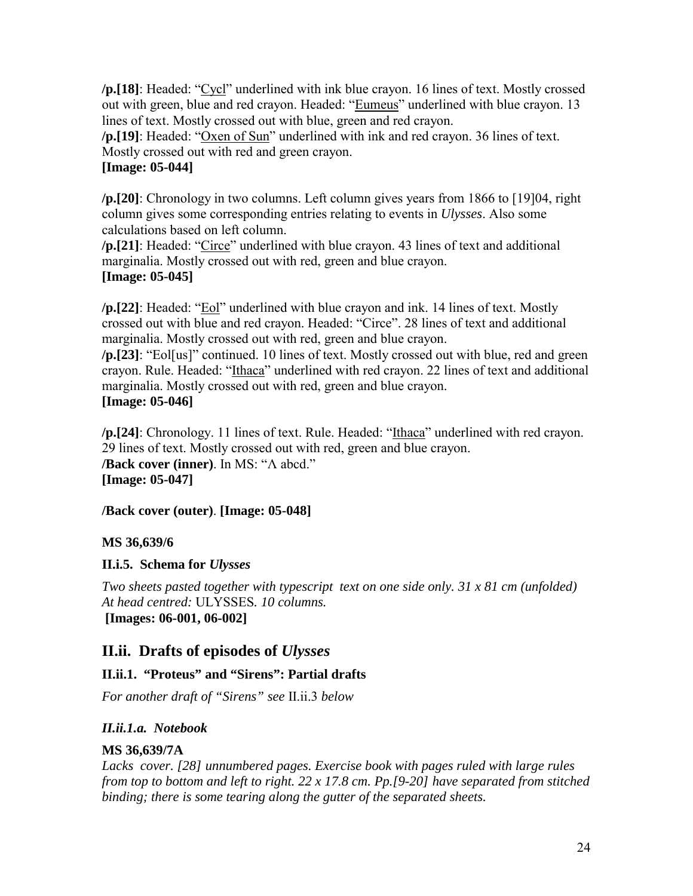**/p.[18]**: Headed: "Cycl" underlined with ink blue crayon. 16 lines of text. Mostly crossed out with green, blue and red crayon. Headed: "Eumeus" underlined with blue crayon. 13 lines of text. Mostly crossed out with blue, green and red crayon.
**/p.[19]**: Headed: "Oxen of Sun" underlined with ink and red crayon. 36 lines of text. Mostly crossed out with red and green crayon.
**[Image: 05-044]**

**/p.[20]**: Chronology in two columns. Left column gives years from 1866 to [19]04, right column gives some corresponding entries relating to events in *Ulysses*. Also some calculations based on left column.
**/p.[21]**: Headed: "Circe" underlined with blue crayon. 43 lines of text and additional marginalia. Mostly crossed out with red, green and blue crayon.
**[Image: 05-045]**

**/p.[22]**: Headed: "Eol" underlined with blue crayon and ink. 14 lines of text. Mostly crossed out with blue and red crayon. Headed: "Circe". 28 lines of text and additional marginalia. Mostly crossed out with red, green and blue crayon.
**/p.[23]**: "Eol[us]" continued. 10 lines of text. Mostly crossed out with blue, red and green crayon. Rule. Headed: "Ithaca" underlined with red crayon. 22 lines of text and additional marginalia. Mostly crossed out with red, green and blue crayon.
**[Image: 05-046]**

**/p.[24]**: Chronology. 11 lines of text. Rule. Headed: "Ithaca" underlined with red crayon. 29 lines of text. Mostly crossed out with red, green and blue crayon.
**/Back cover (inner)**. In MS: "Λ abcd."
**[Image: 05-047]**

**/Back cover (outer)**. **[Image: 05-048]**

**MS 36,639/6**

### II.i.5. Schema for *Ulysses*

*Two sheets pasted together with typescript text on one side only. 31 x 81 cm (unfolded)*
*At head centred:* ULYSSES. *10 columns.*
**[Images: 06-001, 06-002]**

## II.ii. Drafts of episodes of *Ulysses*

### II.ii.1. "Proteus" and "Sirens": Partial drafts

*For another draft of "Sirens" see* II.ii.3 *below*

#### *II.ii.1.a. Notebook*

**MS 36,639/7A**
*Lacks cover. [28] unnumbered pages. Exercise book with pages ruled with large rules from top to bottom and left to right. 22 x 17.8 cm. Pp.[9-20] have separated from stitched binding; there is some tearing along the gutter of the separated sheets.*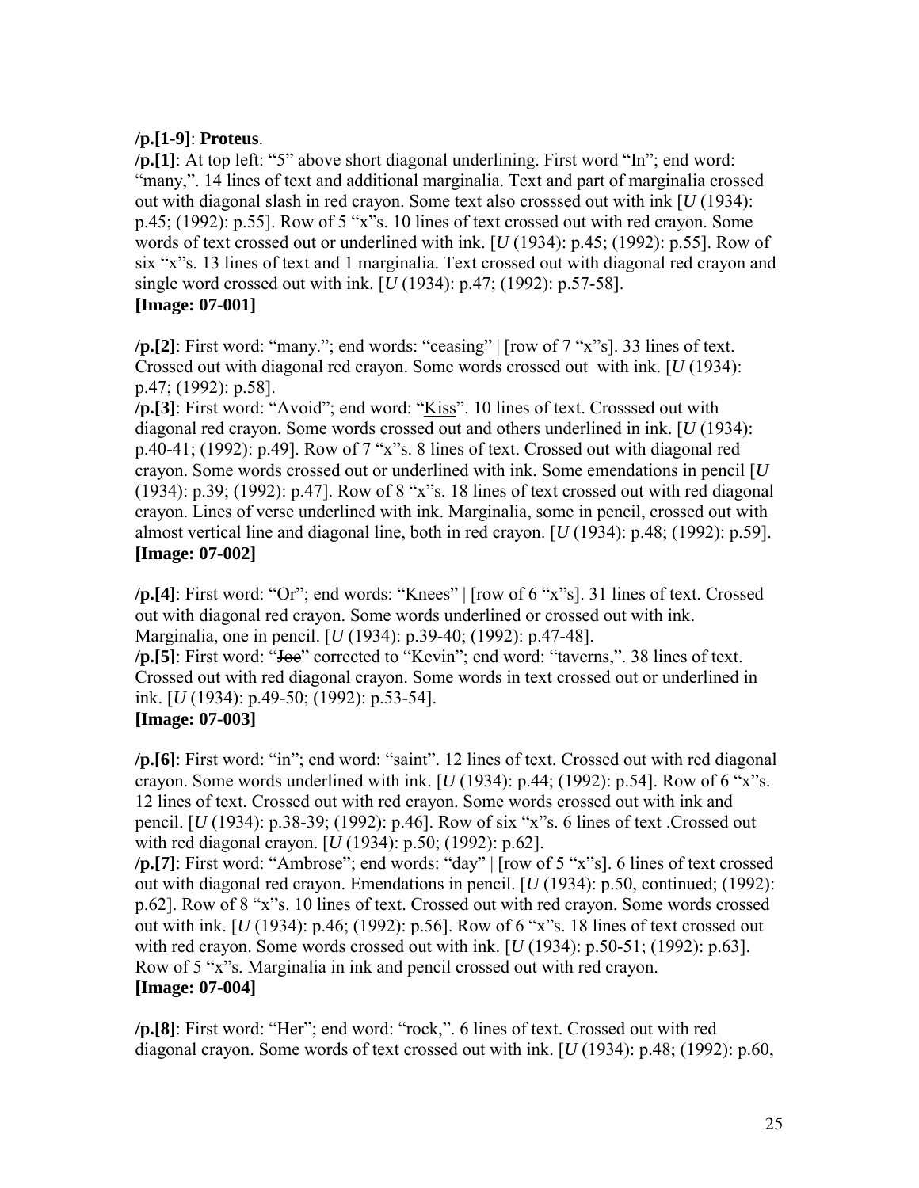**/p.[1-9]**: **Proteus**.

**/p.[1]**: At top left: "5" above short diagonal underlining. First word "In"; end word: "many,". 14 lines of text and additional marginalia. Text and part of marginalia crossed out with diagonal slash in red crayon. Some text also crosssed out with ink [*U* (1934): p.45; (1992): p.55]. Row of 5 "x"s. 10 lines of text crossed out with red crayon. Some words of text crossed out or underlined with ink. [*U* (1934): p.45; (1992): p.55]. Row of six "x"s. 13 lines of text and 1 marginalia. Text crossed out with diagonal red crayon and single word crossed out with ink. [*U* (1934): p.47; (1992): p.57-58].
**[Image: 07-001]**

**/p.[2]**: First word: "many."; end words: "ceasing" | [row of 7 "x"s]. 33 lines of text. Crossed out with diagonal red crayon. Some words crossed out with ink. [*U* (1934): p.47; (1992): p.58].
**/p.[3]**: First word: "Avoid"; end word: "<u>Kiss</u>". 10 lines of text. Crosssed out with diagonal red crayon. Some words crossed out and others underlined in ink. [*U* (1934): p.40-41; (1992): p.49]. Row of 7 "x"s. 8 lines of text. Crossed out with diagonal red crayon. Some words crossed out or underlined with ink. Some emendations in pencil [*U* (1934): p.39; (1992): p.47]. Row of 8 "x"s. 18 lines of text crossed out with red diagonal crayon. Lines of verse underlined with ink. Marginalia, some in pencil, crossed out with almost vertical line and diagonal line, both in red crayon. [*U* (1934): p.48; (1992): p.59].
**[Image: 07-002]**

**/p.[4]**: First word: "Or"; end words: "Knees" | [row of 6 "x"s]. 31 lines of text. Crossed out with diagonal red crayon. Some words underlined or crossed out with ink. Marginalia, one in pencil. [*U* (1934): p.39-40; (1992): p.47-48].
**/p.[5]**: First word: "~~Joe~~" corrected to "Kevin"; end word: "taverns,". 38 lines of text. Crossed out with red diagonal crayon. Some words in text crossed out or underlined in ink. [*U* (1934): p.49-50; (1992): p.53-54].
**[Image: 07-003]**

**/p.[6]**: First word: "in"; end word: "saint". 12 lines of text. Crossed out with red diagonal crayon. Some words underlined with ink. [*U* (1934): p.44; (1992): p.54]. Row of 6 "x"s. 12 lines of text. Crossed out with red crayon. Some words crossed out with ink and pencil. [*U* (1934): p.38-39; (1992): p.46]. Row of six "x"s. 6 lines of text .Crossed out with red diagonal crayon. [*U* (1934): p.50; (1992): p.62].
**/p.[7]**: First word: "Ambrose"; end words: "day" | [row of 5 "x"s]. 6 lines of text crossed out with diagonal red crayon. Emendations in pencil. [*U* (1934): p.50, continued; (1992): p.62]. Row of 8 "x"s. 10 lines of text. Crossed out with red crayon. Some words crossed out with ink. [*U* (1934): p.46; (1992): p.56]. Row of 6 "x"s. 18 lines of text crossed out with red crayon. Some words crossed out with ink. [*U* (1934): p.50-51; (1992): p.63]. Row of 5 "x"s. Marginalia in ink and pencil crossed out with red crayon.
**[Image: 07-004]**

**/p.[8]**: First word: "Her"; end word: "rock,". 6 lines of text. Crossed out with red diagonal crayon. Some words of text crossed out with ink. [*U* (1934): p.48; (1992): p.60,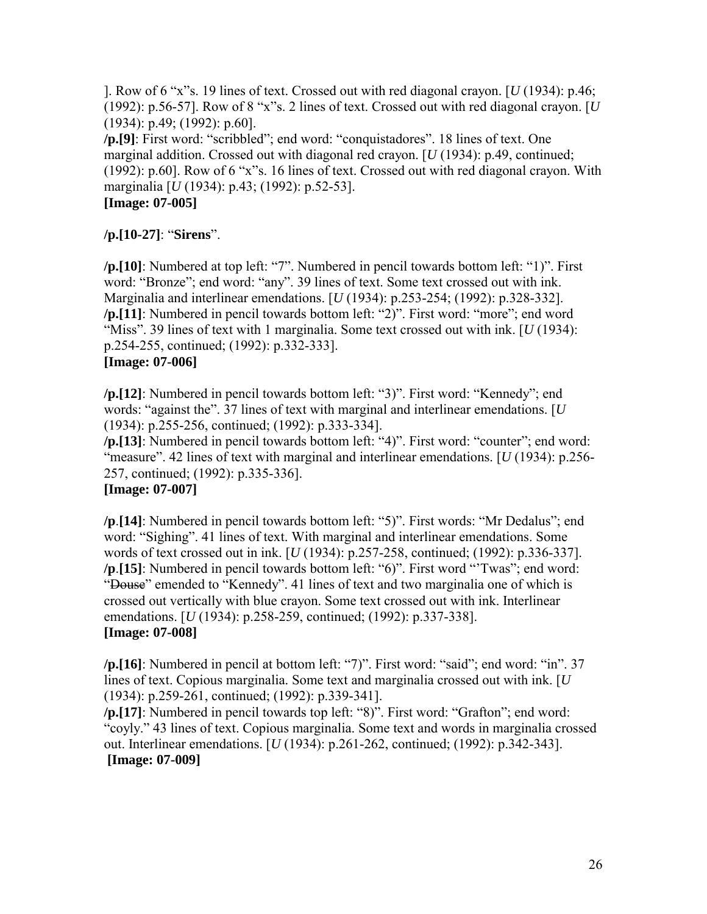]. Row of 6 "x"s. 19 lines of text. Crossed out with red diagonal crayon. [*U* (1934): p.46; (1992): p.56-57]. Row of 8 "x"s. 2 lines of text. Crossed out with red diagonal crayon. [*U* (1934): p.49; (1992): p.60].
**/p.[9]**: First word: "scribbled"; end word: "conquistadores". 18 lines of text. One marginal addition. Crossed out with diagonal red crayon. [*U* (1934): p.49, continued; (1992): p.60]. Row of 6 "x"s. 16 lines of text. Crossed out with red diagonal crayon. With marginalia [*U* (1934): p.43; (1992): p.52-53].
**[Image: 07-005]**

**/p.[10-27]**: "**Sirens**".

**/p.[10]**: Numbered at top left: "7". Numbered in pencil towards bottom left: "1)". First word: "Bronze"; end word: "any". 39 lines of text. Some text crossed out with ink. Marginalia and interlinear emendations. [*U* (1934): p.253-254; (1992): p.328-332].
**/p.[11]**: Numbered in pencil towards bottom left: "2)". First word: "more"; end word "Miss". 39 lines of text with 1 marginalia. Some text crossed out with ink. [*U* (1934): p.254-255, continued; (1992): p.332-333].
**[Image: 07-006]**

**/p.[12]**: Numbered in pencil towards bottom left: "3)". First word: "Kennedy"; end words: "against the". 37 lines of text with marginal and interlinear emendations. [*U* (1934): p.255-256, continued; (1992): p.333-334].
**/p.[13]**: Numbered in pencil towards bottom left: "4)". First word: "counter"; end word: "measure". 42 lines of text with marginal and interlinear emendations. [*U* (1934): p.256-257, continued; (1992): p.335-336].
**[Image: 07-007]**

**/p.[14]**: Numbered in pencil towards bottom left: "5)". First words: "Mr Dedalus"; end word: "Sighing". 41 lines of text. With marginal and interlinear emendations. Some words of text crossed out in ink. [*U* (1934): p.257-258, continued; (1992): p.336-337].
**/p.[15]**: Numbered in pencil towards bottom left: "6)". First word "'Twas"; end word: "~~Douse~~" emended to "Kennedy". 41 lines of text and two marginalia one of which is crossed out vertically with blue crayon. Some text crossed out with ink. Interlinear emendations. [*U* (1934): p.258-259, continued; (1992): p.337-338].
**[Image: 07-008]**

**/p.[16]**: Numbered in pencil at bottom left: "7)". First word: "said"; end word: "in". 37 lines of text. Copious marginalia. Some text and marginalia crossed out with ink. [*U* (1934): p.259-261, continued; (1992): p.339-341].
**/p.[17]**: Numbered in pencil towards top left: "8)". First word: "Grafton"; end word: "coyly." 43 lines of text. Copious marginalia. Some text and words in marginalia crossed out. Interlinear emendations. [*U* (1934): p.261-262, continued; (1992): p.342-343].
**[Image: 07-009]**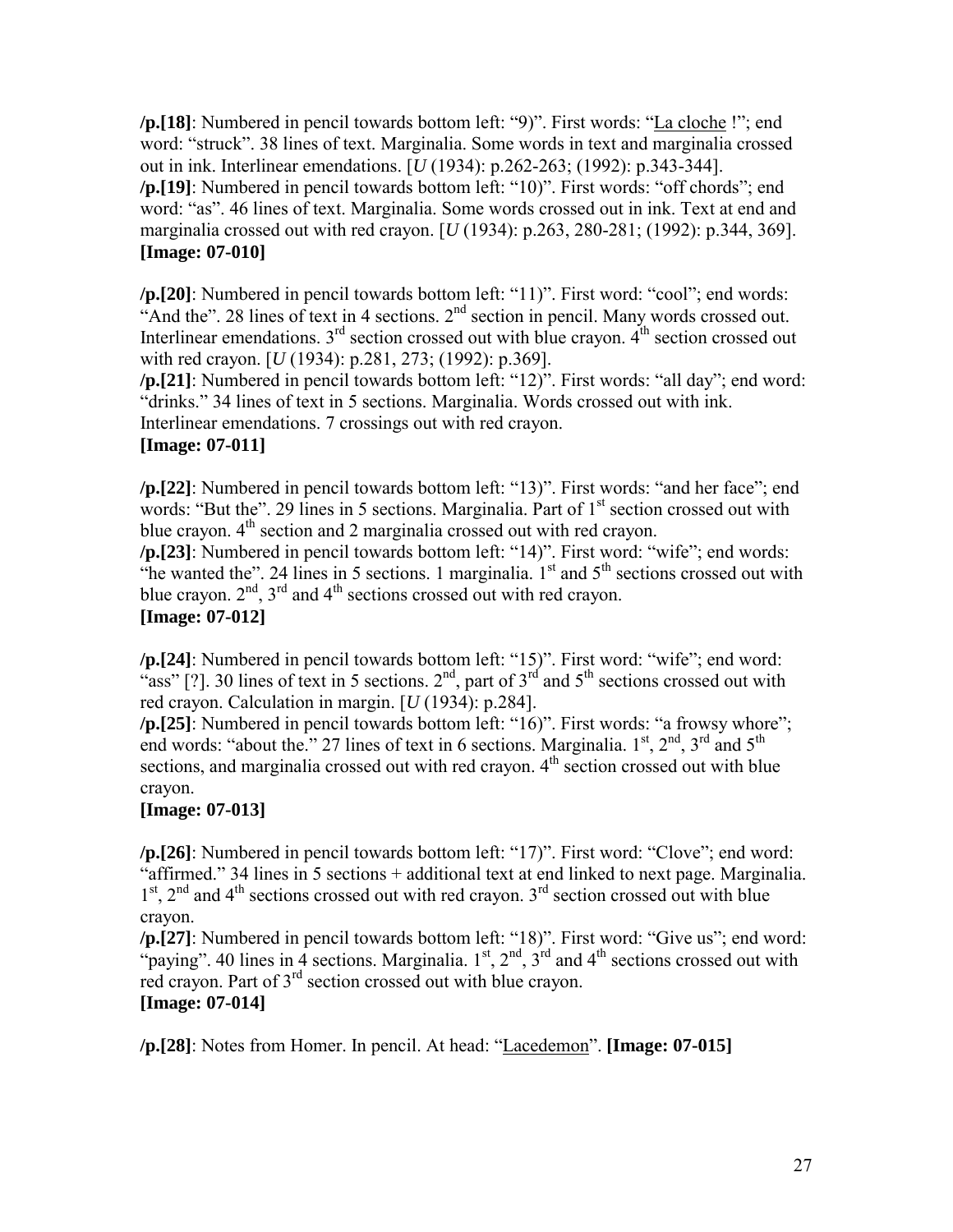**/p.[18]**: Numbered in pencil towards bottom left: "9)". First words: "La cloche !"; end word: "struck". 38 lines of text. Marginalia. Some words in text and marginalia crossed out in ink. Interlinear emendations. [*U* (1934): p.262-263; (1992): p.343-344].
**/p.[19]**: Numbered in pencil towards bottom left: "10)". First words: "off chords"; end word: "as". 46 lines of text. Marginalia. Some words crossed out in ink. Text at end and marginalia crossed out with red crayon. [*U* (1934): p.263, 280-281; (1992): p.344, 369].
**[Image: 07-010]**

**/p.[20]**: Numbered in pencil towards bottom left: "11)". First word: "cool"; end words: "And the". 28 lines of text in 4 sections. 2nd section in pencil. Many words crossed out. Interlinear emendations. 3rd section crossed out with blue crayon. 4th section crossed out with red crayon. [*U* (1934): p.281, 273; (1992): p.369].
**/p.[21]**: Numbered in pencil towards bottom left: "12)". First words: "all day"; end word: "drinks." 34 lines of text in 5 sections. Marginalia. Words crossed out with ink. Interlinear emendations. 7 crossings out with red crayon.
**[Image: 07-011]**

**/p.[22]**: Numbered in pencil towards bottom left: "13)". First words: "and her face"; end words: "But the". 29 lines in 5 sections. Marginalia. Part of 1st section crossed out with blue crayon. 4th section and 2 marginalia crossed out with red crayon.
**/p.[23]**: Numbered in pencil towards bottom left: "14)". First word: "wife"; end words: "he wanted the". 24 lines in 5 sections. 1 marginalia. 1st and 5th sections crossed out with blue crayon. 2nd, 3rd and 4th sections crossed out with red crayon.
**[Image: 07-012]**

**/p.[24]**: Numbered in pencil towards bottom left: "15)". First word: "wife"; end word: "ass" [?]. 30 lines of text in 5 sections. 2nd, part of 3rd and 5th sections crossed out with red crayon. Calculation in margin. [*U* (1934): p.284].
**/p.[25]**: Numbered in pencil towards bottom left: "16)". First words: "a frowsy whore"; end words: "about the." 27 lines of text in 6 sections. Marginalia. 1st, 2nd, 3rd and 5th sections, and marginalia crossed out with red crayon. 4th section crossed out with blue crayon.
**[Image: 07-013]**

**/p.[26]**: Numbered in pencil towards bottom left: "17)". First word: "Clove"; end word: "affirmed." 34 lines in 5 sections + additional text at end linked to next page. Marginalia. 1st, 2nd and 4th sections crossed out with red crayon. 3rd section crossed out with blue crayon.
**/p.[27]**: Numbered in pencil towards bottom left: "18)". First word: "Give us"; end word: "paying". 40 lines in 4 sections. Marginalia. 1st, 2nd, 3rd and 4th sections crossed out with red crayon. Part of 3rd section crossed out with blue crayon.
**[Image: 07-014]**

**/p.[28]**: Notes from Homer. In pencil. At head: "Lacedemon". **[Image: 07-015]**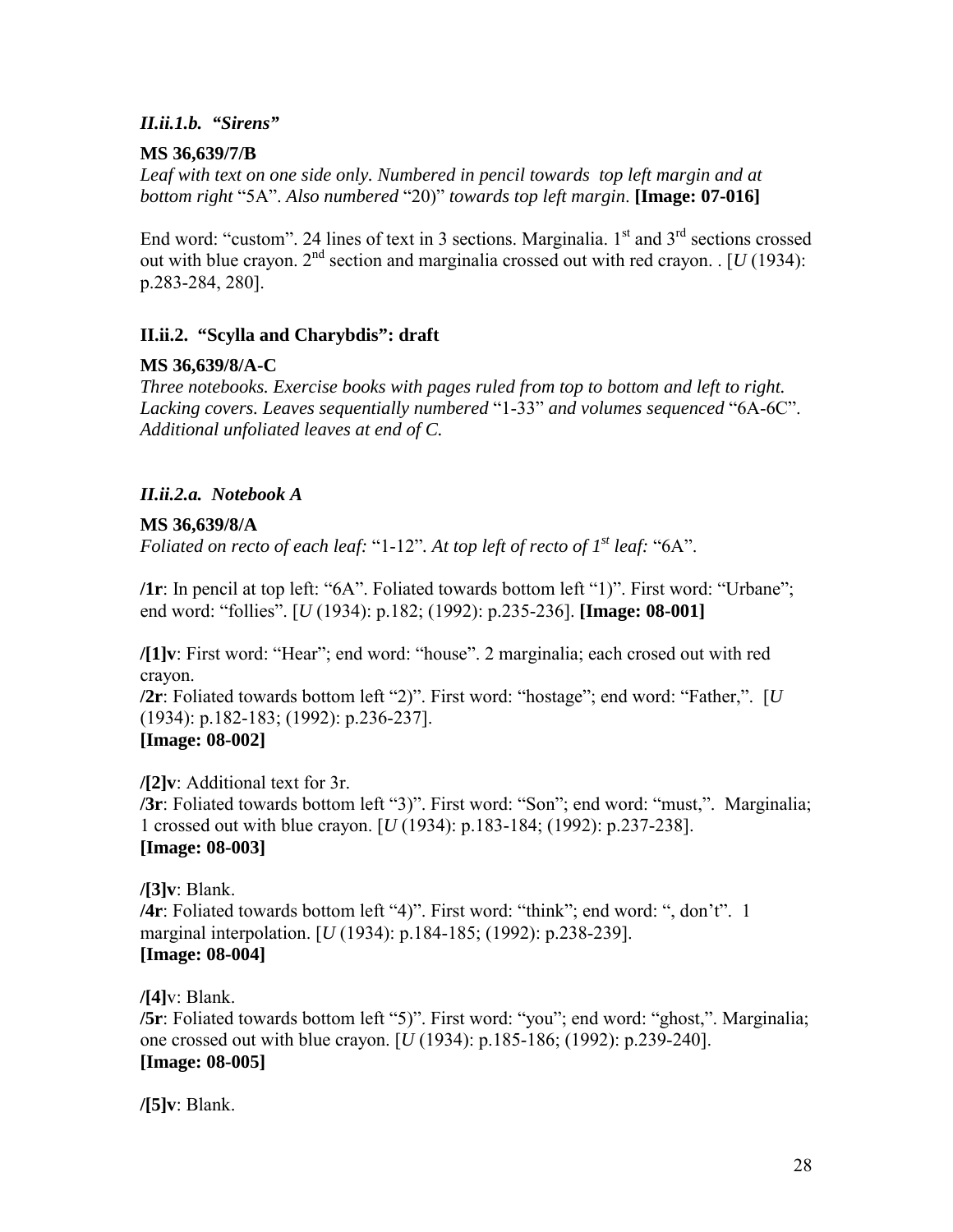### *II.ii.1.b. "Sirens"*

**MS 36,639/7/B**

*Leaf with text on one side only. Numbered in pencil towards top left margin and at bottom right* "5A". *Also numbered* "20)" *towards top left margin*. **[Image: 07-016]**

End word: "custom". 24 lines of text in 3 sections. Marginalia. 1st and 3rd sections crossed out with blue crayon. 2nd section and marginalia crossed out with red crayon. . [*U* (1934): p.283-284, 280].

## II.ii.2. "Scylla and Charybdis": draft

**MS 36,639/8/A-C**

*Three notebooks. Exercise books with pages ruled from top to bottom and left to right. Lacking covers. Leaves sequentially numbered* "1-33" *and volumes sequenced* "6A-6C". *Additional unfoliated leaves at end of C.*

### *II.ii.2.a. Notebook A*

**MS 36,639/8/A**

*Foliated on recto of each leaf:* "1-12". *At top left of recto of 1st leaf:* "6A".

**/1r**: In pencil at top left: "6A". Foliated towards bottom left "1)". First word: "Urbane"; end word: "follies". [*U* (1934): p.182; (1992): p.235-236]. **[Image: 08-001]**

**/[1]v**: First word: "Hear"; end word: "house". 2 marginalia; each crosed out with red crayon.
**/2r**: Foliated towards bottom left "2)". First word: "hostage"; end word: "Father,". [*U* (1934): p.182-183; (1992): p.236-237].
**[Image: 08-002]**

**/[2]v**: Additional text for 3r.
**/3r**: Foliated towards bottom left "3)". First word: "Son"; end word: "must,". Marginalia; 1 crossed out with blue crayon. [*U* (1934): p.183-184; (1992): p.237-238].
**[Image: 08-003]**

**/[3]v**: Blank.
**/4r**: Foliated towards bottom left "4)". First word: "think"; end word: ", don't". 1 marginal interpolation. [*U* (1934): p.184-185; (1992): p.238-239].
**[Image: 08-004]**

**/[4]v**: Blank.
**/5r**: Foliated towards bottom left "5)". First word: "you"; end word: "ghost,". Marginalia; one crossed out with blue crayon. [*U* (1934): p.185-186; (1992): p.239-240].
**[Image: 08-005]**

**/[5]v**: Blank.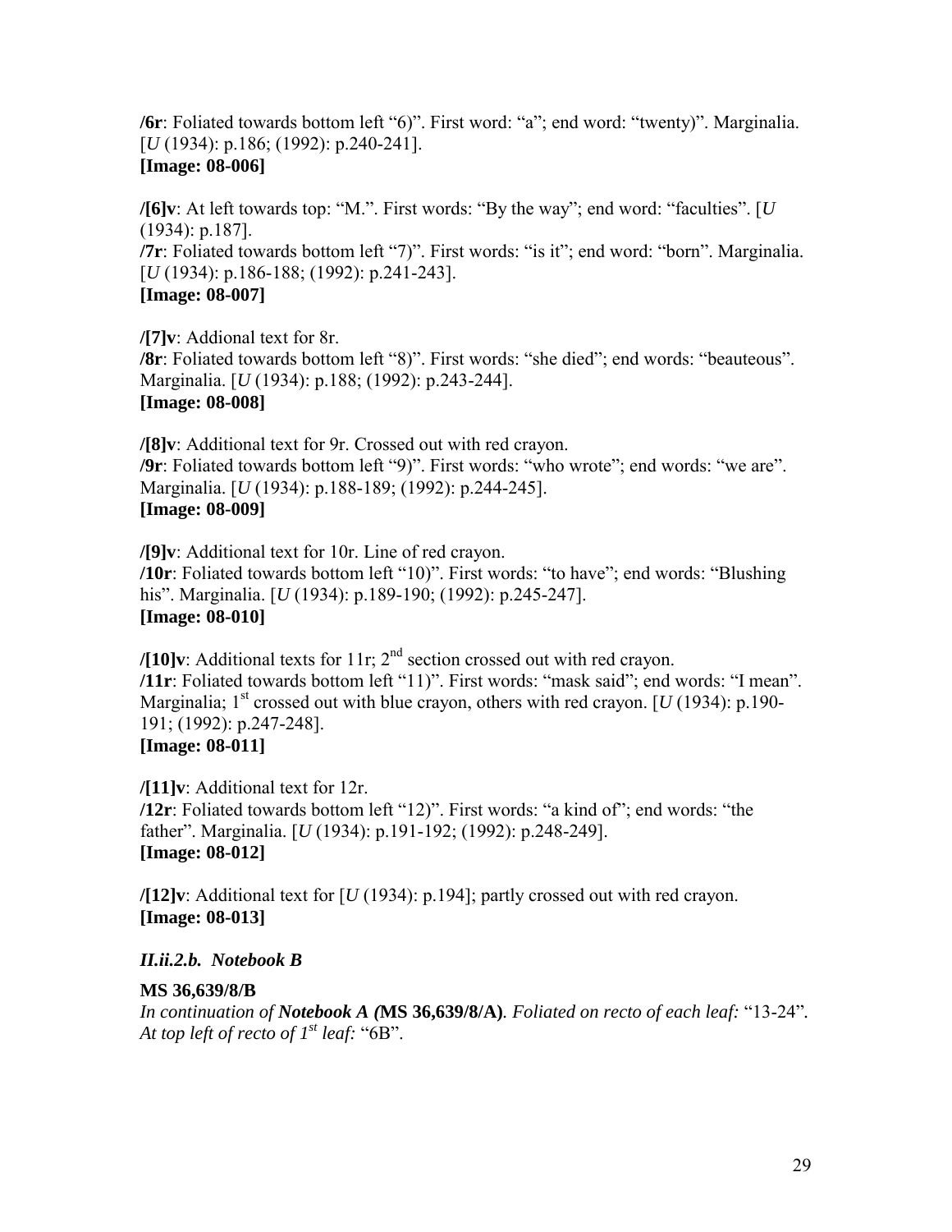**/6r**: Foliated towards bottom left "6)". First word: "a"; end word: "twenty)". Marginalia. [*U* (1934): p.186; (1992): p.240-241].
**[Image: 08-006]**

**/[6]v**: At left towards top: "M.". First words: "By the way"; end word: "faculties". [*U* (1934): p.187].
**/7r**: Foliated towards bottom left "7)". First words: "is it"; end word: "born". Marginalia. [*U* (1934): p.186-188; (1992): p.241-243].
**[Image: 08-007]**

**/[7]v**: Addional text for 8r.
**/8r**: Foliated towards bottom left "8)". First words: "she died"; end words: "beauteous". Marginalia. [*U* (1934): p.188; (1992): p.243-244].
**[Image: 08-008]**

**/[8]v**: Additional text for 9r. Crossed out with red crayon.
**/9r**: Foliated towards bottom left "9)". First words: "who wrote"; end words: "we are". Marginalia. [*U* (1934): p.188-189; (1992): p.244-245].
**[Image: 08-009]**

**/[9]v**: Additional text for 10r. Line of red crayon.
**/10r**: Foliated towards bottom left "10)". First words: "to have"; end words: "Blushing his". Marginalia. [*U* (1934): p.189-190; (1992): p.245-247].
**[Image: 08-010]**

**/[10]v**: Additional texts for 11r; 2nd section crossed out with red crayon.
**/11r**: Foliated towards bottom left "11)". First words: "mask said"; end words: "I mean". Marginalia; 1st crossed out with blue crayon, others with red crayon. [*U* (1934): p.190-191; (1992): p.247-248].
**[Image: 08-011]**

**/[11]v**: Additional text for 12r.
**/12r**: Foliated towards bottom left "12)". First words: "a kind of"; end words: "the father". Marginalia. [*U* (1934): p.191-192; (1992): p.248-249].
**[Image: 08-012]**

**/[12]v**: Additional text for [*U* (1934): p.194]; partly crossed out with red crayon.
**[Image: 08-013]**

### *II.ii.2.b. Notebook B*

**MS 36,639/8/B**
*In continuation of **Notebook A (**MS 36,639/8/A**)**. Foliated on recto of each leaf:* "13-24". *At top left of recto of 1st leaf:* "6B".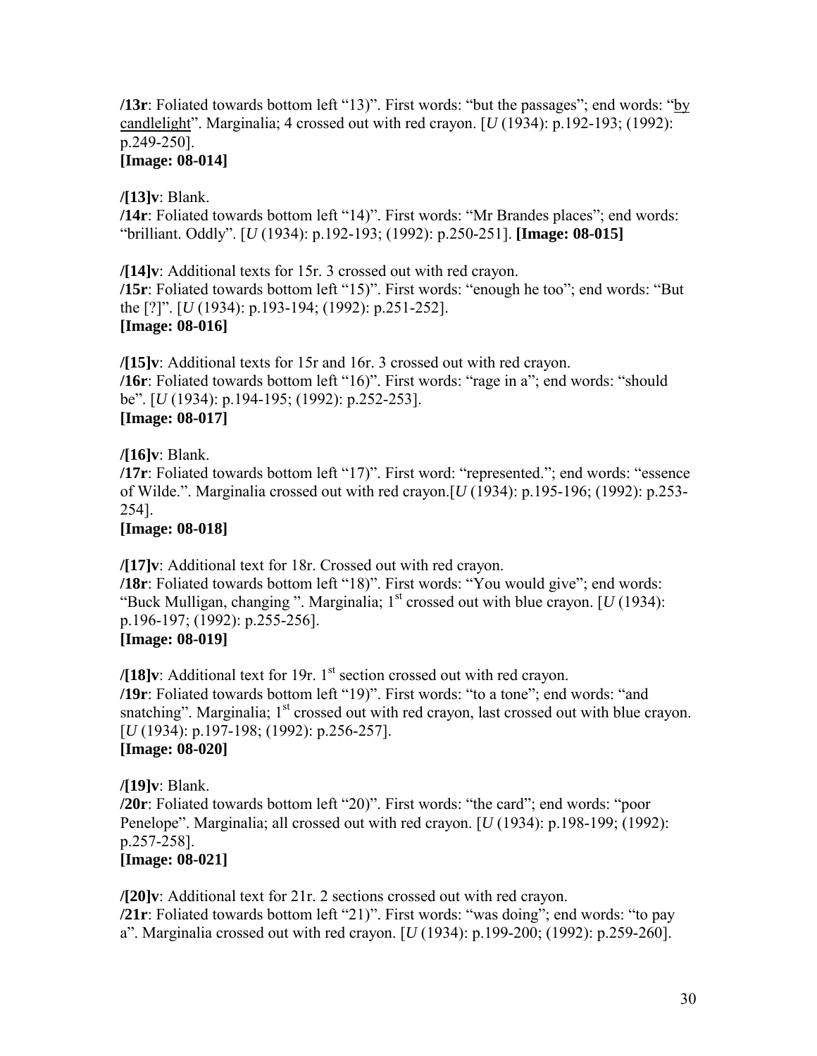**/13r**: Foliated towards bottom left "13)". First words: "but the passages"; end words: "<u>by candlelight</u>". Marginalia; 4 crossed out with red crayon. [*U* (1934): p.192-193; (1992): p.249-250].
**[Image: 08-014]**

**/[13]v**: Blank.
**/14r**: Foliated towards bottom left "14)". First words: "Mr Brandes places"; end words: "brilliant. Oddly". [*U* (1934): p.192-193; (1992): p.250-251]. **[Image: 08-015]**

**/[14]v**: Additional texts for 15r. 3 crossed out with red crayon.
**/15r**: Foliated towards bottom left "15)". First words: "enough he too"; end words: "But the [?]". [*U* (1934): p.193-194; (1992): p.251-252].
**[Image: 08-016]**

**/[15]v**: Additional texts for 15r and 16r. 3 crossed out with red crayon.
**/16r**: Foliated towards bottom left "16)". First words: "rage in a"; end words: "should be". [*U* (1934): p.194-195; (1992): p.252-253].
**[Image: 08-017]**

**/[16]v**: Blank.
**/17r**: Foliated towards bottom left "17)". First word: "represented."; end words: "essence of Wilde.". Marginalia crossed out with red crayon.[*U* (1934): p.195-196; (1992): p.253-254].
**[Image: 08-018]**

**/[17]v**: Additional text for 18r. Crossed out with red crayon.
**/18r**: Foliated towards bottom left "18)". First words: "You would give"; end words: "Buck Mulligan, changing ". Marginalia; 1st crossed out with blue crayon. [*U* (1934): p.196-197; (1992): p.255-256].
**[Image: 08-019]**

**/[18]v**: Additional text for 19r. 1st section crossed out with red crayon.
**/19r**: Foliated towards bottom left "19)". First words: "to a tone"; end words: "and snatching". Marginalia; 1st crossed out with red crayon, last crossed out with blue crayon. [*U* (1934): p.197-198; (1992): p.256-257].
**[Image: 08-020]**

**/[19]v**: Blank.
**/20r**: Foliated towards bottom left "20)". First words: "the card"; end words: "poor Penelope". Marginalia; all crossed out with red crayon. [*U* (1934): p.198-199; (1992): p.257-258].
**[Image: 08-021]**

**/[20]v**: Additional text for 21r. 2 sections crossed out with red crayon.
**/21r**: Foliated towards bottom left "21)". First words: "was doing"; end words: "to pay a". Marginalia crossed out with red crayon. [*U* (1934): p.199-200; (1992): p.259-260].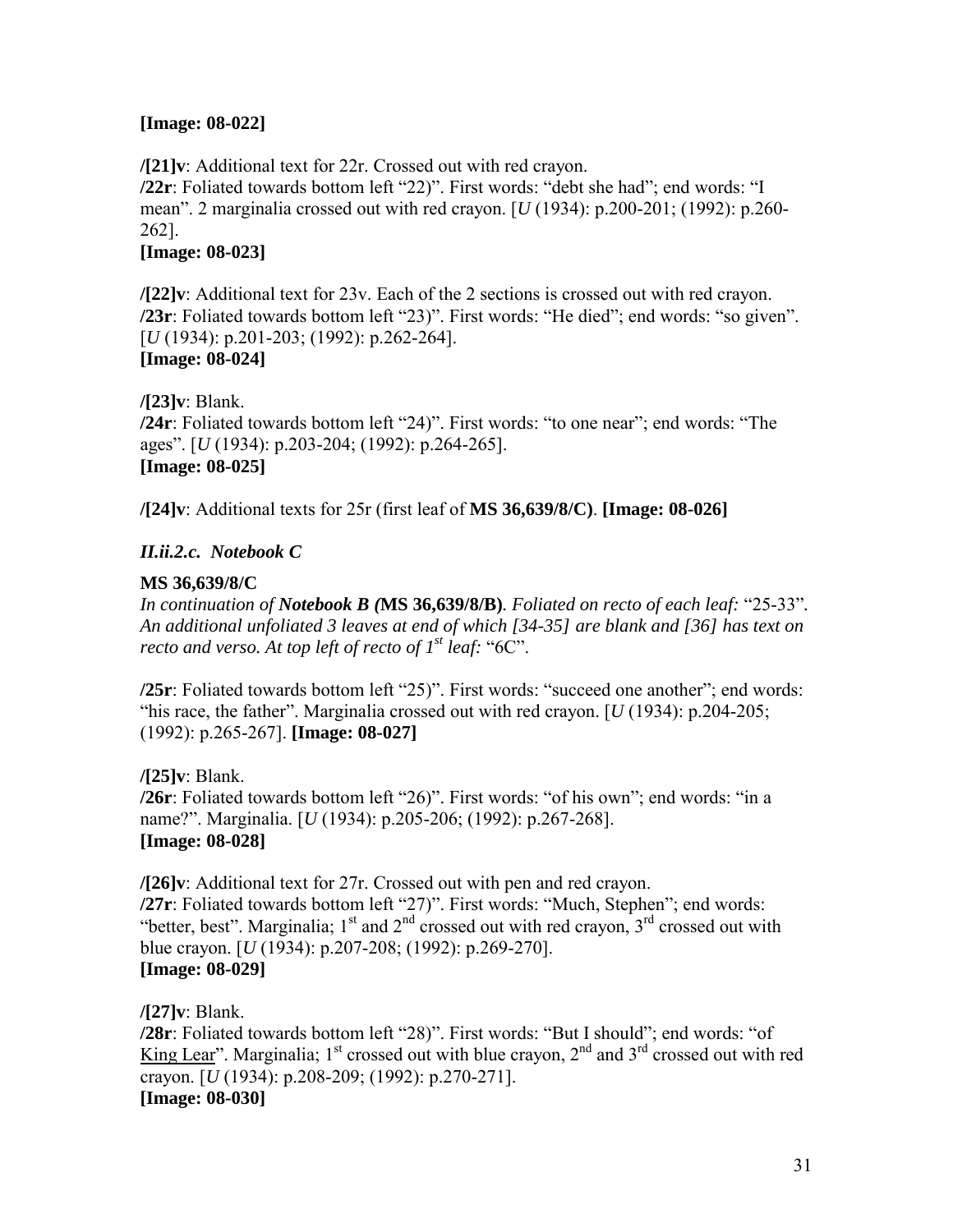**[Image: 08-022]**

**/[21]v**: Additional text for 22r. Crossed out with red crayon.
**/22r**: Foliated towards bottom left "22)". First words: "debt she had"; end words: "I mean". 2 marginalia crossed out with red crayon. [*U* (1934): p.200-201; (1992): p.260-262].
**[Image: 08-023]**

**/[22]v**: Additional text for 23v. Each of the 2 sections is crossed out with red crayon.
**/23r**: Foliated towards bottom left "23)". First words: "He died"; end words: "so given". [*U* (1934): p.201-203; (1992): p.262-264].
**[Image: 08-024]**

**/[23]v**: Blank.
**/24r**: Foliated towards bottom left "24)". First words: "to one near"; end words: "The ages". [*U* (1934): p.203-204; (1992): p.264-265].
**[Image: 08-025]**

**/[24]v**: Additional texts for 25r (first leaf of **MS 36,639/8/C)**. **[Image: 08-026]**

### *II.ii.2.c. Notebook C*

**MS 36,639/8/C**
*In continuation of **Notebook B (**MS 36,639/8/B**)**. Foliated on recto of each leaf:* "25-33"*. An additional unfoliated 3 leaves at end of which [34-35] are blank and [36] has text on recto and verso. At top left of recto of 1st leaf:* "6C".

**/25r**: Foliated towards bottom left "25)". First words: "succeed one another"; end words: "his race, the father". Marginalia crossed out with red crayon. [*U* (1934): p.204-205; (1992): p.265-267]. **[Image: 08-027]**

**/[25]v**: Blank.
**/26r**: Foliated towards bottom left "26)". First words: "of his own"; end words: "in a name?". Marginalia. [*U* (1934): p.205-206; (1992): p.267-268].
**[Image: 08-028]**

**/[26]v**: Additional text for 27r. Crossed out with pen and red crayon.
**/27r**: Foliated towards bottom left "27)". First words: "Much, Stephen"; end words: "better, best". Marginalia; 1st and 2nd crossed out with red crayon, 3rd crossed out with blue crayon. [*U* (1934): p.207-208; (1992): p.269-270].
**[Image: 08-029]**

**/[27]v**: Blank.
**/28r**: Foliated towards bottom left "28)". First words: "But I should"; end words: "of King Lear". Marginalia; 1st crossed out with blue crayon, 2nd and 3rd crossed out with red crayon. [*U* (1934): p.208-209; (1992): p.270-271].
**[Image: 08-030]**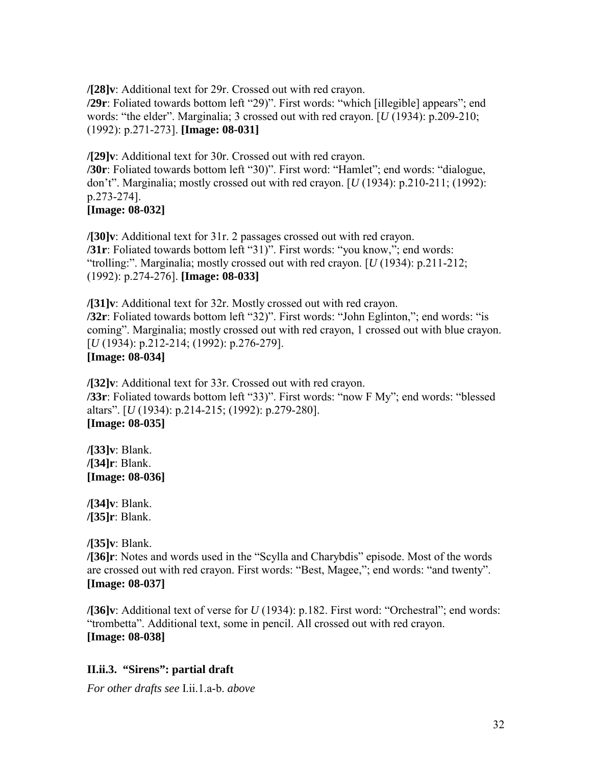**/[28]v**: Additional text for 29r. Crossed out with red crayon.
**/29r**: Foliated towards bottom left "29)". First words: "which [illegible] appears"; end words: "the elder". Marginalia; 3 crossed out with red crayon. [*U* (1934): p.209-210; (1992): p.271-273]. **[Image: 08-031]**

**/[29]v**: Additional text for 30r. Crossed out with red crayon.
**/30r**: Foliated towards bottom left "30)". First word: "Hamlet"; end words: "dialogue, don't". Marginalia; mostly crossed out with red crayon. [*U* (1934): p.210-211; (1992): p.273-274].
**[Image: 08-032]**

**/[30]v**: Additional text for 31r. 2 passages crossed out with red crayon.
**/31r**: Foliated towards bottom left "31)". First words: "you know,"; end words: "trolling:". Marginalia; mostly crossed out with red crayon. [*U* (1934): p.211-212; (1992): p.274-276]. **[Image: 08-033]**

**/[31]v**: Additional text for 32r. Mostly crossed out with red crayon.
**/32r**: Foliated towards bottom left "32)". First words: "John Eglinton,"; end words: "is coming". Marginalia; mostly crossed out with red crayon, 1 crossed out with blue crayon. [*U* (1934): p.212-214; (1992): p.276-279].
**[Image: 08-034]**

**/[32]v**: Additional text for 33r. Crossed out with red crayon.
**/33r**: Foliated towards bottom left "33)". First words: "now F My"; end words: "blessed altars". [*U* (1934): p.214-215; (1992): p.279-280].
**[Image: 08-035]**

**/[33]v**: Blank.
**/[34]r**: Blank.
**[Image: 08-036]**

**/[34]v**: Blank.
**/[35]r**: Blank.

**/[35]v**: Blank.
**/[36]r**: Notes and words used in the "Scylla and Charybdis" episode. Most of the words are crossed out with red crayon. First words: "Best, Magee,"; end words: "and twenty".
**[Image: 08-037]**

**/[36]v**: Additional text of verse for *U* (1934): p.182. First word: "Orchestral"; end words: "trombetta". Additional text, some in pencil. All crossed out with red crayon.
**[Image: 08-038]**

### II.ii.3. "Sirens": partial draft

*For other drafts see* I.ii.1.a-b. *above*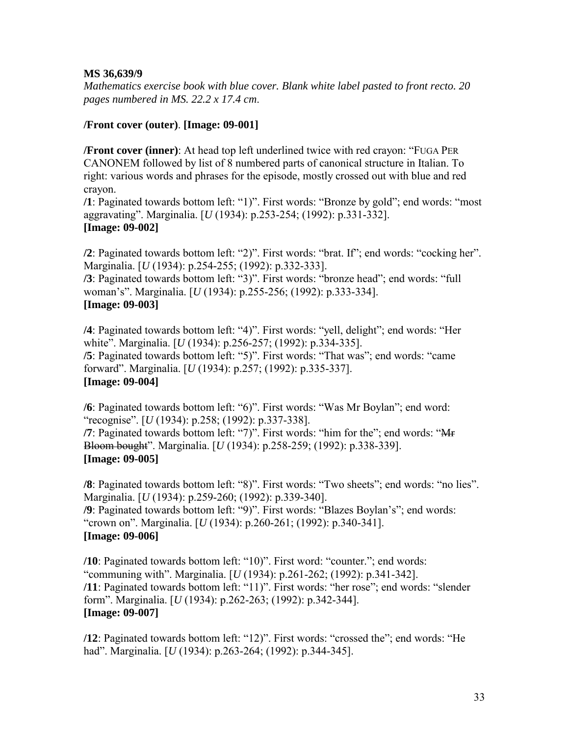**MS 36,639/9**

*Mathematics exercise book with blue cover. Blank white label pasted to front recto. 20 pages numbered in MS. 22.2 x 17.4 cm*.

**/Front cover (outer)**. **[Image: 09-001]**

**/Front cover (inner)**: At head top left underlined twice with red crayon: "FUGA PER CANONEM followed by list of 8 numbered parts of canonical structure in Italian. To right: various words and phrases for the episode, mostly crossed out with blue and red crayon.

**/1**: Paginated towards bottom left: "1)". First words: "Bronze by gold"; end words: "most aggravating". Marginalia. [*U* (1934): p.253-254; (1992): p.331-332].
**[Image: 09-002]**

**/2**: Paginated towards bottom left: "2)". First words: "brat. If"; end words: "cocking her". Marginalia. [*U* (1934): p.254-255; (1992): p.332-333].
**/3**: Paginated towards bottom left: "3)". First words: "bronze head"; end words: "full woman's". Marginalia. [*U* (1934): p.255-256; (1992): p.333-334].
**[Image: 09-003]**

**/4**: Paginated towards bottom left: "4)". First words: "yell, delight"; end words: "Her white". Marginalia. [*U* (1934): p.256-257; (1992): p.334-335].
**/5**: Paginated towards bottom left: "5)". First words: "That was"; end words: "came forward". Marginalia. [*U* (1934): p.257; (1992): p.335-337].
**[Image: 09-004]**

**/6**: Paginated towards bottom left: "6)". First words: "Was Mr Boylan"; end word: "recognise". [*U* (1934): p.258; (1992): p.337-338].
**/7**: Paginated towards bottom left: "7)". First words: "him for the"; end words: "~~Mr Bloom bought~~". Marginalia. [*U* (1934): p.258-259; (1992): p.338-339].
**[Image: 09-005]**

**/8**: Paginated towards bottom left: "8)". First words: "Two sheets"; end words: "no lies". Marginalia. [*U* (1934): p.259-260; (1992): p.339-340].
**/9**: Paginated towards bottom left: "9)". First words: "Blazes Boylan's"; end words: "crown on". Marginalia. [*U* (1934): p.260-261; (1992): p.340-341].
**[Image: 09-006]**

**/10**: Paginated towards bottom left: "10)". First word: "counter."; end words: "communing with". Marginalia. [*U* (1934): p.261-262; (1992): p.341-342].
**/11**: Paginated towards bottom left: "11)". First words: "her rose"; end words: "slender form". Marginalia. [*U* (1934): p.262-263; (1992): p.342-344].
**[Image: 09-007]**

**/12**: Paginated towards bottom left: "12)". First words: "crossed the"; end words: "He had". Marginalia. [*U* (1934): p.263-264; (1992): p.344-345].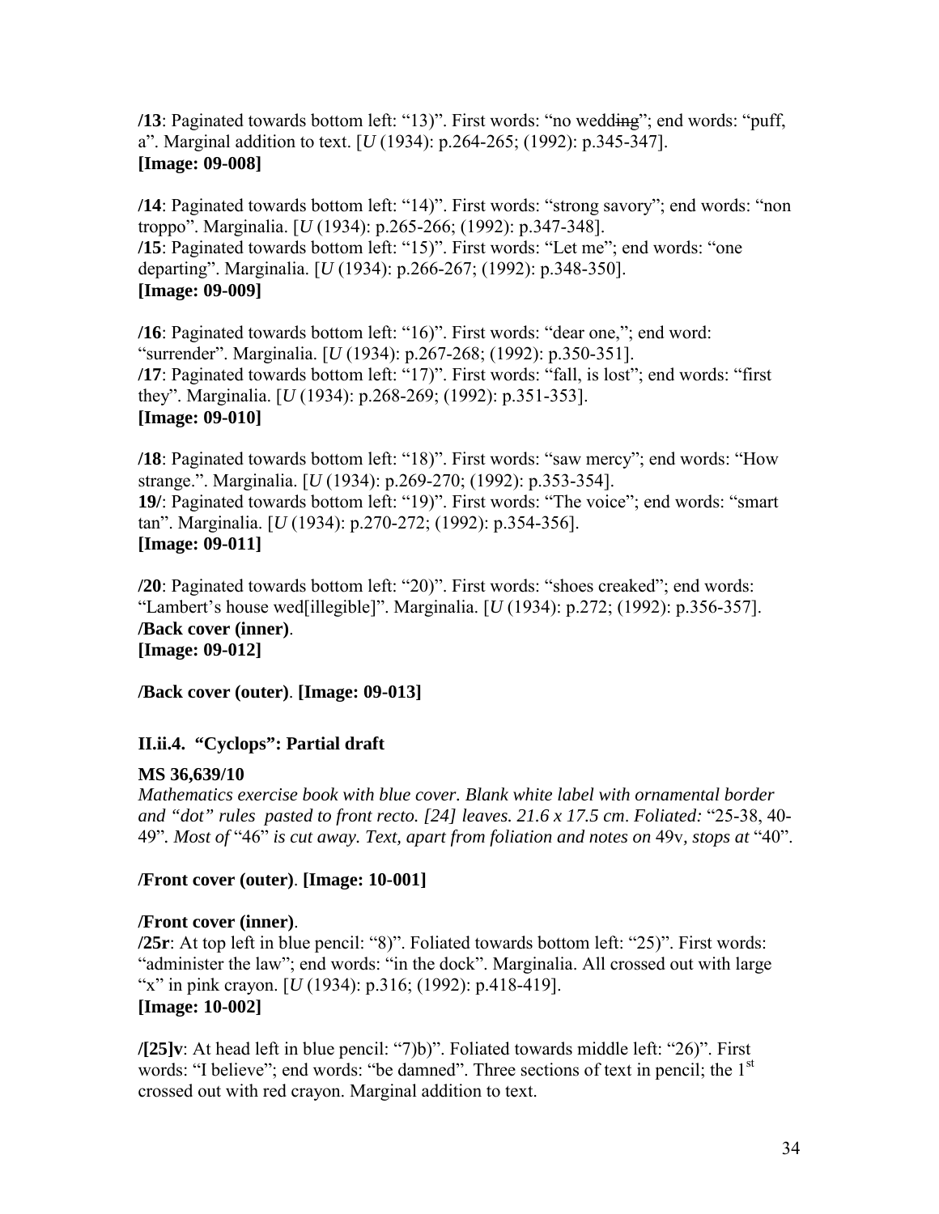**/13**: Paginated towards bottom left: "13)". First words: "no wedd~~ing~~"; end words: "puff, a". Marginal addition to text. [*U* (1934): p.264-265; (1992): p.345-347].
**[Image: 09-008]**

**/14**: Paginated towards bottom left: "14)". First words: "strong savory"; end words: "non troppo". Marginalia. [*U* (1934): p.265-266; (1992): p.347-348].
**/15**: Paginated towards bottom left: "15)". First words: "Let me"; end words: "one departing". Marginalia. [*U* (1934): p.266-267; (1992): p.348-350].
**[Image: 09-009]**

**/16**: Paginated towards bottom left: "16)". First words: "dear one,"; end word: "surrender". Marginalia. [*U* (1934): p.267-268; (1992): p.350-351].
**/17**: Paginated towards bottom left: "17)". First words: "fall, is lost"; end words: "first they". Marginalia. [*U* (1934): p.268-269; (1992): p.351-353].
**[Image: 09-010]**

**/18**: Paginated towards bottom left: "18)". First words: "saw mercy"; end words: "How strange.". Marginalia. [*U* (1934): p.269-270; (1992): p.353-354].
**19/**: Paginated towards bottom left: "19)". First words: "The voice"; end words: "smart tan". Marginalia. [*U* (1934): p.270-272; (1992): p.354-356].
**[Image: 09-011]**

**/20**: Paginated towards bottom left: "20)". First words: "shoes creaked"; end words: "Lambert's house wed[illegible]". Marginalia. [*U* (1934): p.272; (1992): p.356-357].
**/Back cover (inner)**.
**[Image: 09-012]**

**/Back cover (outer)**. **[Image: 09-013]**

### II.ii.4. "Cyclops": Partial draft

**MS 36,639/10**
*Mathematics exercise book with blue cover. Blank white label with ornamental border and "dot" rules pasted to front recto. [24] leaves. 21.6 x 17.5 cm. Foliated:* "25-38, 40-49"*. Most of* "46" *is cut away. Text, apart from foliation and notes on* 49v*, stops at* "40".

**/Front cover (outer)**. **[Image: 10-001]**

**/Front cover (inner)**.
**/25r**: At top left in blue pencil: "8)". Foliated towards bottom left: "25)". First words: "administer the law"; end words: "in the dock". Marginalia. All crossed out with large "x" in pink crayon. [*U* (1934): p.316; (1992): p.418-419].
**[Image: 10-002]**

**/[25]v**: At head left in blue pencil: "7)b)". Foliated towards middle left: "26)". First words: "I believe"; end words: "be damned". Three sections of text in pencil; the 1st crossed out with red crayon. Marginal addition to text.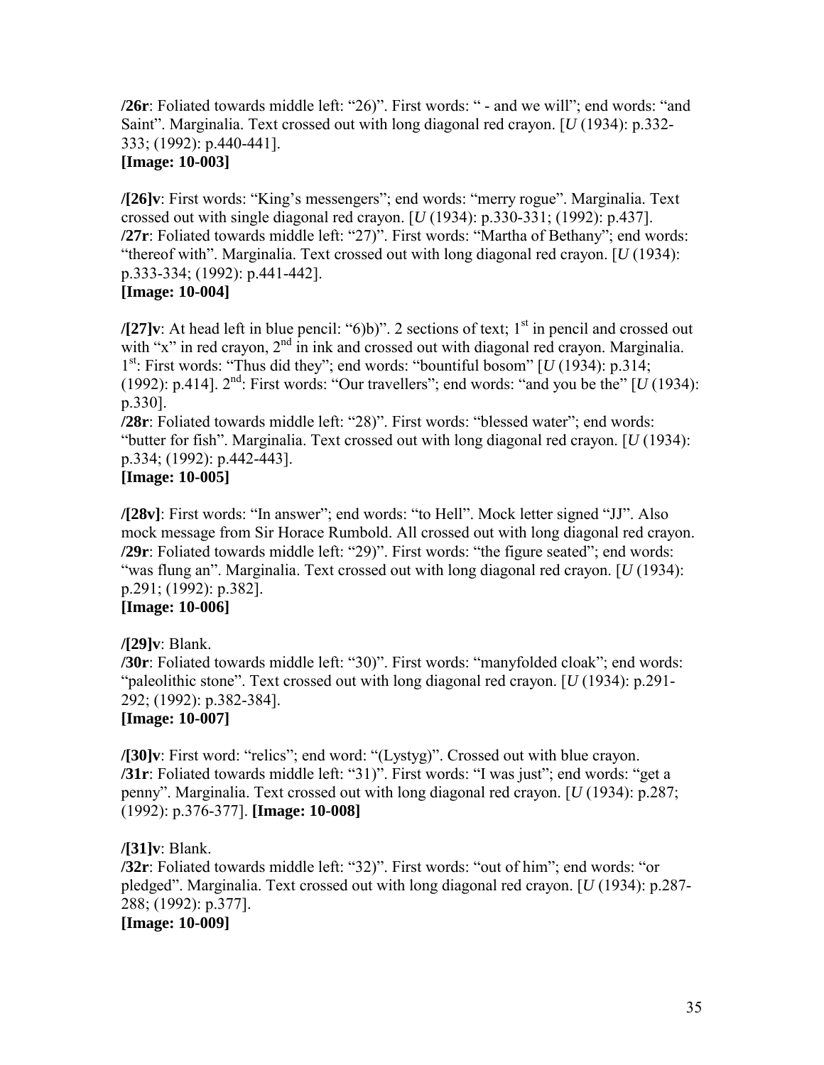**/26r**: Foliated towards middle left: "26)". First words: " - and we will"; end words: "and Saint". Marginalia. Text crossed out with long diagonal red crayon. [*U* (1934): p.332-333; (1992): p.440-441].
**[Image: 10-003]**

**/[26]v**: First words: "King's messengers"; end words: "merry rogue". Marginalia. Text crossed out with single diagonal red crayon. [*U* (1934): p.330-331; (1992): p.437].
**/27r**: Foliated towards middle left: "27)". First words: "Martha of Bethany"; end words: "thereof with". Marginalia. Text crossed out with long diagonal red crayon. [*U* (1934): p.333-334; (1992): p.441-442].
**[Image: 10-004]**

**/[27]v**: At head left in blue pencil: "6)b)". 2 sections of text; 1st in pencil and crossed out with "x" in red crayon, 2nd in ink and crossed out with diagonal red crayon. Marginalia. 1st: First words: "Thus did they"; end words: "bountiful bosom" [*U* (1934): p.314; (1992): p.414]. 2nd: First words: "Our travellers"; end words: "and you be the" [*U* (1934): p.330].
**/28r**: Foliated towards middle left: "28)". First words: "blessed water"; end words: "butter for fish". Marginalia. Text crossed out with long diagonal red crayon. [*U* (1934): p.334; (1992): p.442-443].
**[Image: 10-005]**

**/[28v]**: First words: "In answer"; end words: "to Hell". Mock letter signed "JJ". Also mock message from Sir Horace Rumbold. All crossed out with long diagonal red crayon.
**/29r**: Foliated towards middle left: "29)". First words: "the figure seated"; end words: "was flung an". Marginalia. Text crossed out with long diagonal red crayon. [*U* (1934): p.291; (1992): p.382].
**[Image: 10-006]**

**/[29]v**: Blank.
**/30r**: Foliated towards middle left: "30)". First words: "manyfolded cloak"; end words: "paleolithic stone". Text crossed out with long diagonal red crayon. [*U* (1934): p.291-292; (1992): p.382-384].
**[Image: 10-007]**

**/[30]v**: First word: "relics"; end word: "(Lystyg)". Crossed out with blue crayon.
**/31r**: Foliated towards middle left: "31)". First words: "I was just"; end words: "get a penny". Marginalia. Text crossed out with long diagonal red crayon. [*U* (1934): p.287; (1992): p.376-377]. **[Image: 10-008]**

**/[31]v**: Blank.
**/32r**: Foliated towards middle left: "32)". First words: "out of him"; end words: "or pledged". Marginalia. Text crossed out with long diagonal red crayon. [*U* (1934): p.287-288; (1992): p.377].
**[Image: 10-009]**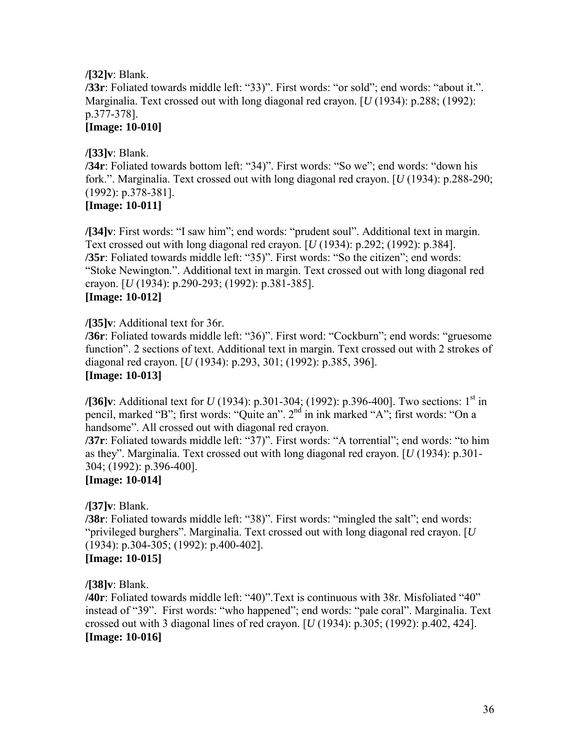**/[32]v**: Blank.
**/33r**: Foliated towards middle left: "33)". First words: "or sold"; end words: "about it.". Marginalia. Text crossed out with long diagonal red crayon. [*U* (1934): p.288; (1992): p.377-378].
**[Image: 10-010]**

**/[33]v**: Blank.
**/34r**: Foliated towards bottom left: "34)". First words: "So we"; end words: "down his fork.". Marginalia. Text crossed out with long diagonal red crayon. [*U* (1934): p.288-290; (1992): p.378-381].
**[Image: 10-011]**

**/[34]v**: First words: "I saw him"; end words: "prudent soul". Additional text in margin. Text crossed out with long diagonal red crayon. [*U* (1934): p.292; (1992): p.384].
**/35r**: Foliated towards middle left: "35)". First words: "So the citizen"; end words: "Stoke Newington.". Additional text in margin. Text crossed out with long diagonal red crayon. [*U* (1934): p.290-293; (1992): p.381-385].
**[Image: 10-012]**

**/[35]v**: Additional text for 36r.
**/36r**: Foliated towards middle left: "36)". First word: "Cockburn"; end words: "gruesome function". 2 sections of text. Additional text in margin. Text crossed out with 2 strokes of diagonal red crayon. [*U* (1934): p.293, 301; (1992): p.385, 396].
**[Image: 10-013]**

**/[36]v**: Additional text for *U* (1934): p.301-304; (1992): p.396-400]. Two sections: 1st in pencil, marked "B"; first words: "Quite an". 2nd in ink marked "A"; first words: "On a handsome". All crossed out with diagonal red crayon.
**/37r**: Foliated towards middle left: "37)". First words: "A torrential"; end words: "to him as they". Marginalia. Text crossed out with long diagonal red crayon. [*U* (1934): p.301-304; (1992): p.396-400].
**[Image: 10-014]**

**/[37]v**: Blank.
**/38r**: Foliated towards middle left: "38)". First words: "mingled the salt"; end words: "privileged burghers". Marginalia. Text crossed out with long diagonal red crayon. [*U* (1934): p.304-305; (1992): p.400-402].
**[Image: 10-015]**

**/[38]v**: Blank.
**/40r**: Foliated towards middle left: "40)".Text is continuous with 38r. Misfoliated "40" instead of "39". First words: "who happened"; end words: "pale coral". Marginalia. Text crossed out with 3 diagonal lines of red crayon. [*U* (1934): p.305; (1992): p.402, 424].
**[Image: 10-016]**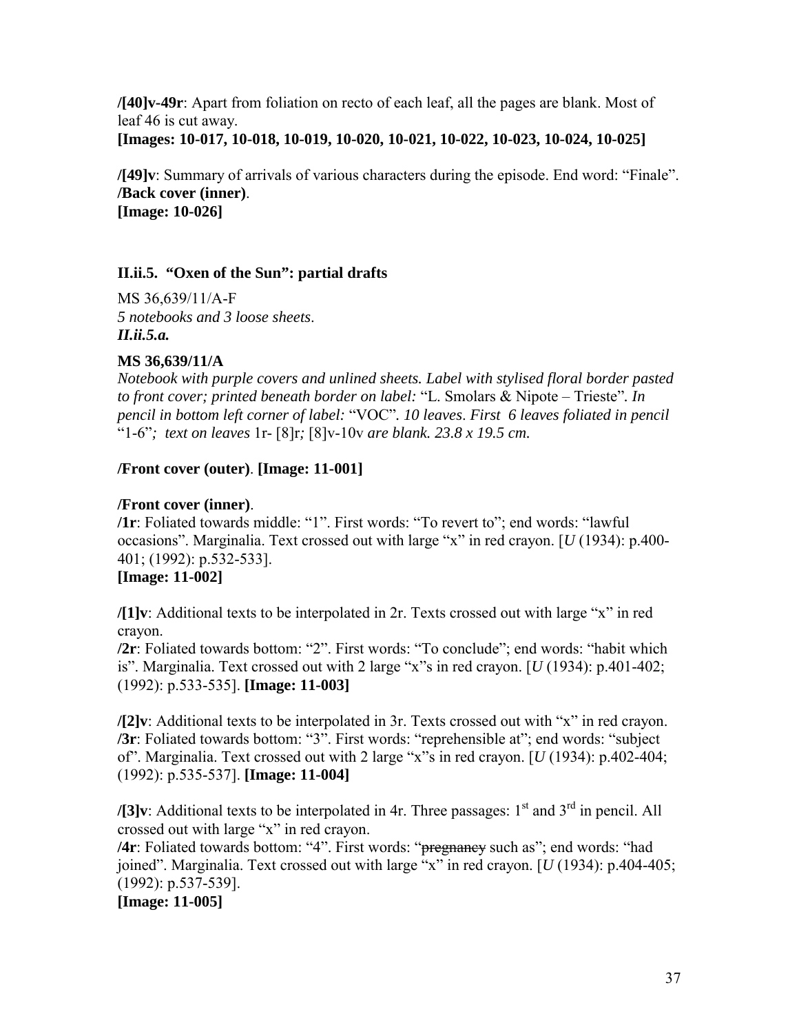**/[40]v-49r**: Apart from foliation on recto of each leaf, all the pages are blank. Most of leaf 46 is cut away.
**[Images: 10-017, 10-018, 10-019, 10-020, 10-021, 10-022, 10-023, 10-024, 10-025]**

**/[49]v**: Summary of arrivals of various characters during the episode. End word: "Finale".
**/Back cover (inner)**.
**[Image: 10-026]**

### II.ii.5. "Oxen of the Sun": partial drafts

MS 36,639/11/A-F
*5 notebooks and 3 loose sheets.*
***II.ii.5.a.***

**MS 36,639/11/A**
*Notebook with purple covers and unlined sheets. Label with stylised floral border pasted to front cover; printed beneath border on label:* "L. Smolars & Nipote – Trieste"*. In pencil in bottom left corner of label:* "VOC"*. 10 leaves. First 6 leaves foliated in pencil* "1-6"*; text on leaves* 1r- [8]r*;* [8]v-10v *are blank. 23.8 x 19.5 cm.*

**/Front cover (outer)**. **[Image: 11-001]**

**/Front cover (inner)**.
**/1r**: Foliated towards middle: "1". First words: "To revert to"; end words: "lawful occasions". Marginalia. Text crossed out with large "x" in red crayon. [*U* (1934): p.400-401; (1992): p.532-533].
**[Image: 11-002]**

**/[1]v**: Additional texts to be interpolated in 2r. Texts crossed out with large "x" in red crayon.
**/2r**: Foliated towards bottom: "2". First words: "To conclude"; end words: "habit which is". Marginalia. Text crossed out with 2 large "x"s in red crayon. [*U* (1934): p.401-402; (1992): p.533-535]. **[Image: 11-003]**

**/[2]v**: Additional texts to be interpolated in 3r. Texts crossed out with "x" in red crayon.
**/3r**: Foliated towards bottom: "3". First words: "reprehensible at"; end words: "subject of". Marginalia. Text crossed out with 2 large "x"s in red crayon. [*U* (1934): p.402-404; (1992): p.535-537]. **[Image: 11-004]**

**/[3]v**: Additional texts to be interpolated in 4r. Three passages: 1st and 3rd in pencil. All crossed out with large "x" in red crayon.
**/4r**: Foliated towards bottom: "4". First words: "~~pregnancy~~ such as"; end words: "had joined". Marginalia. Text crossed out with large "x" in red crayon. [*U* (1934): p.404-405; (1992): p.537-539].
**[Image: 11-005]**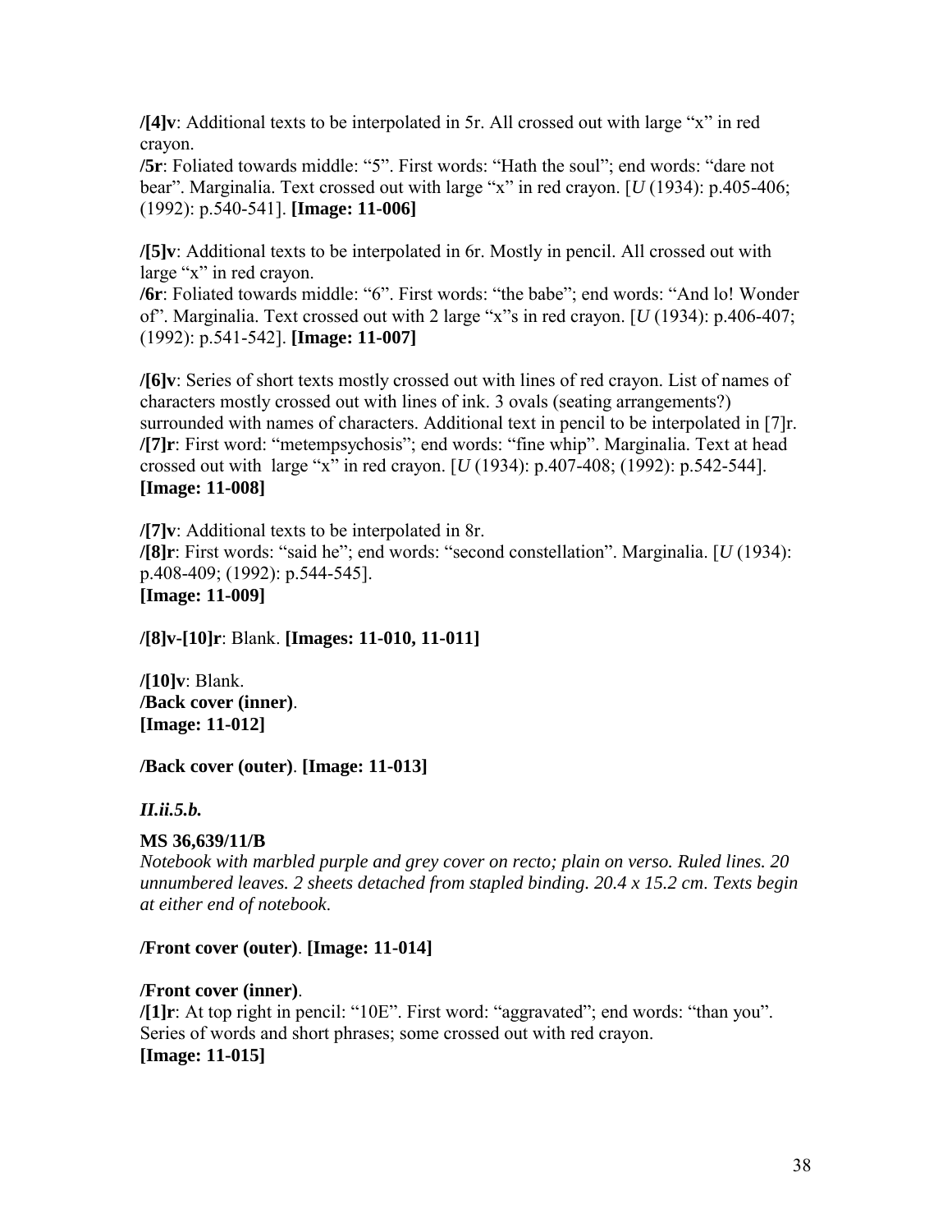**/[4]v**: Additional texts to be interpolated in 5r. All crossed out with large "x" in red crayon.
**/5r**: Foliated towards middle: "5". First words: "Hath the soul"; end words: "dare not bear". Marginalia. Text crossed out with large "x" in red crayon. [*U* (1934): p.405-406; (1992): p.540-541]. **[Image: 11-006]**

**/[5]v**: Additional texts to be interpolated in 6r. Mostly in pencil. All crossed out with large "x" in red crayon.
**/6r**: Foliated towards middle: "6". First words: "the babe"; end words: "And lo! Wonder of". Marginalia. Text crossed out with 2 large "x"s in red crayon. [*U* (1934): p.406-407; (1992): p.541-542]. **[Image: 11-007]**

**/[6]v**: Series of short texts mostly crossed out with lines of red crayon. List of names of characters mostly crossed out with lines of ink. 3 ovals (seating arrangements?) surrounded with names of characters. Additional text in pencil to be interpolated in [7]r.
**/[7]r**: First word: "metempsychosis"; end words: "fine whip". Marginalia. Text at head crossed out with large "x" in red crayon. [*U* (1934): p.407-408; (1992): p.542-544].
**[Image: 11-008]**

**/[7]v**: Additional texts to be interpolated in 8r.
**/[8]r**: First words: "said he"; end words: "second constellation". Marginalia. [*U* (1934): p.408-409; (1992): p.544-545].
**[Image: 11-009]**

**/[8]v-[10]r**: Blank. **[Images: 11-010, 11-011]**

**/[10]v**: Blank.
**/Back cover (inner)**.
**[Image: 11-012]**

**/Back cover (outer)**. **[Image: 11-013]**

***II.ii.5.b.***

**MS 36,639/11/B**
*Notebook with marbled purple and grey cover on recto; plain on verso. Ruled lines. 20 unnumbered leaves. 2 sheets detached from stapled binding. 20.4 x 15.2 cm. Texts begin at either end of notebook.*

**/Front cover (outer)**. **[Image: 11-014]**

**/Front cover (inner)**.
**/[1]r**: At top right in pencil: "10E". First word: "aggravated"; end words: "than you". Series of words and short phrases; some crossed out with red crayon.
**[Image: 11-015]**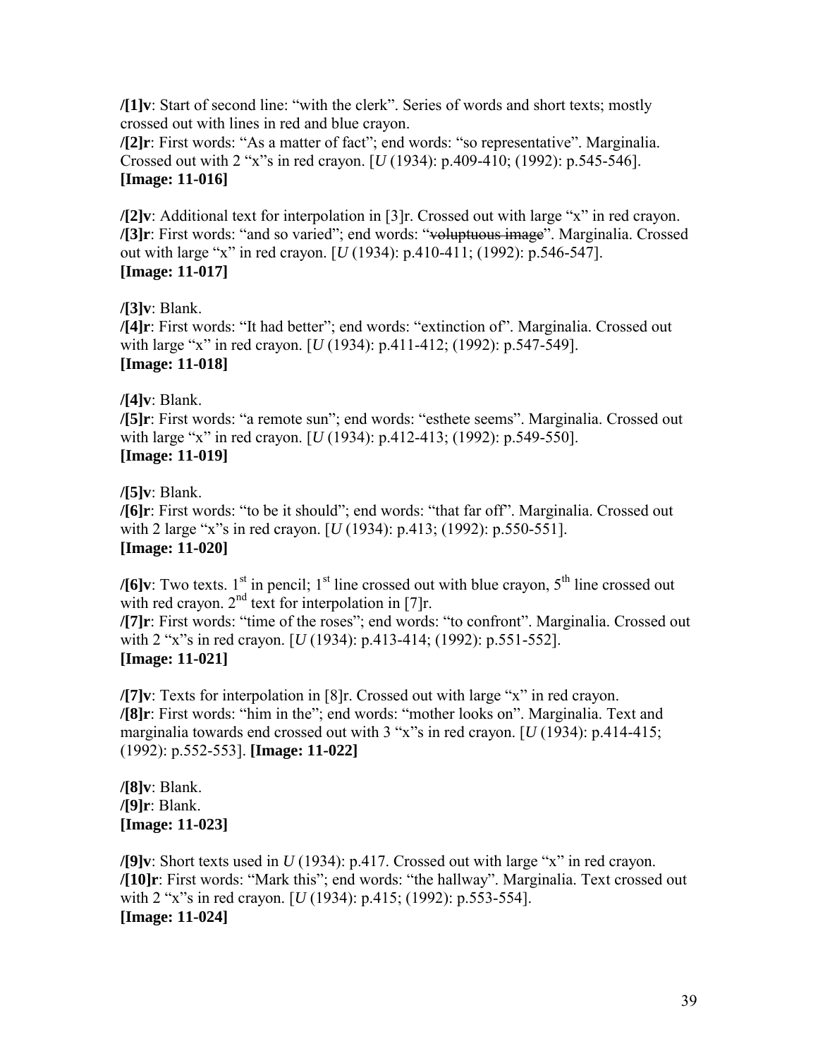**/[1]v**: Start of second line: “with the clerk”. Series of words and short texts; mostly crossed out with lines in red and blue crayon.
**/[2]r**: First words: “As a matter of fact”; end words: “so representative”. Marginalia. Crossed out with 2 “x”s in red crayon. [*U* (1934): p.409-410; (1992): p.545-546].
**[Image: 11-016]**

**/[2]v**: Additional text for interpolation in [3]r. Crossed out with large “x” in red crayon.
**/[3]r**: First words: “and so varied”; end words: “~~voluptuous image~~”. Marginalia. Crossed out with large “x” in red crayon. [*U* (1934): p.410-411; (1992): p.546-547].
**[Image: 11-017]**

**/[3]v**: Blank.
**/[4]r**: First words: “It had better”; end words: “extinction of”. Marginalia. Crossed out with large “x” in red crayon. [*U* (1934): p.411-412; (1992): p.547-549].
**[Image: 11-018]**

**/[4]v**: Blank.
**/[5]r**: First words: “a remote sun”; end words: “esthete seems”. Marginalia. Crossed out with large “x” in red crayon. [*U* (1934): p.412-413; (1992): p.549-550].
**[Image: 11-019]**

**/[5]v**: Blank.
**/[6]r**: First words: “to be it should”; end words: “that far off”. Marginalia. Crossed out with 2 large “x”s in red crayon. [*U* (1934): p.413; (1992): p.550-551].
**[Image: 11-020]**

**/[6]v**: Two texts. 1st in pencil; 1st line crossed out with blue crayon, 5th line crossed out with red crayon. 2nd text for interpolation in [7]r.
**/[7]r**: First words: “time of the roses”; end words: “to confront”. Marginalia. Crossed out with 2 “x”s in red crayon. [*U* (1934): p.413-414; (1992): p.551-552].
**[Image: 11-021]**

**/[7]v**: Texts for interpolation in [8]r. Crossed out with large “x” in red crayon.
**/[8]r**: First words: “him in the”; end words: “mother looks on”. Marginalia. Text and marginalia towards end crossed out with 3 “x”s in red crayon. [*U* (1934): p.414-415; (1992): p.552-553]. **[Image: 11-022]**

**/[8]v**: Blank.
**/[9]r**: Blank.
**[Image: 11-023]**

**/[9]v**: Short texts used in *U* (1934): p.417. Crossed out with large “x” in red crayon.
**/[10]r**: First words: “Mark this”; end words: “the hallway”. Marginalia. Text crossed out with 2 “x”s in red crayon. [*U* (1934): p.415; (1992): p.553-554].
**[Image: 11-024]**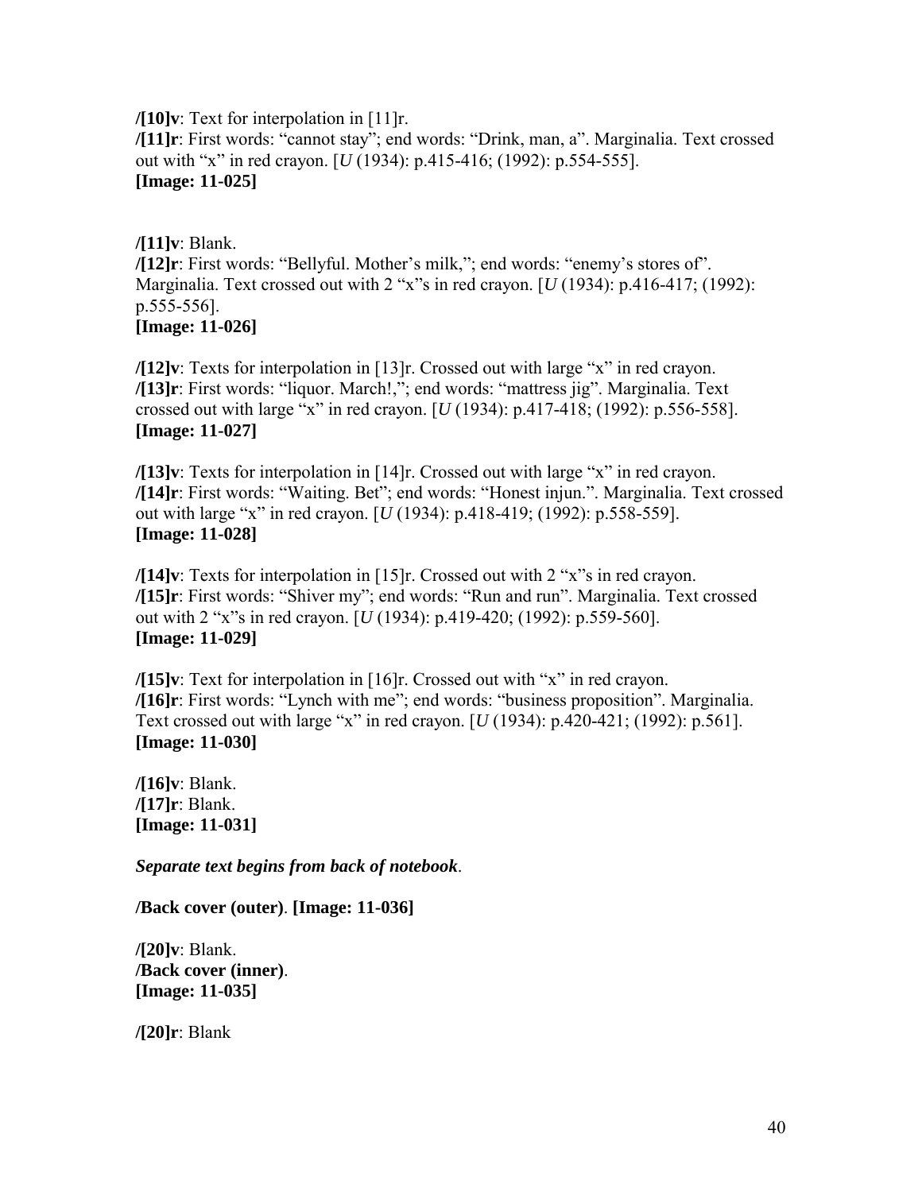**/[10]v**: Text for interpolation in [11]r.
**/[11]r**: First words: "cannot stay"; end words: "Drink, man, a". Marginalia. Text crossed out with "x" in red crayon. [*U* (1934): p.415-416; (1992): p.554-555].
**[Image: 11-025]**

**/[11]v**: Blank.
**/[12]r**: First words: "Bellyful. Mother's milk,"; end words: "enemy's stores of". Marginalia. Text crossed out with 2 "x"s in red crayon. [*U* (1934): p.416-417; (1992): p.555-556].
**[Image: 11-026]**

**/[12]v**: Texts for interpolation in [13]r. Crossed out with large "x" in red crayon.
**/[13]r**: First words: "liquor. March!,"; end words: "mattress jig". Marginalia. Text crossed out with large "x" in red crayon. [*U* (1934): p.417-418; (1992): p.556-558].
**[Image: 11-027]**

**/[13]v**: Texts for interpolation in [14]r. Crossed out with large "x" in red crayon.
**/[14]r**: First words: "Waiting. Bet"; end words: "Honest injun.". Marginalia. Text crossed out with large "x" in red crayon. [*U* (1934): p.418-419; (1992): p.558-559].
**[Image: 11-028]**

**/[14]v**: Texts for interpolation in [15]r. Crossed out with 2 "x"s in red crayon.
**/[15]r**: First words: "Shiver my"; end words: "Run and run". Marginalia. Text crossed out with 2 "x"s in red crayon. [*U* (1934): p.419-420; (1992): p.559-560].
**[Image: 11-029]**

**/[15]v**: Text for interpolation in [16]r. Crossed out with "x" in red crayon.
**/[16]r**: First words: "Lynch with me"; end words: "business proposition". Marginalia. Text crossed out with large "x" in red crayon. [*U* (1934): p.420-421; (1992): p.561].
**[Image: 11-030]**

**/[16]v**: Blank.
**/[17]r**: Blank.
**[Image: 11-031]**

***Separate text begins from back of notebook***.

**/Back cover (outer)**. **[Image: 11-036]**

**/[20]v**: Blank.
**/Back cover (inner)**.
**[Image: 11-035]**

**/[20]r**: Blank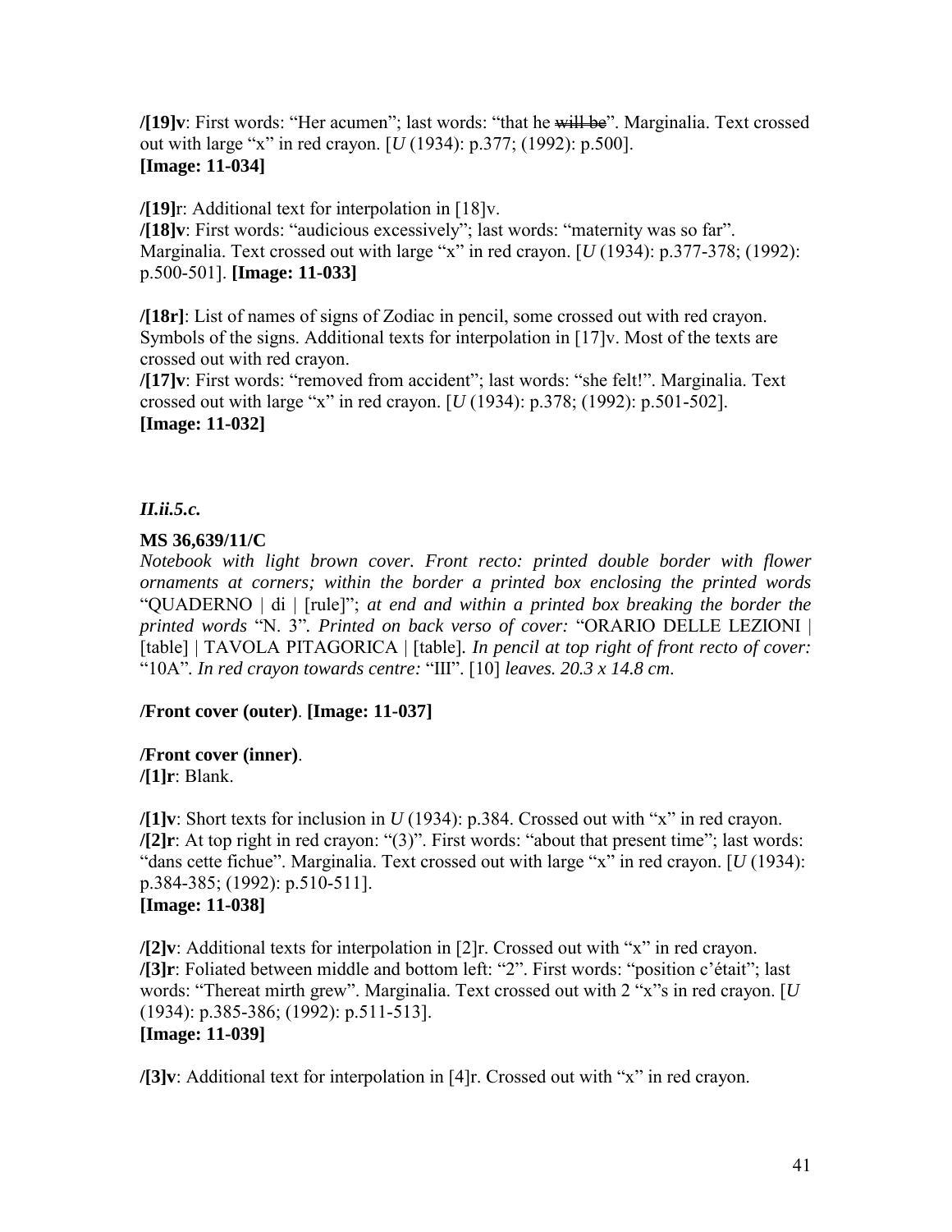**/[19]v**: First words: "Her acumen"; last words: "that he ~~will be~~". Marginalia. Text crossed out with large "x" in red crayon. [*U* (1934): p.377; (1992): p.500].
**[Image: 11-034]**

**/[19]**r: Additional text for interpolation in [18]v.
**/[18]v**: First words: "audicious excessively"; last words: "maternity was so far". Marginalia. Text crossed out with large "x" in red crayon. [*U* (1934): p.377-378; (1992): p.500-501]. **[Image: 11-033]**

**/[18r]**: List of names of signs of Zodiac in pencil, some crossed out with red crayon. Symbols of the signs. Additional texts for interpolation in [17]v. Most of the texts are crossed out with red crayon.
**/[17]v**: First words: "removed from accident"; last words: "she felt!". Marginalia. Text crossed out with large "x" in red crayon. [*U* (1934): p.378; (1992): p.501-502].
**[Image: 11-032]**

***II.ii.5.c.***

**MS 36,639/11/C**
*Notebook with light brown cover. Front recto: printed double border with flower ornaments at corners; within the border a printed box enclosing the printed words* "QUADERNO | di | [rule]"; *at end and within a printed box breaking the border the printed words* "N. 3". *Printed on back verso of cover:* "ORARIO DELLE LEZIONI | [table] | TAVOLA PITAGORICA | [table]. *In pencil at top right of front recto of cover:* "10A". *In red crayon towards centre:* "III". [10] *leaves. 20.3 x 14.8 cm*.

**/Front cover (outer)**. **[Image: 11-037]**

**/Front cover (inner)**.
**/[1]r**: Blank.

**/[1]v**: Short texts for inclusion in *U* (1934): p.384. Crossed out with "x" in red crayon.
**/[2]r**: At top right in red crayon: "(3)". First words: "about that present time"; last words: "dans cette fichue". Marginalia. Text crossed out with large "x" in red crayon. [*U* (1934): p.384-385; (1992): p.510-511].
**[Image: 11-038]**

**/[2]v**: Additional texts for interpolation in [2]r. Crossed out with "x" in red crayon.
**/[3]r**: Foliated between middle and bottom left: "2". First words: "position c'était"; last words: "Thereat mirth grew". Marginalia. Text crossed out with 2 "x"s in red crayon. [*U* (1934): p.385-386; (1992): p.511-513].
**[Image: 11-039]**

**/[3]v**: Additional text for interpolation in [4]r. Crossed out with "x" in red crayon.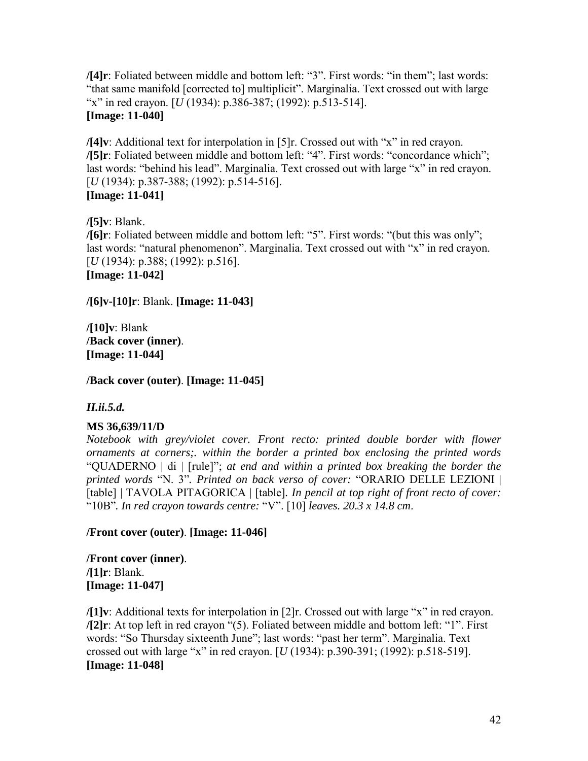**/[4]r**: Foliated between middle and bottom left: "3". First words: "in them"; last words: "that same ~~manifold~~ [corrected to] multiplicit". Marginalia. Text crossed out with large "x" in red crayon. [*U* (1934): p.386-387; (1992): p.513-514].
**[Image: 11-040]**

**/[4]v**: Additional text for interpolation in [5]r. Crossed out with "x" in red crayon.
**/[5]r**: Foliated between middle and bottom left: "4". First words: "concordance which"; last words: "behind his lead". Marginalia. Text crossed out with large "x" in red crayon. [*U* (1934): p.387-388; (1992): p.514-516].
**[Image: 11-041]**

**/[5]v**: Blank.
**/[6]r**: Foliated between middle and bottom left: "5". First words: "(but this was only"; last words: "natural phenomenon". Marginalia. Text crossed out with "x" in red crayon. [*U* (1934): p.388; (1992): p.516].
**[Image: 11-042]**

**/[6]v-[10]r**: Blank. **[Image: 11-043]**

**/[10]v**: Blank
**/Back cover (inner)**.
**[Image: 11-044]**

**/Back cover (outer)**. **[Image: 11-045]**

***II.ii.5.d.***

**MS 36,639/11/D**
*Notebook with grey/violet cover. Front recto: printed double border with flower ornaments at corners;. within the border a printed box enclosing the printed words* "QUADERNO | di | [rule]"; *at end and within a printed box breaking the border the printed words* "N. 3". *Printed on back verso of cover:* "ORARIO DELLE LEZIONI | [table] | TAVOLA PITAGORICA | [table]. *In pencil at top right of front recto of cover:* "10B". *In red crayon towards centre:* "V". [10] *leaves. 20.3 x 14.8 cm*.

**/Front cover (outer)**. **[Image: 11-046]**

**/Front cover (inner)**.
**/[1]r**: Blank.
**[Image: 11-047]**

**/[1]v**: Additional texts for interpolation in [2]r. Crossed out with large "x" in red crayon.
**/[2]r**: At top left in red crayon "(5). Foliated between middle and bottom left: "1". First words: "So Thursday sixteenth June"; last words: "past her term". Marginalia. Text crossed out with large "x" in red crayon. [*U* (1934): p.390-391; (1992): p.518-519].
**[Image: 11-048]**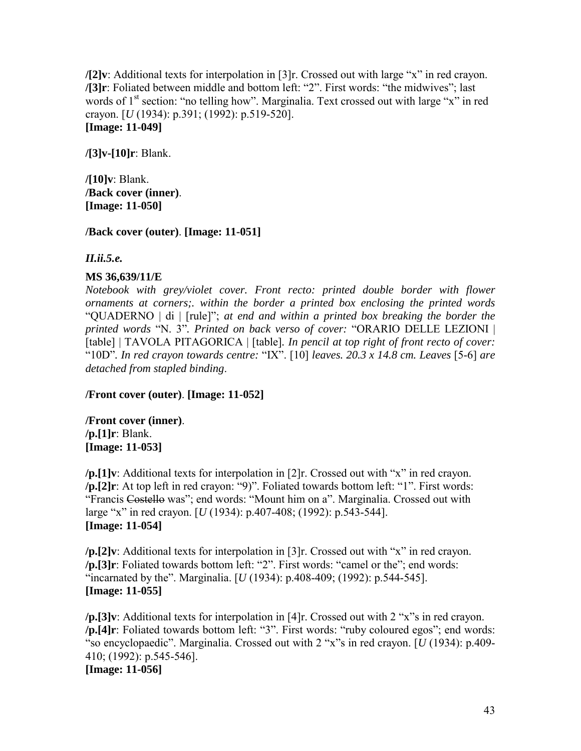**/[2]v**: Additional texts for interpolation in [3]r. Crossed out with large "x" in red crayon.
**/[3]r**: Foliated between middle and bottom left: "2". First words: "the midwives"; last words of 1st section: "no telling how". Marginalia. Text crossed out with large "x" in red crayon. [*U* (1934): p.391; (1992): p.519-520].
**[Image: 11-049]**

**/[3]v-[10]r**: Blank.

**/[10]v**: Blank.
**/Back cover (inner)**.
**[Image: 11-050]**

**/Back cover (outer)**. **[Image: 11-051]**

***II.ii.5.e.***

**MS 36,639/11/E**
*Notebook with grey/violet cover. Front recto: printed double border with flower ornaments at corners;. within the border a printed box enclosing the printed words* "QUADERNO | di | [rule]"; *at end and within a printed box breaking the border the printed words* "N. 3". *Printed on back verso of cover:* "ORARIO DELLE LEZIONI | [table] | TAVOLA PITAGORICA | [table]. *In pencil at top right of front recto of cover:* "10D". *In red crayon towards centre:* "IX". [10] *leaves. 20.3 x 14.8 cm. Leaves* [5-6] *are detached from stapled binding*.

**/Front cover (outer)**. **[Image: 11-052]**

**/Front cover (inner)**.
**/p.[1]r**: Blank.
**[Image: 11-053]**

**/p.[1]v**: Additional texts for interpolation in [2]r. Crossed out with "x" in red crayon.
**/p.[2]r**: At top left in red crayon: "9)". Foliated towards bottom left: "1". First words: "Francis ~~Costello~~ was"; end words: "Mount him on a". Marginalia. Crossed out with large "x" in red crayon. [*U* (1934): p.407-408; (1992): p.543-544].
**[Image: 11-054]**

**/p.[2]v**: Additional texts for interpolation in [3]r. Crossed out with "x" in red crayon.
**/p.[3]r**: Foliated towards bottom left: "2". First words: "camel or the"; end words: "incarnated by the". Marginalia. [*U* (1934): p.408-409; (1992): p.544-545].
**[Image: 11-055]**

**/p.[3]v**: Additional texts for interpolation in [4]r. Crossed out with 2 "x"s in red crayon.
**/p.[4]r**: Foliated towards bottom left: "3". First words: "ruby coloured egos"; end words: "so encyclopaedic". Marginalia. Crossed out with 2 "x"s in red crayon. [*U* (1934): p.409-410; (1992): p.545-546].
**[Image: 11-056]**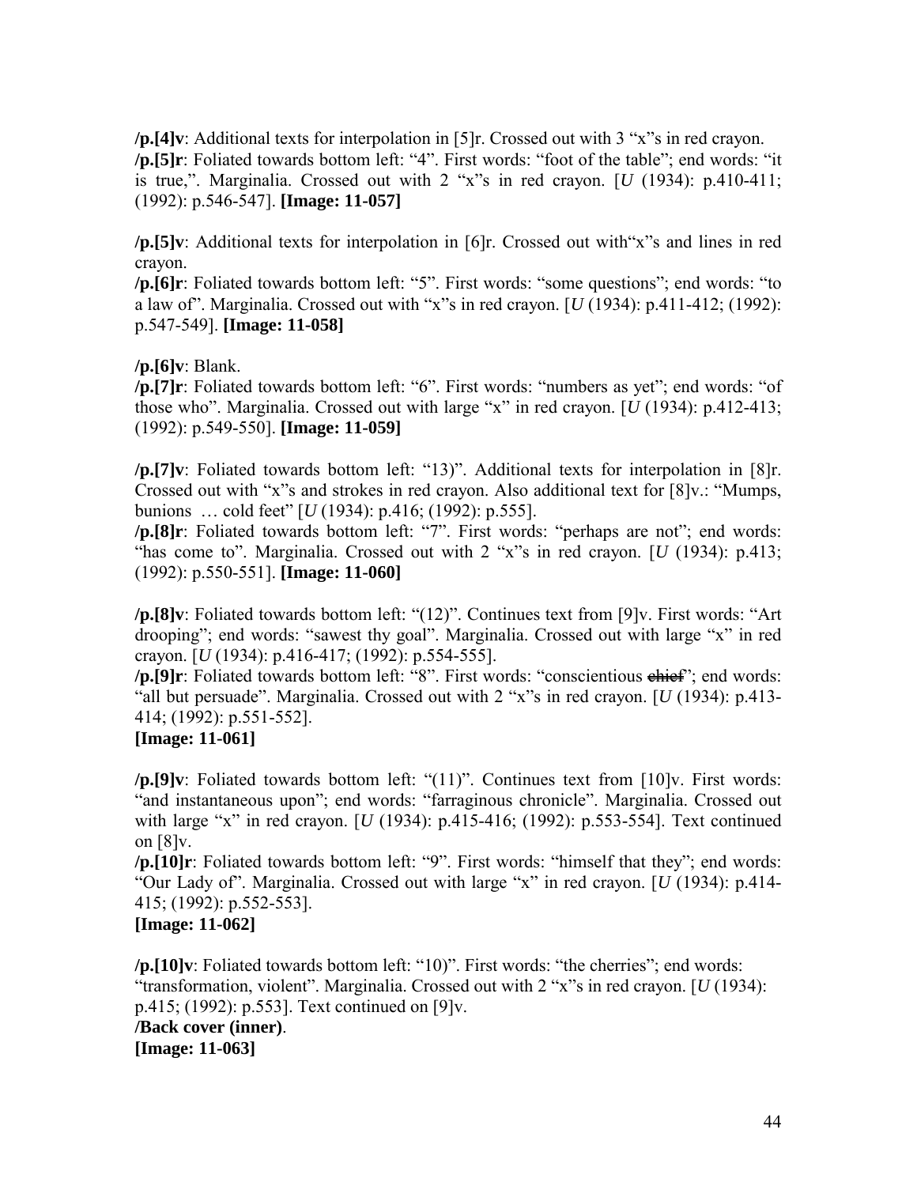**/p.[4]v**: Additional texts for interpolation in [5]r. Crossed out with 3 "x"s in red crayon.
**/p.[5]r**: Foliated towards bottom left: "4". First words: "foot of the table"; end words: "it is true,". Marginalia. Crossed out with 2 "x"s in red crayon. [*U* (1934): p.410-411; (1992): p.546-547]. **[Image: 11-057]**

**/p.[5]v**: Additional texts for interpolation in [6]r. Crossed out with"x"s and lines in red crayon.
**/p.[6]r**: Foliated towards bottom left: "5". First words: "some questions"; end words: "to a law of". Marginalia. Crossed out with "x"s in red crayon. [*U* (1934): p.411-412; (1992): p.547-549]. **[Image: 11-058]**

**/p.[6]v**: Blank.
**/p.[7]r**: Foliated towards bottom left: "6". First words: "numbers as yet"; end words: "of those who". Marginalia. Crossed out with large "x" in red crayon. [*U* (1934): p.412-413; (1992): p.549-550]. **[Image: 11-059]**

**/p.[7]v**: Foliated towards bottom left: "13)". Additional texts for interpolation in [8]r. Crossed out with "x"s and strokes in red crayon. Also additional text for [8]v.: "Mumps, bunions … cold feet" [*U* (1934): p.416; (1992): p.555].
**/p.[8]r**: Foliated towards bottom left: "7". First words: "perhaps are not"; end words: "has come to". Marginalia. Crossed out with 2 "x"s in red crayon. [*U* (1934): p.413; (1992): p.550-551]. **[Image: 11-060]**

**/p.[8]v**: Foliated towards bottom left: "(12)". Continues text from [9]v. First words: "Art drooping"; end words: "sawest thy goal". Marginalia. Crossed out with large "x" in red crayon. [*U* (1934): p.416-417; (1992): p.554-555].
**/p.[9]r**: Foliated towards bottom left: "8". First words: "conscientious ~~chief~~"; end words: "all but persuade". Marginalia. Crossed out with 2 "x"s in red crayon. [*U* (1934): p.413-414; (1992): p.551-552].
**[Image: 11-061]**

**/p.[9]v**: Foliated towards bottom left: "(11)". Continues text from [10]v. First words: "and instantaneous upon"; end words: "farraginous chronicle". Marginalia. Crossed out with large "x" in red crayon. [*U* (1934): p.415-416; (1992): p.553-554]. Text continued on [8]v.
**/p.[10]r**: Foliated towards bottom left: "9". First words: "himself that they"; end words: "Our Lady of". Marginalia. Crossed out with large "x" in red crayon. [*U* (1934): p.414-415; (1992): p.552-553].
**[Image: 11-062]**

**/p.[10]v**: Foliated towards bottom left: "10)". First words: "the cherries"; end words: "transformation, violent". Marginalia. Crossed out with 2 "x"s in red crayon. [*U* (1934): p.415; (1992): p.553]. Text continued on [9]v.
**/Back cover (inner)**.
**[Image: 11-063]**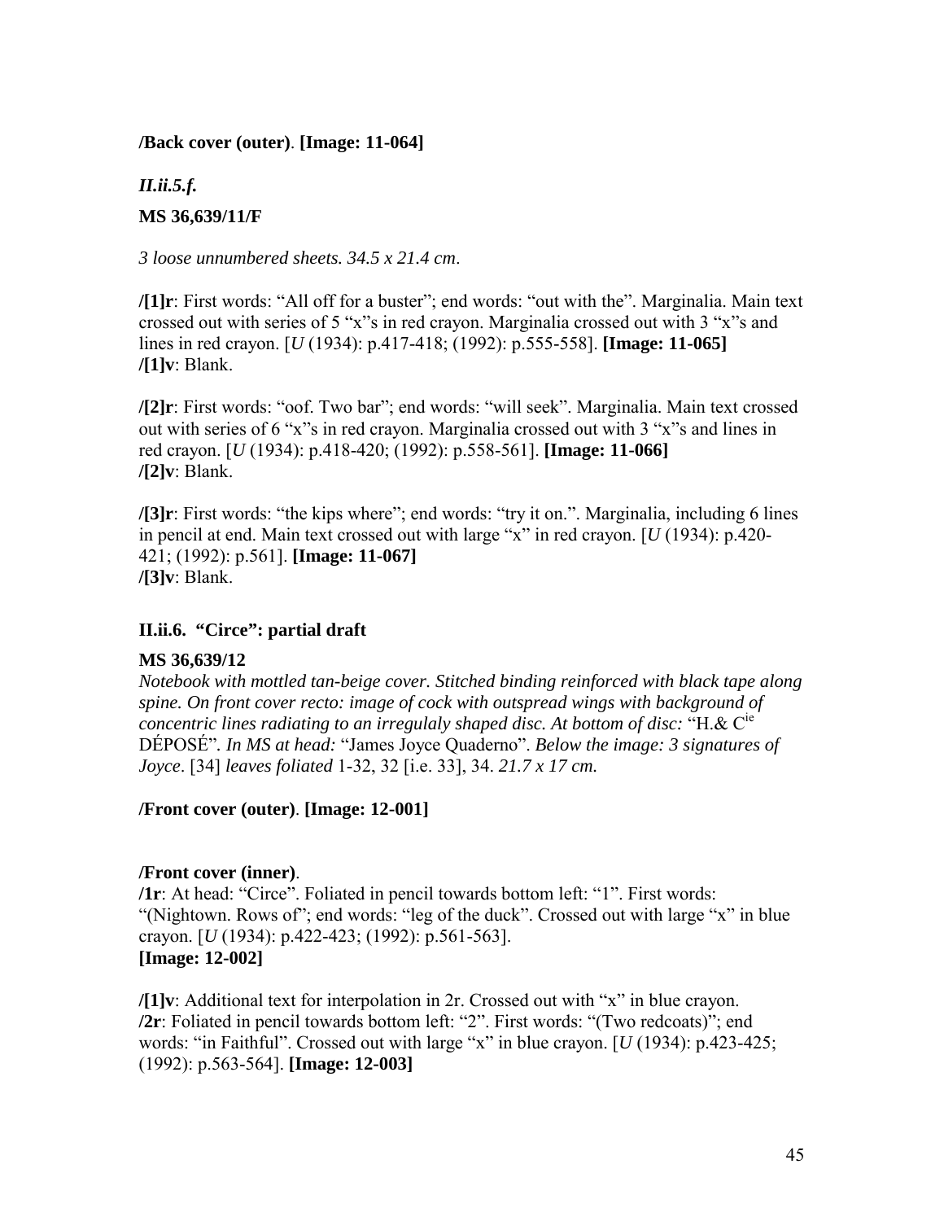**/Back cover (outer)**. **[Image: 11-064]**

***II.ii.5.f.***

**MS 36,639/11/F**

*3 loose unnumbered sheets. 34.5 x 21.4 cm*.

**/[1]r**: First words: "All off for a buster"; end words: "out with the". Marginalia. Main text crossed out with series of 5 "x"s in red crayon. Marginalia crossed out with 3 "x"s and lines in red crayon. [*U* (1934): p.417-418; (1992): p.555-558]. **[Image: 11-065]**
**/[1]v**: Blank.

**/[2]r**: First words: "oof. Two bar"; end words: "will seek". Marginalia. Main text crossed out with series of 6 "x"s in red crayon. Marginalia crossed out with 3 "x"s and lines in red crayon. [*U* (1934): p.418-420; (1992): p.558-561]. **[Image: 11-066]**
**/[2]v**: Blank.

**/[3]r**: First words: "the kips where"; end words: "try it on.". Marginalia, including 6 lines in pencil at end. Main text crossed out with large "x" in red crayon. [*U* (1934): p.420-421; (1992): p.561]. **[Image: 11-067]**
**/[3]v**: Blank.

**II.ii.6. "Circe": partial draft**

**MS 36,639/12**
*Notebook with mottled tan-beige cover. Stitched binding reinforced with black tape along spine. On front cover recto: image of cock with outspread wings with background of concentric lines radiating to an irregulaly shaped disc. At bottom of disc:* "H.& C$^{ie}$ DÉPOSÉ"*. In MS at head:* "James Joyce Quaderno"*. Below the image: 3 signatures of Joyce*. [34] *leaves foliated* 1-32, 32 [i.e. 33], 34. *21.7 x 17 cm.*

**/Front cover (outer)**. **[Image: 12-001]**

**/Front cover (inner)**.
**/1r**: At head: "Circe". Foliated in pencil towards bottom left: "1". First words: "(Nightown. Rows of"; end words: "leg of the duck". Crossed out with large "x" in blue crayon. [*U* (1934): p.422-423; (1992): p.561-563].
**[Image: 12-002]**

**/[1]v**: Additional text for interpolation in 2r. Crossed out with "x" in blue crayon.
**/2r**: Foliated in pencil towards bottom left: "2". First words: "(Two redcoats)"; end words: "in Faithful". Crossed out with large "x" in blue crayon. [*U* (1934): p.423-425; (1992): p.563-564]. **[Image: 12-003]**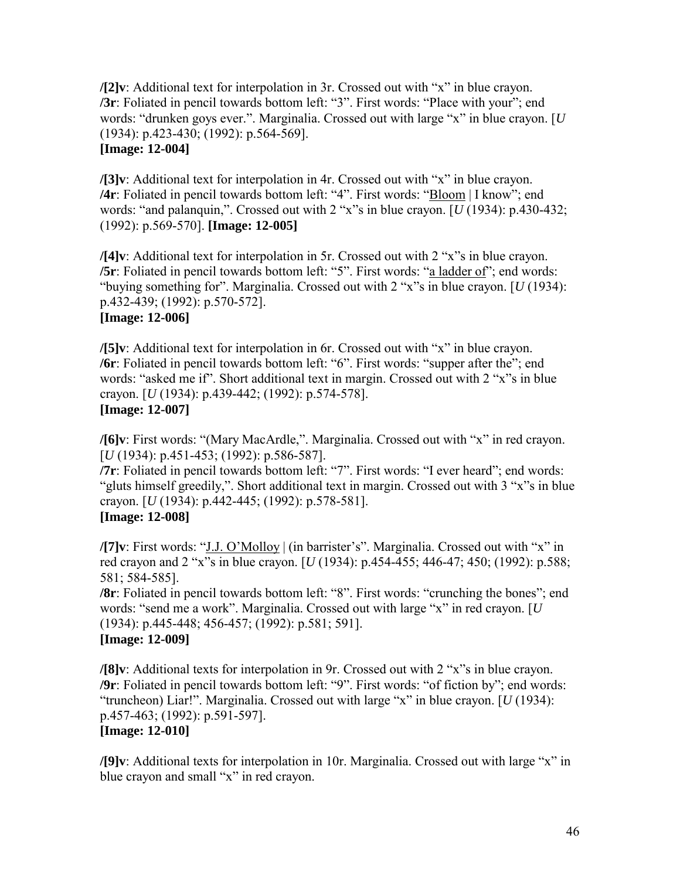**/[2]v**: Additional text for interpolation in 3r. Crossed out with "x" in blue crayon.
**/3r**: Foliated in pencil towards bottom left: "3". First words: "Place with your"; end words: "drunken goys ever.". Marginalia. Crossed out with large "x" in blue crayon. [*U* (1934): p.423-430; (1992): p.564-569].
**[Image: 12-004]**

**/[3]v**: Additional text for interpolation in 4r. Crossed out with "x" in blue crayon.
**/4r**: Foliated in pencil towards bottom left: "4". First words: "<u>Bloom</u> | I know"; end words: "and palanquin,". Crossed out with 2 "x"s in blue crayon. [*U* (1934): p.430-432; (1992): p.569-570]. **[Image: 12-005]**

**/[4]v**: Additional text for interpolation in 5r. Crossed out with 2 "x"s in blue crayon.
**/5r**: Foliated in pencil towards bottom left: "5". First words: "<u>a ladder of</u>"; end words: "buying something for". Marginalia. Crossed out with 2 "x"s in blue crayon. [*U* (1934): p.432-439; (1992): p.570-572].
**[Image: 12-006]**

**/[5]v**: Additional text for interpolation in 6r. Crossed out with "x" in blue crayon.
**/6r**: Foliated in pencil towards bottom left: "6". First words: "supper after the"; end words: "asked me if". Short additional text in margin. Crossed out with 2 "x"s in blue crayon. [*U* (1934): p.439-442; (1992): p.574-578].
**[Image: 12-007]**

**/[6]v**: First words: "(Mary MacArdle,". Marginalia. Crossed out with "x" in red crayon. [*U* (1934): p.451-453; (1992): p.586-587].
**/7r**: Foliated in pencil towards bottom left: "7". First words: "I ever heard"; end words: "gluts himself greedily,". Short additional text in margin. Crossed out with 3 "x"s in blue crayon. [*U* (1934): p.442-445; (1992): p.578-581].
**[Image: 12-008]**

**/[7]v**: First words: "<u>J.J. O'Molloy</u> | (in barrister's". Marginalia. Crossed out with "x" in red crayon and 2 "x"s in blue crayon. [*U* (1934): p.454-455; 446-47; 450; (1992): p.588; 581; 584-585].
**/8r**: Foliated in pencil towards bottom left: "8". First words: "crunching the bones"; end words: "send me a work". Marginalia. Crossed out with large "x" in red crayon. [*U* (1934): p.445-448; 456-457; (1992): p.581; 591].
**[Image: 12-009]**

**/[8]v**: Additional texts for interpolation in 9r. Crossed out with 2 "x"s in blue crayon.
**/9r**: Foliated in pencil towards bottom left: "9". First words: "of fiction by"; end words: "truncheon) Liar!". Marginalia. Crossed out with large "x" in blue crayon. [*U* (1934): p.457-463; (1992): p.591-597].
**[Image: 12-010]**

**/[9]v**: Additional texts for interpolation in 10r. Marginalia. Crossed out with large "x" in blue crayon and small "x" in red crayon.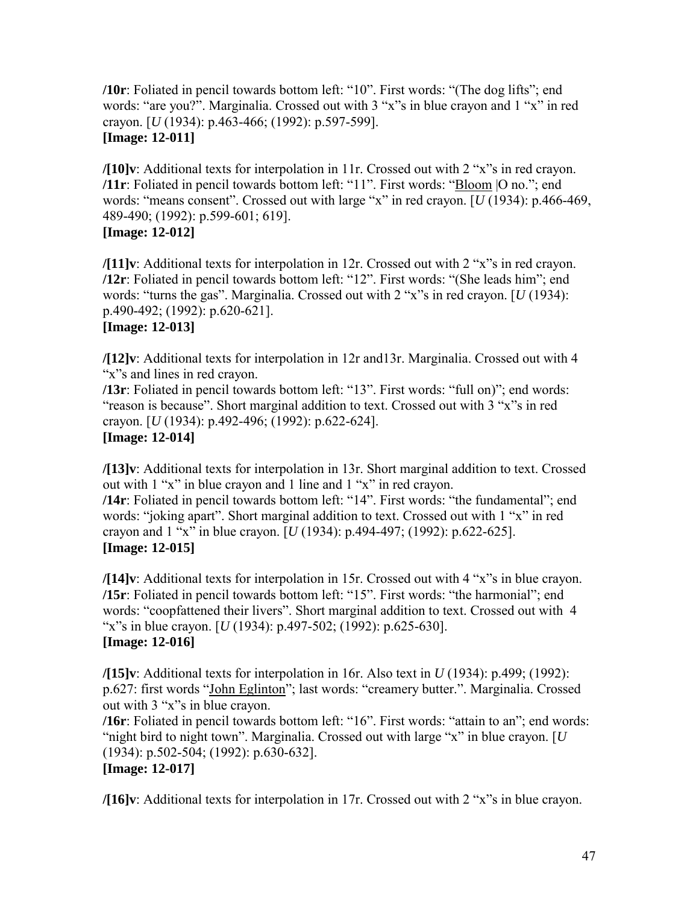**/10r**: Foliated in pencil towards bottom left: "10". First words: "(The dog lifts"; end words: "are you?". Marginalia. Crossed out with 3 "x"s in blue crayon and 1 "x" in red crayon. [*U* (1934): p.463-466; (1992): p.597-599].
**[Image: 12-011]**

**/[10]v**: Additional texts for interpolation in 11r. Crossed out with 2 "x"s in red crayon.
**/11r**: Foliated in pencil towards bottom left: "11". First words: "<u>Bloom</u> |O no."; end words: "means consent". Crossed out with large "x" in red crayon. [*U* (1934): p.466-469, 489-490; (1992): p.599-601; 619].
**[Image: 12-012]**

**/[11]v**: Additional texts for interpolation in 12r. Crossed out with 2 "x"s in red crayon.
**/12r**: Foliated in pencil towards bottom left: "12". First words: "(She leads him"; end words: "turns the gas". Marginalia. Crossed out with 2 "x"s in red crayon. [*U* (1934): p.490-492; (1992): p.620-621].
**[Image: 12-013]**

**/[12]v**: Additional texts for interpolation in 12r and13r. Marginalia. Crossed out with 4 "x"s and lines in red crayon.
**/13r**: Foliated in pencil towards bottom left: "13". First words: "full on)"; end words: "reason is because". Short marginal addition to text. Crossed out with 3 "x"s in red crayon. [*U* (1934): p.492-496; (1992): p.622-624].
**[Image: 12-014]**

**/[13]v**: Additional texts for interpolation in 13r. Short marginal addition to text. Crossed out with 1 "x" in blue crayon and 1 line and 1 "x" in red crayon.
**/14r**: Foliated in pencil towards bottom left: "14". First words: "the fundamental"; end words: "joking apart". Short marginal addition to text. Crossed out with 1 "x" in red crayon and 1 "x" in blue crayon. [*U* (1934): p.494-497; (1992): p.622-625].
**[Image: 12-015]**

**/[14]v**: Additional texts for interpolation in 15r. Crossed out with 4 "x"s in blue crayon.
**/15r**: Foliated in pencil towards bottom left: "15". First words: "the harmonial"; end words: "coopfattened their livers". Short marginal addition to text. Crossed out with 4 "x"s in blue crayon. [*U* (1934): p.497-502; (1992): p.625-630].
**[Image: 12-016]**

**/[15]v**: Additional texts for interpolation in 16r. Also text in *U* (1934): p.499; (1992): p.627: first words "<u>John Eglinton</u>"; last words: "creamery butter.". Marginalia. Crossed out with 3 "x"s in blue crayon.
**/16r**: Foliated in pencil towards bottom left: "16". First words: "attain to an"; end words: "night bird to night town". Marginalia. Crossed out with large "x" in blue crayon. [*U* (1934): p.502-504; (1992): p.630-632].
**[Image: 12-017]**

**/[16]v**: Additional texts for interpolation in 17r. Crossed out with 2 "x"s in blue crayon.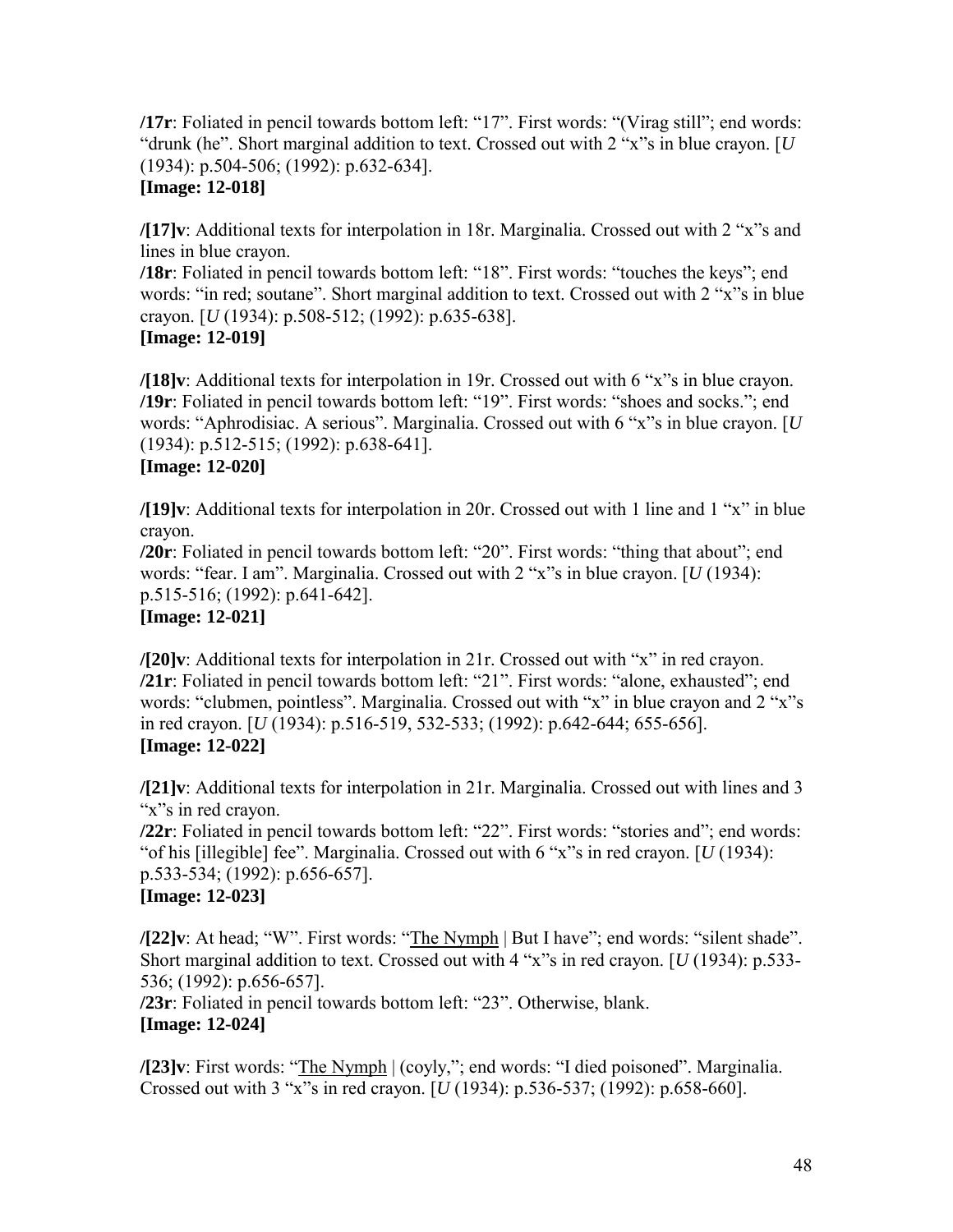**/17r**: Foliated in pencil towards bottom left: "17". First words: "(Virag still"; end words: "drunk (he". Short marginal addition to text. Crossed out with 2 "x"s in blue crayon. [*U* (1934): p.504-506; (1992): p.632-634].
**[Image: 12-018]**

**/[17]v**: Additional texts for interpolation in 18r. Marginalia. Crossed out with 2 "x"s and lines in blue crayon.
**/18r**: Foliated in pencil towards bottom left: "18". First words: "touches the keys"; end words: "in red; soutane". Short marginal addition to text. Crossed out with 2 "x"s in blue crayon. [*U* (1934): p.508-512; (1992): p.635-638].
**[Image: 12-019]**

**/[18]v**: Additional texts for interpolation in 19r. Crossed out with 6 "x"s in blue crayon.
**/19r**: Foliated in pencil towards bottom left: "19". First words: "shoes and socks."; end words: "Aphrodisiac. A serious". Marginalia. Crossed out with 6 "x"s in blue crayon. [*U* (1934): p.512-515; (1992): p.638-641].
**[Image: 12-020]**

**/[19]v**: Additional texts for interpolation in 20r. Crossed out with 1 line and 1 "x" in blue crayon.
**/20r**: Foliated in pencil towards bottom left: "20". First words: "thing that about"; end words: "fear. I am". Marginalia. Crossed out with 2 "x"s in blue crayon. [*U* (1934): p.515-516; (1992): p.641-642].
**[Image: 12-021]**

**/[20]v**: Additional texts for interpolation in 21r. Crossed out with "x" in red crayon.
**/21r**: Foliated in pencil towards bottom left: "21". First words: "alone, exhausted"; end words: "clubmen, pointless". Marginalia. Crossed out with "x" in blue crayon and 2 "x"s in red crayon. [*U* (1934): p.516-519, 532-533; (1992): p.642-644; 655-656].
**[Image: 12-022]**

**/[21]v**: Additional texts for interpolation in 21r. Marginalia. Crossed out with lines and 3 "x"s in red crayon.
**/22r**: Foliated in pencil towards bottom left: "22". First words: "stories and"; end words: "of his [illegible] fee". Marginalia. Crossed out with 6 "x"s in red crayon. [*U* (1934): p.533-534; (1992): p.656-657].
**[Image: 12-023]**

**/[22]v**: At head; "W". First words: "<u>The Nymph</u> | But I have"; end words: "silent shade". Short marginal addition to text. Crossed out with 4 "x"s in red crayon. [*U* (1934): p.533-536; (1992): p.656-657].
**/23r**: Foliated in pencil towards bottom left: "23". Otherwise, blank.
**[Image: 12-024]**

**/[23]v**: First words: "<u>The Nymph</u> | (coyly,"; end words: "I died poisoned". Marginalia. Crossed out with 3 "x"s in red crayon. [*U* (1934): p.536-537; (1992): p.658-660].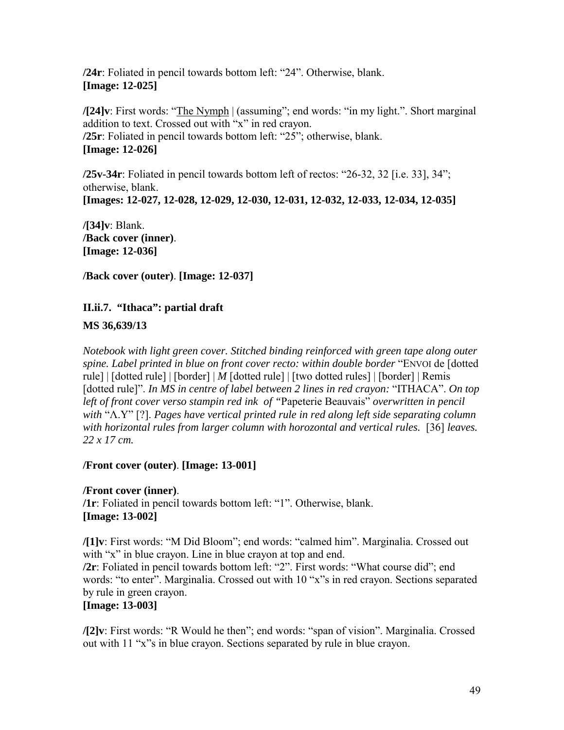**/24r**: Foliated in pencil towards bottom left: "24". Otherwise, blank.
**[Image: 12-025]**

**/[24]v**: First words: "<u>The Nymph</u> | (assuming"; end words: "in my light.". Short marginal addition to text. Crossed out with "x" in red crayon.
**/25r**: Foliated in pencil towards bottom left: "25"; otherwise, blank.
**[Image: 12-026]**

**/25v-34r**: Foliated in pencil towards bottom left of rectos: "26-32, 32 [i.e. 33], 34"; otherwise, blank.
**[Images: 12-027, 12-028, 12-029, 12-030, 12-031, 12-032, 12-033, 12-034, 12-035]**

**/[34]v**: Blank.
**/Back cover (inner)**.
**[Image: 12-036]**

**/Back cover (outer)**. **[Image: 12-037]**

### II.ii.7. "Ithaca": partial draft

**MS 36,639/13**

*Notebook with light green cover. Stitched binding reinforced with green tape along outer spine. Label printed in blue on front cover recto: within double border* "ENVOI de [dotted rule] | [dotted rule] | [border] | *M* [dotted rule] | [two dotted rules] | [border] | Remis [dotted rule]". *In MS in centre of label between 2 lines in red crayon:* "ITHACA". *On top left of front cover verso stampin red ink of* "Papeterie Beauvais" *overwritten in pencil with* "Λ.Y" [?]. *Pages have vertical printed rule in red along left side separating column with horizontal rules from larger column with horozontal and vertical rules.* [36] *leaves. 22 x 17 cm.*

**/Front cover (outer)**. **[Image: 13-001]**

**/Front cover (inner)**.
**/1r**: Foliated in pencil towards bottom left: "1". Otherwise, blank.
**[Image: 13-002]**

**/[1]v**: First words: "M Did Bloom"; end words: "calmed him". Marginalia. Crossed out with "x" in blue crayon. Line in blue crayon at top and end.
**/2r**: Foliated in pencil towards bottom left: "2". First words: "What course did"; end words: "to enter". Marginalia. Crossed out with 10 "x"s in red crayon. Sections separated by rule in green crayon.
**[Image: 13-003]**

**/[2]v**: First words: "R Would he then"; end words: "span of vision". Marginalia. Crossed out with 11 "x"s in blue crayon. Sections separated by rule in blue crayon.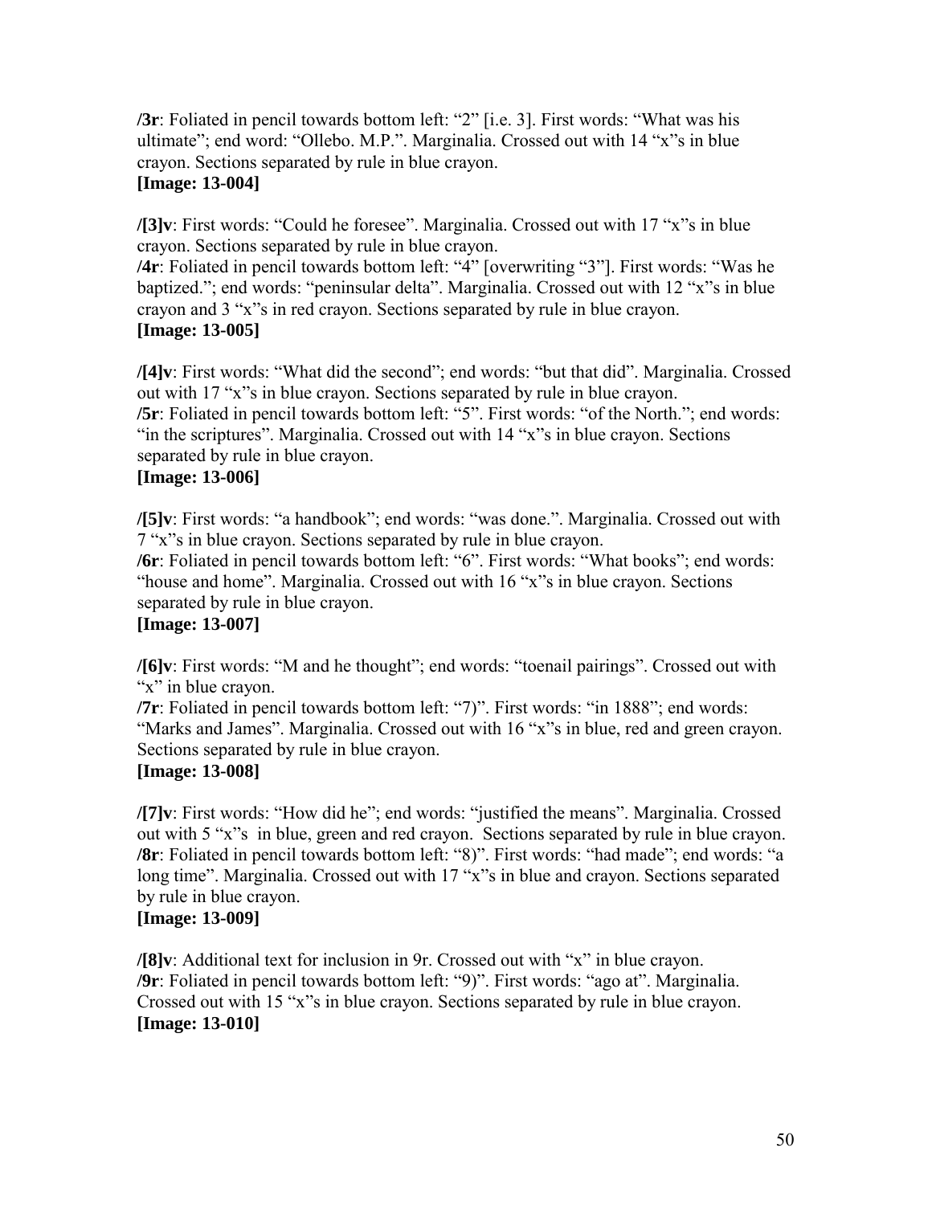**/3r**: Foliated in pencil towards bottom left: "2" [i.e. 3]. First words: "What was his ultimate"; end word: "Ollebo. M.P.". Marginalia. Crossed out with 14 "x"s in blue crayon. Sections separated by rule in blue crayon.
**[Image: 13-004]**

**/[3]v**: First words: "Could he foresee". Marginalia. Crossed out with 17 "x"s in blue crayon. Sections separated by rule in blue crayon.
**/4r**: Foliated in pencil towards bottom left: "4" [overwriting "3"]. First words: "Was he baptized."; end words: "peninsular delta". Marginalia. Crossed out with 12 "x"s in blue crayon and 3 "x"s in red crayon. Sections separated by rule in blue crayon.
**[Image: 13-005]**

**/[4]v**: First words: "What did the second"; end words: "but that did". Marginalia. Crossed out with 17 "x"s in blue crayon. Sections separated by rule in blue crayon.
**/5r**: Foliated in pencil towards bottom left: "5". First words: "of the North."; end words: "in the scriptures". Marginalia. Crossed out with 14 "x"s in blue crayon. Sections separated by rule in blue crayon.
**[Image: 13-006]**

**/[5]v**: First words: "a handbook"; end words: "was done.". Marginalia. Crossed out with 7 "x"s in blue crayon. Sections separated by rule in blue crayon.
**/6r**: Foliated in pencil towards bottom left: "6". First words: "What books"; end words: "house and home". Marginalia. Crossed out with 16 "x"s in blue crayon. Sections separated by rule in blue crayon.
**[Image: 13-007]**

**/[6]v**: First words: "M and he thought"; end words: "toenail pairings". Crossed out with "x" in blue crayon.
**/7r**: Foliated in pencil towards bottom left: "7)". First words: "in 1888"; end words: "Marks and James". Marginalia. Crossed out with 16 "x"s in blue, red and green crayon. Sections separated by rule in blue crayon.
**[Image: 13-008]**

**/[7]v**: First words: "How did he"; end words: "justified the means". Marginalia. Crossed out with 5 "x"s in blue, green and red crayon. Sections separated by rule in blue crayon.
**/8r**: Foliated in pencil towards bottom left: "8)". First words: "had made"; end words: "a long time". Marginalia. Crossed out with 17 "x"s in blue and crayon. Sections separated by rule in blue crayon.
**[Image: 13-009]**

**/[8]v**: Additional text for inclusion in 9r. Crossed out with "x" in blue crayon.
**/9r**: Foliated in pencil towards bottom left: "9)". First words: "ago at". Marginalia. Crossed out with 15 "x"s in blue crayon. Sections separated by rule in blue crayon.
**[Image: 13-010]**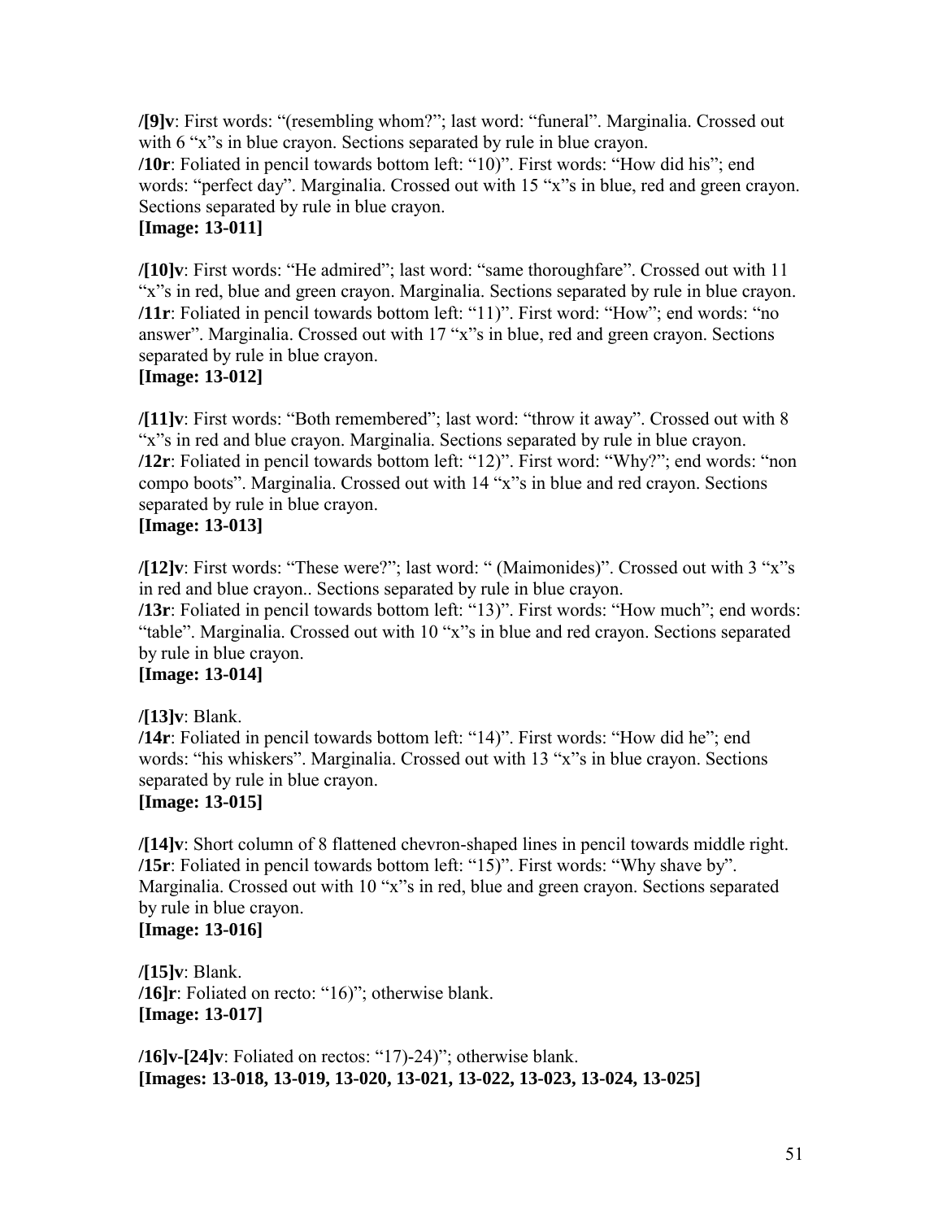**/[9]v**: First words: "(resembling whom?"; last word: "funeral". Marginalia. Crossed out with 6 "x"s in blue crayon. Sections separated by rule in blue crayon.
**/10r**: Foliated in pencil towards bottom left: "10)". First words: "How did his"; end words: "perfect day". Marginalia. Crossed out with 15 "x"s in blue, red and green crayon. Sections separated by rule in blue crayon.
**[Image: 13-011]**

**/[10]v**: First words: "He admired"; last word: "same thoroughfare". Crossed out with 11 "x"s in red, blue and green crayon. Marginalia. Sections separated by rule in blue crayon.
**/11r**: Foliated in pencil towards bottom left: "11)". First word: "How"; end words: "no answer". Marginalia. Crossed out with 17 "x"s in blue, red and green crayon. Sections separated by rule in blue crayon.
**[Image: 13-012]**

**/[11]v**: First words: "Both remembered"; last word: "throw it away". Crossed out with 8 "x"s in red and blue crayon. Marginalia. Sections separated by rule in blue crayon.
**/12r**: Foliated in pencil towards bottom left: "12)". First word: "Why?"; end words: "non compo boots". Marginalia. Crossed out with 14 "x"s in blue and red crayon. Sections separated by rule in blue crayon.
**[Image: 13-013]**

**/[12]v**: First words: "These were?"; last word: " (Maimonides)". Crossed out with 3 "x"s in red and blue crayon.. Sections separated by rule in blue crayon.
**/13r**: Foliated in pencil towards bottom left: "13)". First words: "How much"; end words: "table". Marginalia. Crossed out with 10 "x"s in blue and red crayon. Sections separated by rule in blue crayon.
**[Image: 13-014]**

**/[13]v**: Blank.
**/14r**: Foliated in pencil towards bottom left: "14)". First words: "How did he"; end words: "his whiskers". Marginalia. Crossed out with 13 "x"s in blue crayon. Sections separated by rule in blue crayon.
**[Image: 13-015]**

**/[14]v**: Short column of 8 flattened chevron-shaped lines in pencil towards middle right.
**/15r**: Foliated in pencil towards bottom left: "15)". First words: "Why shave by". Marginalia. Crossed out with 10 "x"s in red, blue and green crayon. Sections separated by rule in blue crayon.
**[Image: 13-016]**

**/[15]v**: Blank.
**/16]r**: Foliated on recto: "16)"; otherwise blank.
**[Image: 13-017]**

**/16]v-[24]v**: Foliated on rectos: "17)-24)"; otherwise blank.
**[Images: 13-018, 13-019, 13-020, 13-021, 13-022, 13-023, 13-024, 13-025]**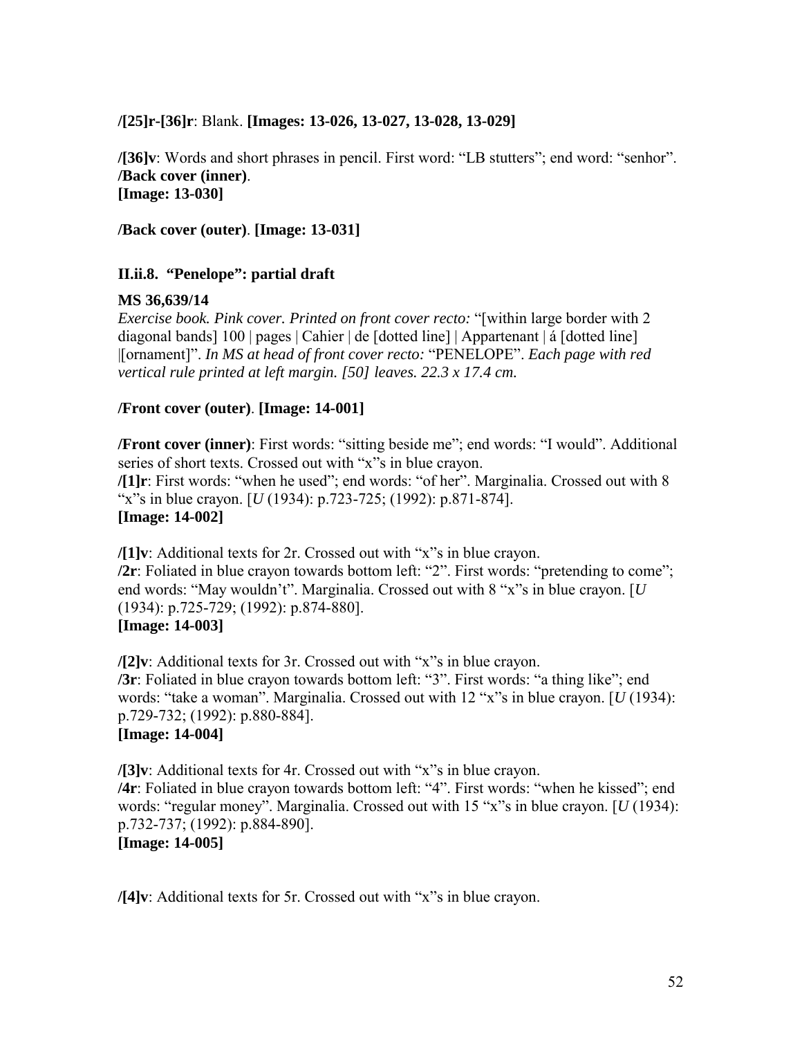**/[25]r-[36]r**: Blank. **[Images: 13-026, 13-027, 13-028, 13-029]**

**/[36]v**: Words and short phrases in pencil. First word: "LB stutters"; end word: "senhor".
**/Back cover (inner)**.
**[Image: 13-030]**

**/Back cover (outer)**. **[Image: 13-031]**

### II.ii.8. "Penelope": partial draft

**MS 36,639/14**
*Exercise book. Pink cover. Printed on front cover recto:* "[within large border with 2 diagonal bands] 100 | pages | Cahier | de [dotted line] | Appartenant | á [dotted line] |[ornament]". *In MS at head of front cover recto:* "PENELOPE". *Each page with red vertical rule printed at left margin. [50] leaves. 22.3 x 17.4 cm.*

**/Front cover (outer)**. **[Image: 14-001]**

**/Front cover (inner)**: First words: "sitting beside me"; end words: "I would". Additional series of short texts. Crossed out with "x"s in blue crayon.
**/[1]r**: First words: "when he used"; end words: "of her". Marginalia. Crossed out with 8 "x"s in blue crayon. [*U* (1934): p.723-725; (1992): p.871-874].
**[Image: 14-002]**

**/[1]v**: Additional texts for 2r. Crossed out with "x"s in blue crayon.
**/2r**: Foliated in blue crayon towards bottom left: "2". First words: "pretending to come"; end words: "May wouldn't". Marginalia. Crossed out with 8 "x"s in blue crayon. [*U* (1934): p.725-729; (1992): p.874-880].
**[Image: 14-003]**

**/[2]v**: Additional texts for 3r. Crossed out with "x"s in blue crayon.
**/3r**: Foliated in blue crayon towards bottom left: "3". First words: "a thing like"; end words: "take a woman". Marginalia. Crossed out with 12 "x"s in blue crayon. [*U* (1934): p.729-732; (1992): p.880-884].
**[Image: 14-004]**

**/[3]v**: Additional texts for 4r. Crossed out with "x"s in blue crayon.
**/4r**: Foliated in blue crayon towards bottom left: "4". First words: "when he kissed"; end words: "regular money". Marginalia. Crossed out with 15 "x"s in blue crayon. [*U* (1934): p.732-737; (1992): p.884-890].
**[Image: 14-005]**

**/[4]v**: Additional texts for 5r. Crossed out with "x"s in blue crayon.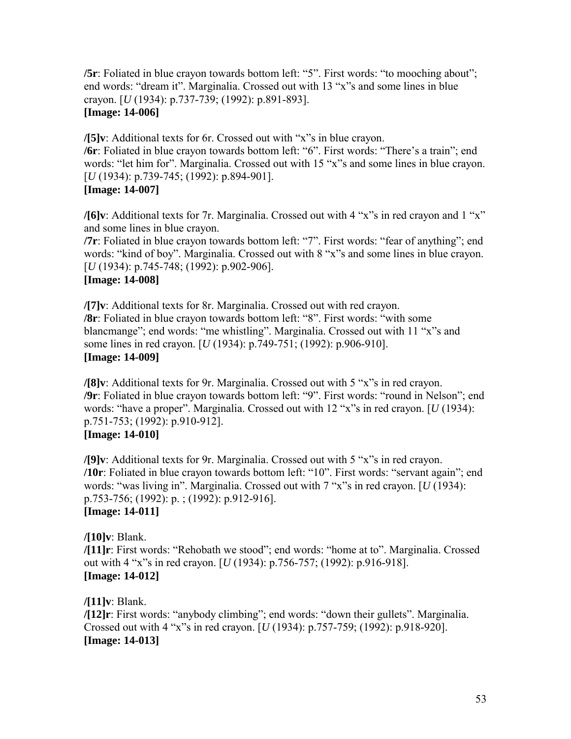**/5r**: Foliated in blue crayon towards bottom left: "5". First words: "to mooching about"; end words: "dream it". Marginalia. Crossed out with 13 "x"s and some lines in blue crayon. [*U* (1934): p.737-739; (1992): p.891-893].
**[Image: 14-006]**

**/[5]v**: Additional texts for 6r. Crossed out with "x"s in blue crayon.
**/6r**: Foliated in blue crayon towards bottom left: "6". First words: "There's a train"; end words: "let him for". Marginalia. Crossed out with 15 "x"s and some lines in blue crayon. [*U* (1934): p.739-745; (1992): p.894-901].
**[Image: 14-007]**

**/[6]v**: Additional texts for 7r. Marginalia. Crossed out with 4 "x"s in red crayon and 1 "x" and some lines in blue crayon.
**/7r**: Foliated in blue crayon towards bottom left: "7". First words: "fear of anything"; end words: "kind of boy". Marginalia. Crossed out with 8 "x"s and some lines in blue crayon. [*U* (1934): p.745-748; (1992): p.902-906].
**[Image: 14-008]**

**/[7]v**: Additional texts for 8r. Marginalia. Crossed out with red crayon.
**/8r**: Foliated in blue crayon towards bottom left: "8". First words: "with some blancmange"; end words: "me whistling". Marginalia. Crossed out with 11 "x"s and some lines in red crayon. [*U* (1934): p.749-751; (1992): p.906-910].
**[Image: 14-009]**

**/[8]v**: Additional texts for 9r. Marginalia. Crossed out with 5 "x"s in red crayon.
**/9r**: Foliated in blue crayon towards bottom left: "9". First words: "round in Nelson"; end words: "have a proper". Marginalia. Crossed out with 12 "x"s in red crayon. [*U* (1934): p.751-753; (1992): p.910-912].
**[Image: 14-010]**

**/[9]v**: Additional texts for 9r. Marginalia. Crossed out with 5 "x"s in red crayon.
**/10r**: Foliated in blue crayon towards bottom left: "10". First words: "servant again"; end words: "was living in". Marginalia. Crossed out with 7 "x"s in red crayon. [*U* (1934): p.753-756; (1992): p. ; (1992): p.912-916].
**[Image: 14-011]**

**/[10]v**: Blank.
**/[11]r**: First words: "Rehobath we stood"; end words: "home at to". Marginalia. Crossed out with 4 "x"s in red crayon. [*U* (1934): p.756-757; (1992): p.916-918].
**[Image: 14-012]**

**/[11]v**: Blank.
**/[12]r**: First words: "anybody climbing"; end words: "down their gullets". Marginalia. Crossed out with 4 "x"s in red crayon. [*U* (1934): p.757-759; (1992): p.918-920].
**[Image: 14-013]**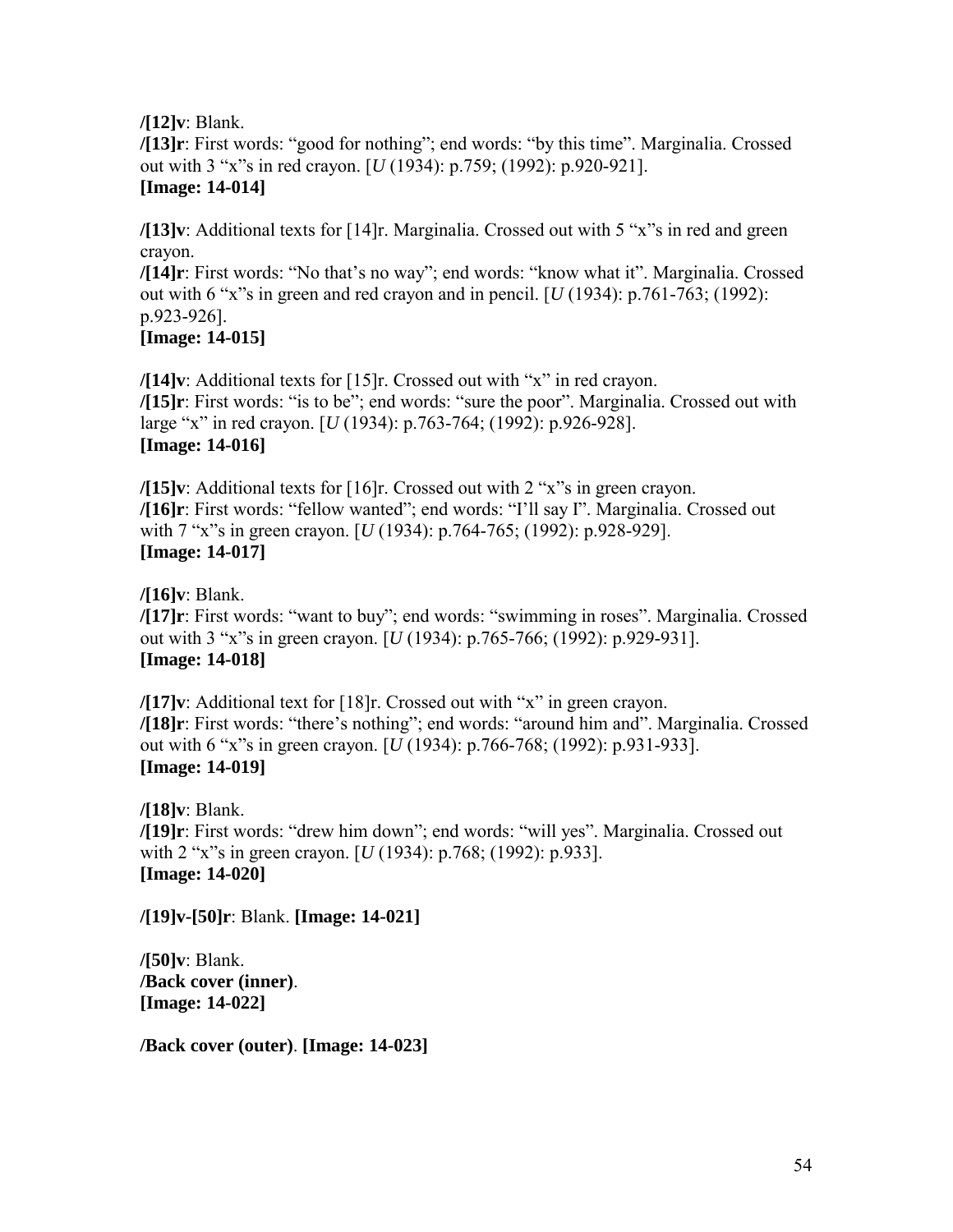**/[12]v**: Blank.
**/[13]r**: First words: "good for nothing"; end words: "by this time". Marginalia. Crossed out with 3 "x"s in red crayon. [*U* (1934): p.759; (1992): p.920-921].
**[Image: 14-014]**

**/[13]v**: Additional texts for [14]r. Marginalia. Crossed out with 5 "x"s in red and green crayon.
**/[14]r**: First words: "No that's no way"; end words: "know what it". Marginalia. Crossed out with 6 "x"s in green and red crayon and in pencil. [*U* (1934): p.761-763; (1992): p.923-926].
**[Image: 14-015]**

**/[14]v**: Additional texts for [15]r. Crossed out with "x" in red crayon.
**/[15]r**: First words: "is to be"; end words: "sure the poor". Marginalia. Crossed out with large "x" in red crayon. [*U* (1934): p.763-764; (1992): p.926-928].
**[Image: 14-016]**

**/[15]v**: Additional texts for [16]r. Crossed out with 2 "x"s in green crayon.
**/[16]r**: First words: "fellow wanted"; end words: "I'll say I". Marginalia. Crossed out with 7 "x"s in green crayon. [*U* (1934): p.764-765; (1992): p.928-929].
**[Image: 14-017]**

**/[16]v**: Blank.
**/[17]r**: First words: "want to buy"; end words: "swimming in roses". Marginalia. Crossed out with 3 "x"s in green crayon. [*U* (1934): p.765-766; (1992): p.929-931].
**[Image: 14-018]**

**/[17]v**: Additional text for [18]r. Crossed out with "x" in green crayon.
**/[18]r**: First words: "there's nothing"; end words: "around him and". Marginalia. Crossed out with 6 "x"s in green crayon. [*U* (1934): p.766-768; (1992): p.931-933].
**[Image: 14-019]**

**/[18]v**: Blank.
**/[19]r**: First words: "drew him down"; end words: "will yes". Marginalia. Crossed out with 2 "x"s in green crayon. [*U* (1934): p.768; (1992): p.933].
**[Image: 14-020]**

**/[19]v-[50]r**: Blank. **[Image: 14-021]**

**/[50]v**: Blank.
**/Back cover (inner)**.
**[Image: 14-022]**

**/Back cover (outer)**. **[Image: 14-023]**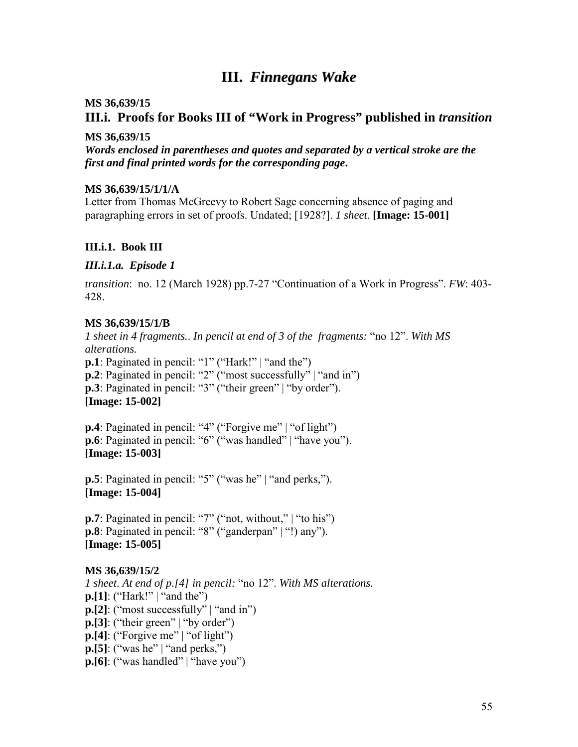# III. *Finnegans Wake*

**MS 36,639/15**

## III.i. Proofs for Books III of "Work in Progress" published in *transition*

**MS 36,639/15**

***Words enclosed in parentheses and quotes and separated by a vertical stroke are the first and final printed words for the corresponding page.***

**MS 36,639/15/1/1/A**

Letter from Thomas McGreevy to Robert Sage concerning absence of paging and paragraphing errors in set of proofs. Undated; [1928?]. *1 sheet*. **[Image: 15-001]**

### III.i.1. Book III

#### *III.i.1.a. Episode 1*

*transition*: no. 12 (March 1928) pp.7-27 "Continuation of a Work in Progress". *FW*: 403-428.

**MS 36,639/15/1/B**

*1 sheet in 4 fragments.. In pencil at end of 3 of the fragments:* "no 12". *With MS alterations.*

**p.1**: Paginated in pencil: "1" ("Hark!" | "and the")
**p.2**: Paginated in pencil: "2" ("most successfully" | "and in")
**p.3**: Paginated in pencil: "3" ("their green" | "by order").
**[Image: 15-002]**

**p.4**: Paginated in pencil: "4" ("Forgive me" | "of light")
**p.6**: Paginated in pencil: "6" ("was handled" | "have you").
**[Image: 15-003]**

**p.5**: Paginated in pencil: "5" ("was he" | "and perks,").
**[Image: 15-004]**

**p.7**: Paginated in pencil: "7" ("not, without," | "to his")
**p.8**: Paginated in pencil: "8" ("ganderpan" | "!) any").
**[Image: 15-005]**

**MS 36,639/15/2**

*1 sheet. At end of p.[4] in pencil:* "no 12". *With MS alterations.*

**p.[1]**: ("Hark!" | "and the")
**p.[2]**: ("most successfully" | "and in")
**p.[3]**: ("their green" | "by order")
**p.[4]**: ("Forgive me" | "of light")
**p.[5]**: ("was he" | "and perks,")
**p.[6]**: ("was handled" | "have you")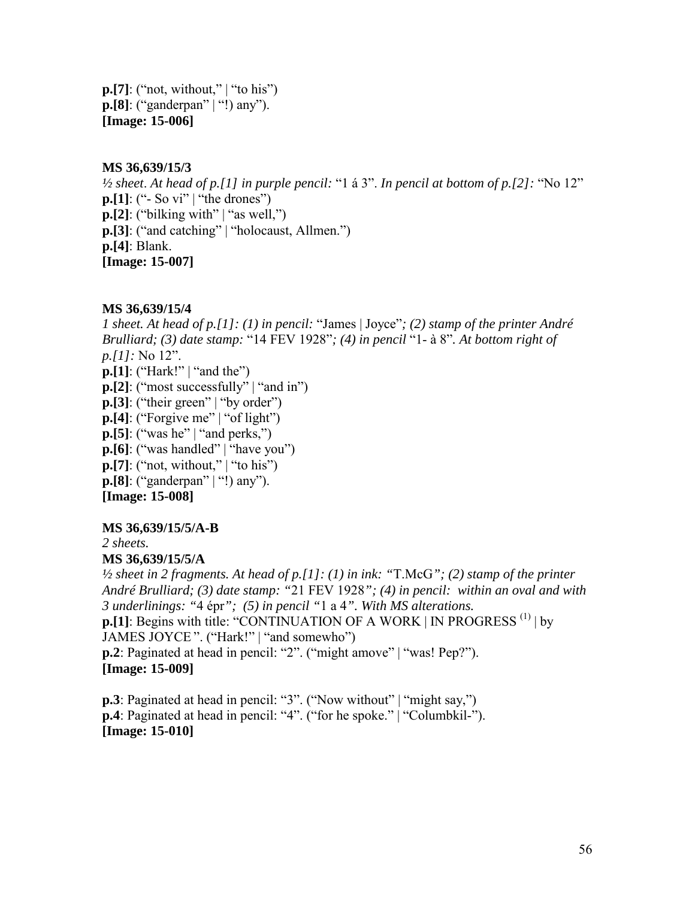**p.[7]**: ("not, without," | "to his")
**p.[8]**: ("ganderpan" | "!) any").
**[Image: 15-006]**

**MS 36,639/15/3**

*½ sheet*. *At head of p.[1] in purple pencil:* "1 á 3". *In pencil at bottom of p.[2]:* "No 12"
**p.[1]**: ("- So vi" | "the drones")
**p.[2]**: ("bilking with" | "as well,")
**p.[3]**: ("and catching" | "holocaust, Allmen.")
**p.[4]**: Blank.
**[Image: 15-007]**

**MS 36,639/15/4**

*1 sheet. At head of p.[1]: (1) in pencil:* "James | Joyce"*; (2) stamp of the printer André Brulliard; (3) date stamp:* "14 FEV 1928"*; (4) in pencil* "1- à 8"*. At bottom right of p.[1]:* No 12".
**p.[1]**: ("Hark!" | "and the")
**p.[2]**: ("most successfully" | "and in")
**p.[3]**: ("their green" | "by order")
**p.[4]**: ("Forgive me" | "of light")
**p.[5]**: ("was he" | "and perks,")
**p.[6]**: ("was handled" | "have you")
**p.[7]**: ("not, without," | "to his")
**p.[8]**: ("ganderpan" | "!) any").
**[Image: 15-008]**

**MS 36,639/15/5/A-B**

*2 sheets.*

**MS 36,639/15/5/A**

*½ sheet in 2 fragments. At head of p.[1]: (1) in ink: "*T.McG*"; (2) stamp of the printer André Brulliard; (3) date stamp: "*21 FEV 1928*"; (4) in pencil: within an oval and with 3 underlinings: "*4 épr*"; (5) in pencil "*1 a 4*". With MS alterations.*
**p.[1]**: Begins with title: "CONTINUATION OF A WORK | IN PROGRESS [(1)] | by JAMES JOYCE". ("Hark!" | "and somewho")
**p.2**: Paginated at head in pencil: "2". ("might amove" | "was! Pep?").
**[Image: 15-009]**

**p.3**: Paginated at head in pencil: "3". ("Now without" | "might say,")
**p.4**: Paginated at head in pencil: "4". ("for he spoke." | "Columbkil-").
**[Image: 15-010]**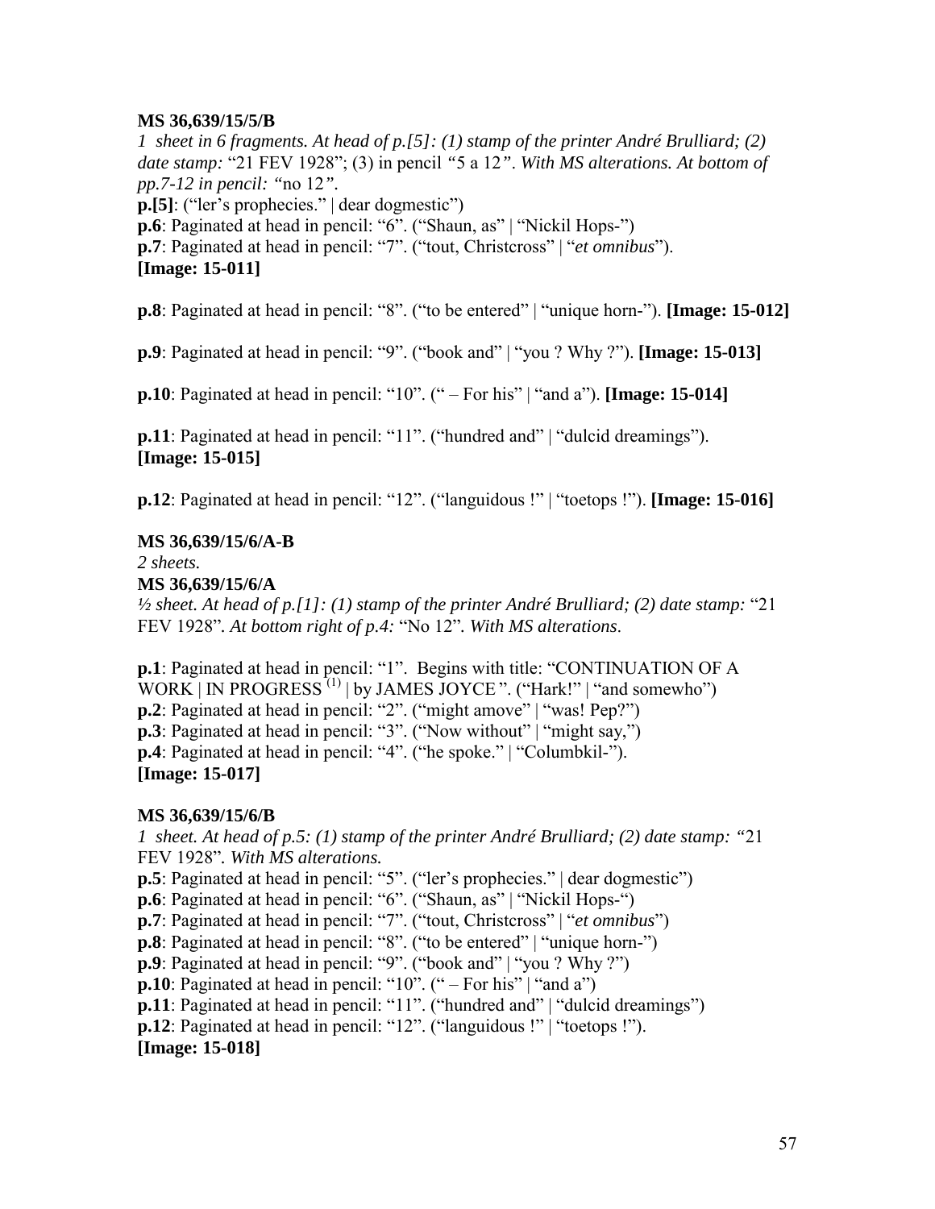**MS 36,639/15/5/B**

*1 sheet in 6 fragments. At head of p.[5]: (1) stamp of the printer André Brulliard; (2) date stamp:* "21 FEV 1928"; (3) in pencil *"*5 a 12*". With MS alterations. At bottom of pp.7-12 in pencil: "*no 12*".*

**p.[5]**: ("ler's prophecies." | dear dogmestic")
**p.6**: Paginated at head in pencil: "6". ("Shaun, as" | "Nickil Hops-")
**p.7**: Paginated at head in pencil: "7". ("tout, Christcross" | "*et omnibus*").
**[Image: 15-011]**

**p.8**: Paginated at head in pencil: "8". ("to be entered" | "unique horn-"). **[Image: 15-012]**

**p.9**: Paginated at head in pencil: "9". ("book and" | "you ? Why ?"). **[Image: 15-013]**

**p.10**: Paginated at head in pencil: "10". (" – For his" | "and a"). **[Image: 15-014]**

**p.11**: Paginated at head in pencil: "11". ("hundred and" | "dulcid dreamings").
**[Image: 15-015]**

**p.12**: Paginated at head in pencil: "12". ("languidous !" | "toetops !"). **[Image: 15-016]**

**MS 36,639/15/6/A-B**

*2 sheets.*

**MS 36,639/15/6/A**

*½ sheet. At head of p.[1]: (1) stamp of the printer André Brulliard; (2) date stamp:* "21 FEV 1928"*. At bottom right of p.4:* "No 12"*. With MS alterations*.

**p.1**: Paginated at head in pencil: "1". Begins with title: "CONTINUATION OF A WORK | IN PROGRESS [(1)] | by JAMES JOYCE". ("Hark!" | "and somewho")
**p.2**: Paginated at head in pencil: "2". ("might amove" | "was! Pep?")
**p.3**: Paginated at head in pencil: "3". ("Now without" | "might say,")
**p.4**: Paginated at head in pencil: "4". ("he spoke." | "Columbkil-").
**[Image: 15-017]**

**MS 36,639/15/6/B**

*1 sheet. At head of p.5: (1) stamp of the printer André Brulliard; (2) date stamp: "*21 FEV 1928"*. With MS alterations.*

**p.5**: Paginated at head in pencil: "5". ("ler's prophecies." | dear dogmestic")
**p.6**: Paginated at head in pencil: "6". ("Shaun, as" | "Nickil Hops-")
**p.7**: Paginated at head in pencil: "7". ("tout, Christcross" | "*et omnibus*")
**p.8**: Paginated at head in pencil: "8". ("to be entered" | "unique horn-")
**p.9**: Paginated at head in pencil: "9". ("book and" | "you ? Why ?")
**p.10**: Paginated at head in pencil: "10". (" – For his" | "and a")
**p.11**: Paginated at head in pencil: "11". ("hundred and" | "dulcid dreamings")
**p.12**: Paginated at head in pencil: "12". ("languidous !" | "toetops !").
**[Image: 15-018]**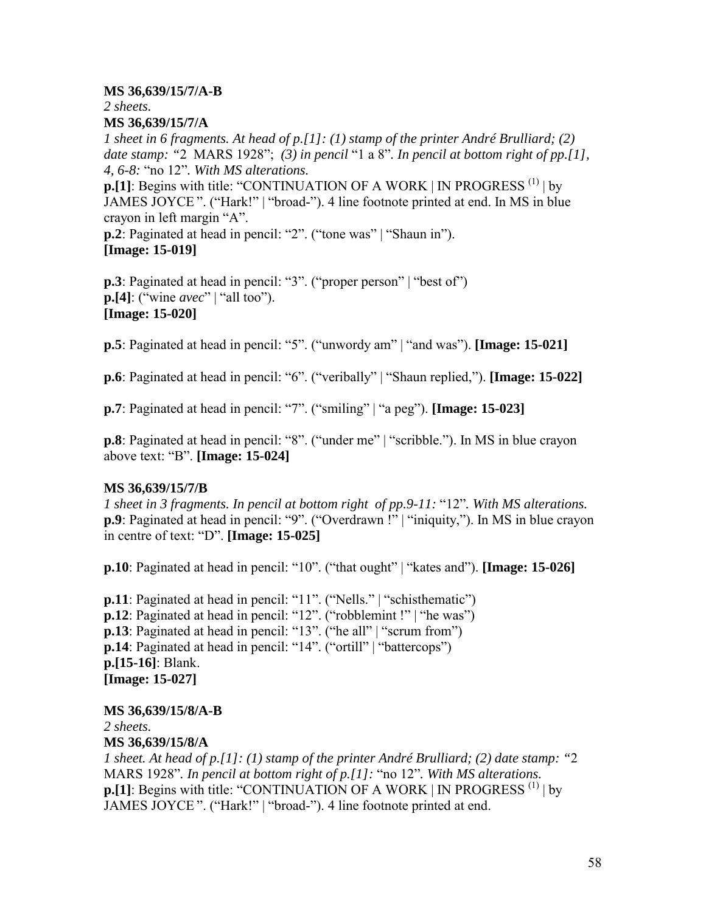**MS 36,639/15/7/A-B**

*2 sheets.*

**MS 36,639/15/7/A**

*1 sheet in 6 fragments. At head of p.[1]: (1) stamp of the printer André Brulliard; (2) date stamp: "*2 MARS 1928"; *(3) in pencil* "1 a 8"*. In pencil at bottom right of pp.[1], 4, 6-8:* "no 12"*. With MS alterations.*

**p.[1]**: Begins with title: "CONTINUATION OF A WORK | IN PROGRESS (1) | by JAMES JOYCE ". ("Hark!" | "broad-"). 4 line footnote printed at end. In MS in blue crayon in left margin "A".

**p.2**: Paginated at head in pencil: "2". ("tone was" | "Shaun in").

**[Image: 15-019]**

**p.3**: Paginated at head in pencil: "3". ("proper person" | "best of")

**p.[4]**: ("wine *avec*" | "all too").

**[Image: 15-020]**

**p.5**: Paginated at head in pencil: "5". ("unwordy am" | "and was"). **[Image: 15-021]**

**p.6**: Paginated at head in pencil: "6". ("veribally" | "Shaun replied,"). **[Image: 15-022]**

**p.7**: Paginated at head in pencil: "7". ("smiling" | "a peg"). **[Image: 15-023]**

**p.8**: Paginated at head in pencil: "8". ("under me" | "scribble."). In MS in blue crayon above text: "B". **[Image: 15-024]**

**MS 36,639/15/7/B**

*1 sheet in 3 fragments. In pencil at bottom right of pp.9-11:* "12"*. With MS alterations.*

**p.9**: Paginated at head in pencil: "9". ("Overdrawn !" | "iniquity,"). In MS in blue crayon in centre of text: "D". **[Image: 15-025]**

**p.10**: Paginated at head in pencil: "10". ("that ought" | "kates and"). **[Image: 15-026]**

**p.11**: Paginated at head in pencil: "11". ("Nells." | "schisthematic")

**p.12**: Paginated at head in pencil: "12". ("robblemint !" | "he was")

**p.13**: Paginated at head in pencil: "13". ("he all" | "scrum from")

**p.14**: Paginated at head in pencil: "14". ("ortill" | "battercops")

**p.[15-16]**: Blank.

**[Image: 15-027]**

**MS 36,639/15/8/A-B**

*2 sheets.*

**MS 36,639/15/8/A**

*1 sheet. At head of p.[1]: (1) stamp of the printer André Brulliard; (2) date stamp: "*2 MARS 1928"*. In pencil at bottom right of p.[1]:* "no 12"*. With MS alterations.*

**p.[1]**: Begins with title: "CONTINUATION OF A WORK | IN PROGRESS (1) | by JAMES JOYCE ". ("Hark!" | "broad-"). 4 line footnote printed at end.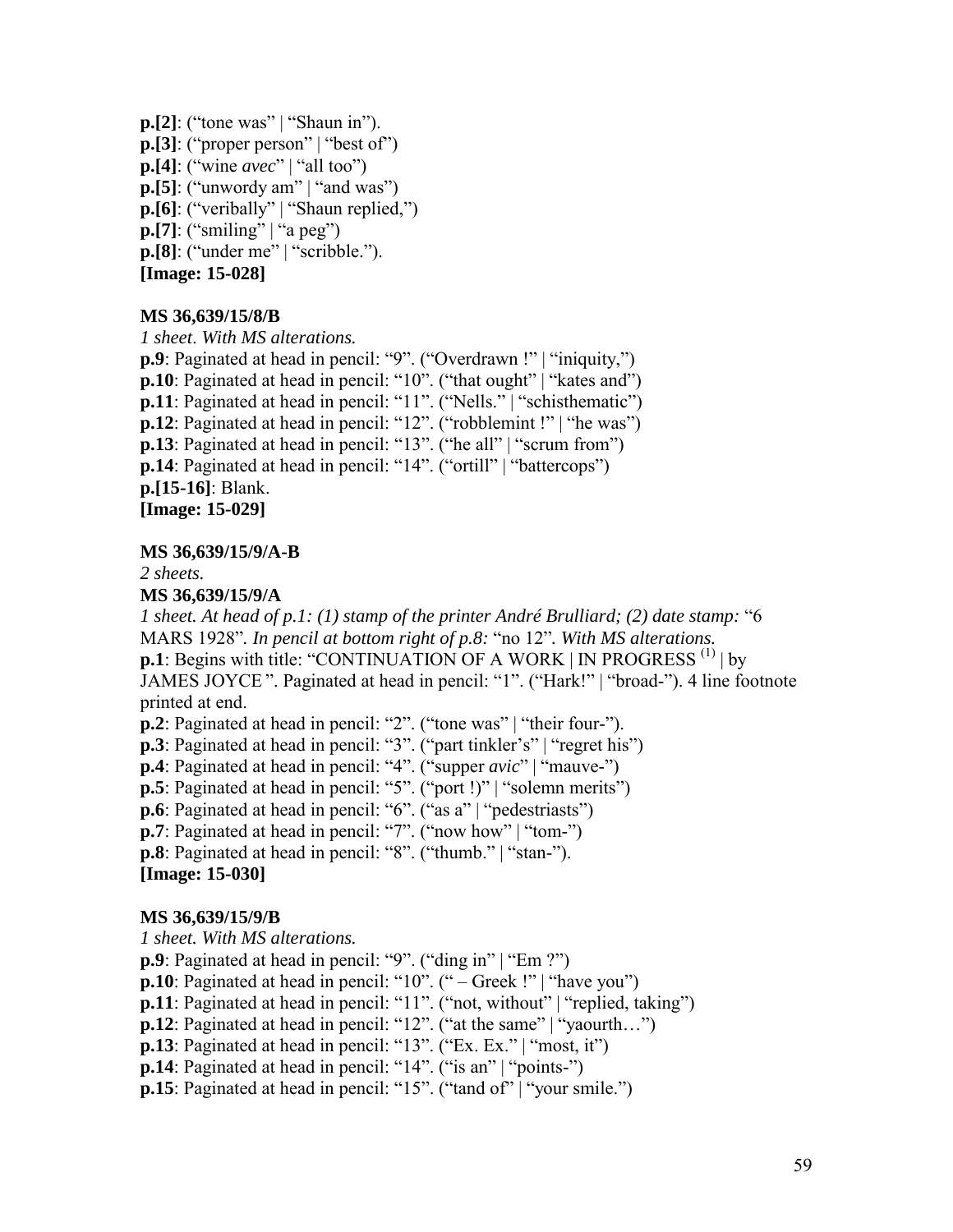**p.[2]**: ("tone was" | "Shaun in").
**p.[3]**: ("proper person" | "best of")
**p.[4]**: ("wine *avec*" | "all too")
**p.[5]**: ("unwordy am" | "and was")
**p.[6]**: ("veribally" | "Shaun replied,")
**p.[7]**: ("smiling" | "a peg")
**p.[8]**: ("under me" | "scribble.").
**[Image: 15-028]**

**MS 36,639/15/8/B**

*1 sheet. With MS alterations.*
**p.9**: Paginated at head in pencil: "9". ("Overdrawn !" | "iniquity,")
**p.10**: Paginated at head in pencil: "10". ("that ought" | "kates and")
**p.11**: Paginated at head in pencil: "11". ("Nells." | "schisthematic")
**p.12**: Paginated at head in pencil: "12". ("robblemint !" | "he was")
**p.13**: Paginated at head in pencil: "13". ("he all" | "scrum from")
**p.14**: Paginated at head in pencil: "14". ("ortill" | "battercops")
**p.[15-16]**: Blank.
**[Image: 15-029]**

**MS 36,639/15/9/A-B**

*2 sheets.*

**MS 36,639/15/9/A**

*1 sheet. At head of p.1: (1) stamp of the printer André Brulliard; (2) date stamp:* "6 MARS 1928"*. In pencil at bottom right of p.8:* "no 12"*. With MS alterations.*
**p.1**: Begins with title: "CONTINUATION OF A WORK | IN PROGRESS [(1)] | by JAMES JOYCE ". Paginated at head in pencil: "1". ("Hark!" | "broad-"). 4 line footnote printed at end.
**p.2**: Paginated at head in pencil: "2". ("tone was" | "their four-").
**p.3**: Paginated at head in pencil: "3". ("part tinkler's" | "regret his")
**p.4**: Paginated at head in pencil: "4". ("supper *avic*" | "mauve-")
**p.5**: Paginated at head in pencil: "5". ("port !)" | "solemn merits")
**p.6**: Paginated at head in pencil: "6". ("as a" | "pedestriasts")
**p.7**: Paginated at head in pencil: "7". ("now how" | "tom-")
**p.8**: Paginated at head in pencil: "8". ("thumb." | "stan-").
**[Image: 15-030]**

**MS 36,639/15/9/B**

*1 sheet. With MS alterations.*
**p.9**: Paginated at head in pencil: "9". ("ding in" | "Em ?")
**p.10**: Paginated at head in pencil: "10". (" – Greek !" | "have you")
**p.11**: Paginated at head in pencil: "11". ("not, without" | "replied, taking")
**p.12**: Paginated at head in pencil: "12". ("at the same" | "yaourth…")
**p.13**: Paginated at head in pencil: "13". ("Ex. Ex." | "most, it")
**p.14**: Paginated at head in pencil: "14". ("is an" | "points-")
**p.15**: Paginated at head in pencil: "15". ("tand of" | "your smile.")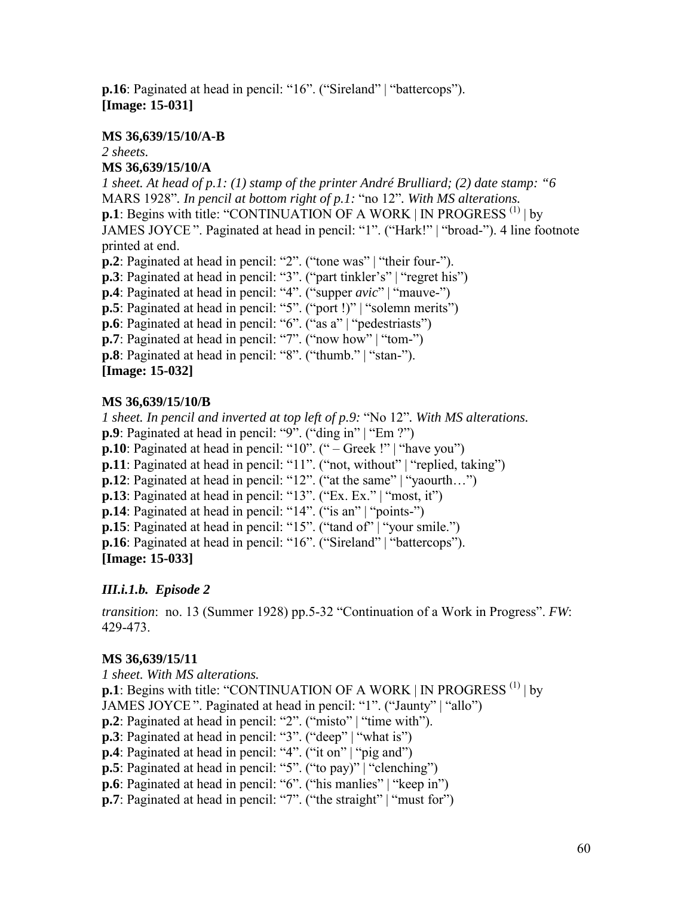**p.16**: Paginated at head in pencil: "16". ("Sireland" | "battercops").
**[Image: 15-031]**

**MS 36,639/15/10/A-B**

*2 sheets.*

**MS 36,639/15/10/A**

*1 sheet. At head of p.1: (1) stamp of the printer André Brulliard; (2) date stamp: "6* MARS 1928"*. In pencil at bottom right of p.1:* "no 12"*. With MS alterations.*
**p.1**: Begins with title: "CONTINUATION OF A WORK | IN PROGRESS [(1)] | by JAMES JOYCE". Paginated at head in pencil: "1". ("Hark!" | "broad-"). 4 line footnote printed at end.
**p.2**: Paginated at head in pencil: "2". ("tone was" | "their four-").
**p.3**: Paginated at head in pencil: "3". ("part tinkler's" | "regret his")
**p.4**: Paginated at head in pencil: "4". ("supper *avic*" | "mauve-")
**p.5**: Paginated at head in pencil: "5". ("port !)" | "solemn merits")
**p.6**: Paginated at head in pencil: "6". ("as a" | "pedestriasts")
**p.7**: Paginated at head in pencil: "7". ("now how" | "tom-")
**p.8**: Paginated at head in pencil: "8". ("thumb." | "stan-").
**[Image: 15-032]**

**MS 36,639/15/10/B**

*1 sheet. In pencil and inverted at top left of p.9:* "No 12"*. With MS alterations.*
**p.9**: Paginated at head in pencil: "9". ("ding in" | "Em ?")
**p.10**: Paginated at head in pencil: "10". (" – Greek !" | "have you")
**p.11**: Paginated at head in pencil: "11". ("not, without" | "replied, taking")
**p.12**: Paginated at head in pencil: "12". ("at the same" | "yaourth…")
**p.13**: Paginated at head in pencil: "13". ("Ex. Ex." | "most, it")
**p.14**: Paginated at head in pencil: "14". ("is an" | "points-")
**p.15**: Paginated at head in pencil: "15". ("tand of" | "your smile.")
**p.16**: Paginated at head in pencil: "16". ("Sireland" | "battercops").
**[Image: 15-033]**

### *III.i.1.b. Episode 2*

*transition*: no. 13 (Summer 1928) pp.5-32 "Continuation of a Work in Progress". *FW*: 429-473.

**MS 36,639/15/11**

*1 sheet. With MS alterations.*
**p.1**: Begins with title: "CONTINUATION OF A WORK | IN PROGRESS [(1)] | by JAMES JOYCE". Paginated at head in pencil: "1". ("Jaunty" | "allo")
**p.2**: Paginated at head in pencil: "2". ("misto" | "time with").
**p.3**: Paginated at head in pencil: "3". ("deep" | "what is")
**p.4**: Paginated at head in pencil: "4". ("it on" | "pig and")
**p.5**: Paginated at head in pencil: "5". ("to pay)" | "clenching")
**p.6**: Paginated at head in pencil: "6". ("his manlies" | "keep in")
**p.7**: Paginated at head in pencil: "7". ("the straight" | "must for")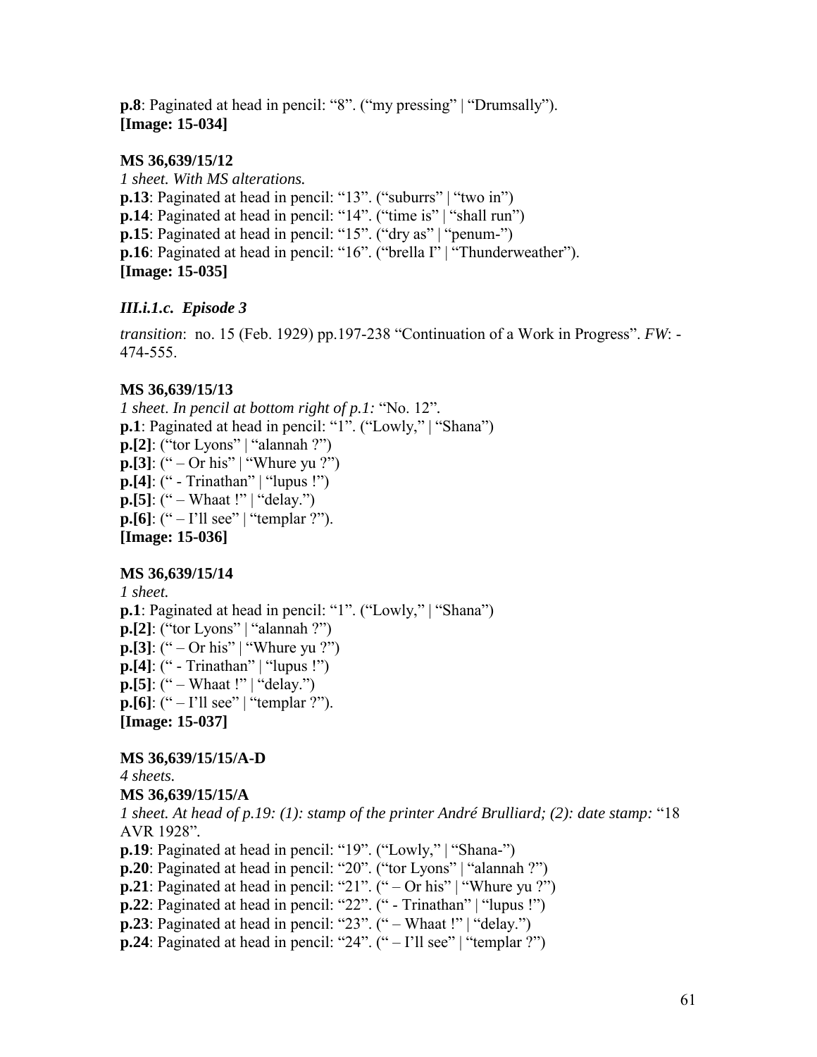**p.8**: Paginated at head in pencil: "8". ("my pressing" | "Drumsally").
**[Image: 15-034]**

**MS 36,639/15/12**

*1 sheet. With MS alterations.*
**p.13**: Paginated at head in pencil: "13". ("suburrs" | "two in")
**p.14**: Paginated at head in pencil: "14". ("time is" | "shall run")
**p.15**: Paginated at head in pencil: "15". ("dry as" | "penum-")
**p.16**: Paginated at head in pencil: "16". ("brella I" | "Thunderweather").
**[Image: 15-035]**

### *III.i.1.c. Episode 3*

*transition*: no. 15 (Feb. 1929) pp.197-238 "Continuation of a Work in Progress". *FW*: - 474-555.

**MS 36,639/15/13**

*1 sheet. In pencil at bottom right of p.1:* "No. 12".
**p.1**: Paginated at head in pencil: "1". ("Lowly," | "Shana")
**p.[2]**: ("tor Lyons" | "alannah ?")
**p.[3]**: (" – Or his" | "Whure yu ?")
**p.[4]**: (" - Trinathan" | "lupus !")
**p.[5]**: (" – Whaat !" | "delay.")
**p.[6]**: (" – I'll see" | "templar ?").
**[Image: 15-036]**

**MS 36,639/15/14**

*1 sheet.*
**p.1**: Paginated at head in pencil: "1". ("Lowly," | "Shana")
**p.[2]**: ("tor Lyons" | "alannah ?")
**p.[3]**: (" – Or his" | "Whure yu ?")
**p.[4]**: (" - Trinathan" | "lupus !")
**p.[5]**: (" – Whaat !" | "delay.")
**p.[6]**: (" – I'll see" | "templar ?").
**[Image: 15-037]**

**MS 36,639/15/15/A-D**

*4 sheets.*

**MS 36,639/15/15/A**

*1 sheet. At head of p.19: (1): stamp of the printer André Brulliard; (2): date stamp:* "18 AVR 1928".
**p.19**: Paginated at head in pencil: "19". ("Lowly," | "Shana-")
**p.20**: Paginated at head in pencil: "20". ("tor Lyons" | "alannah ?")
**p.21**: Paginated at head in pencil: "21". (" – Or his" | "Whure yu ?")
**p.22**: Paginated at head in pencil: "22". (" - Trinathan" | "lupus !")
**p.23**: Paginated at head in pencil: "23". (" – Whaat !" | "delay.")
**p.24**: Paginated at head in pencil: "24". (" – I'll see" | "templar ?")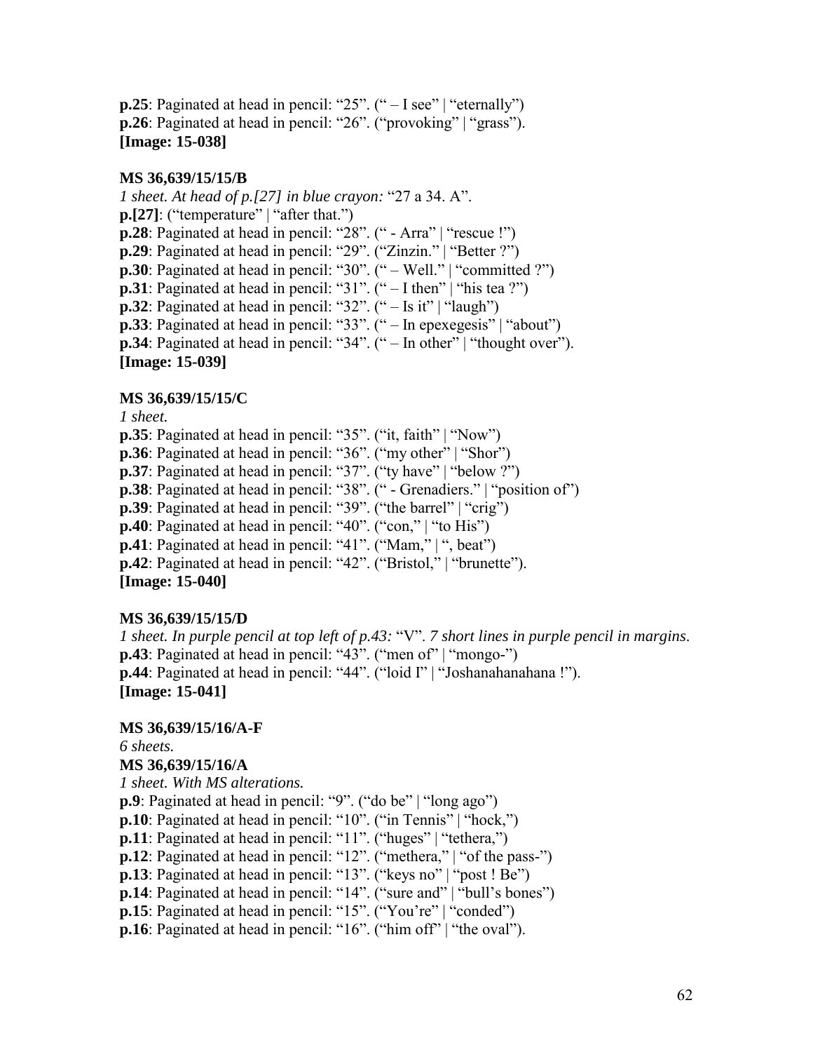**p.25**: Paginated at head in pencil: "25". (" – I see" | "eternally")
**p.26**: Paginated at head in pencil: "26". ("provoking" | "grass").
**[Image: 15-038]**

**MS 36,639/15/15/B**
*1 sheet. At head of p.[27] in blue crayon:* "27 a 34. A".
**p.[27]**: ("temperature" | "after that.")
**p.28**: Paginated at head in pencil: "28". (" - Arra" | "rescue !")
**p.29**: Paginated at head in pencil: "29". ("Zinzin." | "Better ?")
**p.30**: Paginated at head in pencil: "30". (" – Well." | "committed ?")
**p.31**: Paginated at head in pencil: "31". (" – I then" | "his tea ?")
**p.32**: Paginated at head in pencil: "32". (" – Is it" | "laugh")
**p.33**: Paginated at head in pencil: "33". (" – In epexegesis" | "about")
**p.34**: Paginated at head in pencil: "34". (" – In other" | "thought over").
**[Image: 15-039]**

**MS 36,639/15/15/C**
*1 sheet.*
**p.35**: Paginated at head in pencil: "35". ("it, faith" | "Now")
**p.36**: Paginated at head in pencil: "36". ("my other" | "Shor")
**p.37**: Paginated at head in pencil: "37". ("ty have" | "below ?")
**p.38**: Paginated at head in pencil: "38". (" - Grenadiers." | "position of")
**p.39**: Paginated at head in pencil: "39". ("the barrel" | "crig")
**p.40**: Paginated at head in pencil: "40". ("con," | "to His")
**p.41**: Paginated at head in pencil: "41". ("Mam," | ", beat")
**p.42**: Paginated at head in pencil: "42". ("Bristol," | "brunette").
**[Image: 15-040]**

**MS 36,639/15/15/D**
*1 sheet. In purple pencil at top left of p.43:* "V". *7 short lines in purple pencil in margins*.
**p.43**: Paginated at head in pencil: "43". ("men of" | "mongo-")
**p.44**: Paginated at head in pencil: "44". ("loid I" | "Joshanahanahana !").
**[Image: 15-041]**

**MS 36,639/15/16/A-F**
*6 sheets.*
**MS 36,639/15/16/A**
*1 sheet. With MS alterations.*
**p.9**: Paginated at head in pencil: "9". ("do be" | "long ago")
**p.10**: Paginated at head in pencil: "10". ("in Tennis" | "hock,")
**p.11**: Paginated at head in pencil: "11". ("huges" | "tethera,")
**p.12**: Paginated at head in pencil: "12". ("methera," | "of the pass-")
**p.13**: Paginated at head in pencil: "13". ("keys no" | "post ! Be")
**p.14**: Paginated at head in pencil: "14". ("sure and" | "bull's bones")
**p.15**: Paginated at head in pencil: "15". ("You're" | "conded")
**p.16**: Paginated at head in pencil: "16". ("him off" | "the oval").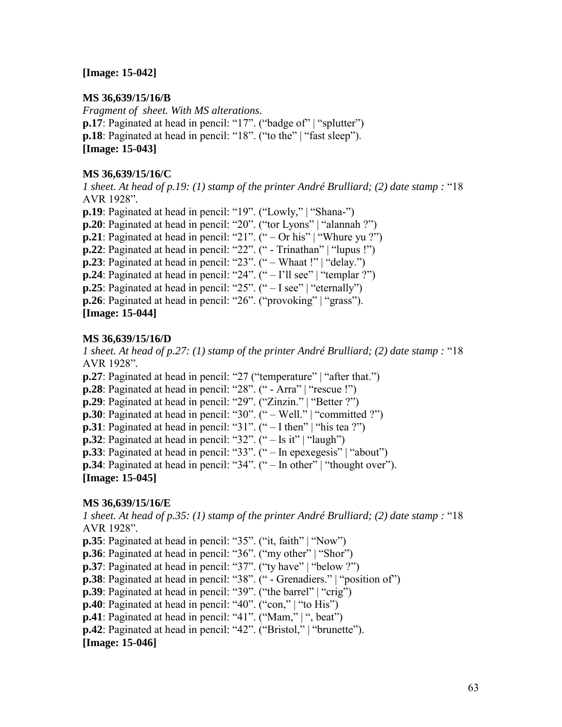**[Image: 15-042]**

**MS 36,639/15/16/B**

*Fragment of sheet. With MS alterations.*

**p.17**: Paginated at head in pencil: "17". ("badge of" | "splutter")
**p.18**: Paginated at head in pencil: "18". ("to the" | "fast sleep").
**[Image: 15-043]**

**MS 36,639/15/16/C**

*1 sheet. At head of p.19: (1) stamp of the printer André Brulliard; (2) date stamp :* "18 AVR 1928".

**p.19**: Paginated at head in pencil: "19". ("Lowly," | "Shana-")
**p.20**: Paginated at head in pencil: "20". ("tor Lyons" | "alannah ?")
**p.21**: Paginated at head in pencil: "21". (" – Or his" | "Whure yu ?")
**p.22**: Paginated at head in pencil: "22". (" - Trinathan" | "lupus !")
**p.23**: Paginated at head in pencil: "23". (" – Whaat !" | "delay.")
**p.24**: Paginated at head in pencil: "24". (" – I'll see" | "templar ?")
**p.25**: Paginated at head in pencil: "25". (" – I see" | "eternally")
**p.26**: Paginated at head in pencil: "26". ("provoking" | "grass").
**[Image: 15-044]**

**MS 36,639/15/16/D**

*1 sheet. At head of p.27: (1) stamp of the printer André Brulliard; (2) date stamp :* "18 AVR 1928".

**p.27**: Paginated at head in pencil: "27 ("temperature" | "after that.")
**p.28**: Paginated at head in pencil: "28". (" - Arra" | "rescue !")
**p.29**: Paginated at head in pencil: "29". ("Zinzin." | "Better ?")
**p.30**: Paginated at head in pencil: "30". (" – Well." | "committed ?")
**p.31**: Paginated at head in pencil: "31". (" – I then" | "his tea ?")
**p.32**: Paginated at head in pencil: "32". (" – Is it" | "laugh")
**p.33**: Paginated at head in pencil: "33". (" – In epexegesis" | "about")
**p.34**: Paginated at head in pencil: "34". (" – In other" | "thought over").
**[Image: 15-045]**

**MS 36,639/15/16/E**

*1 sheet. At head of p.35: (1) stamp of the printer André Brulliard; (2) date stamp :* "18 AVR 1928".

**p.35**: Paginated at head in pencil: "35". ("it, faith" | "Now")
**p.36**: Paginated at head in pencil: "36". ("my other" | "Shor")
**p.37**: Paginated at head in pencil: "37". ("ty have" | "below ?")
**p.38**: Paginated at head in pencil: "38". (" - Grenadiers." | "position of")
**p.39**: Paginated at head in pencil: "39". ("the barrel" | "crig")
**p.40**: Paginated at head in pencil: "40". ("con," | "to His")
**p.41**: Paginated at head in pencil: "41". ("Mam," | ", beat")
**p.42**: Paginated at head in pencil: "42". ("Bristol," | "brunette").
**[Image: 15-046]**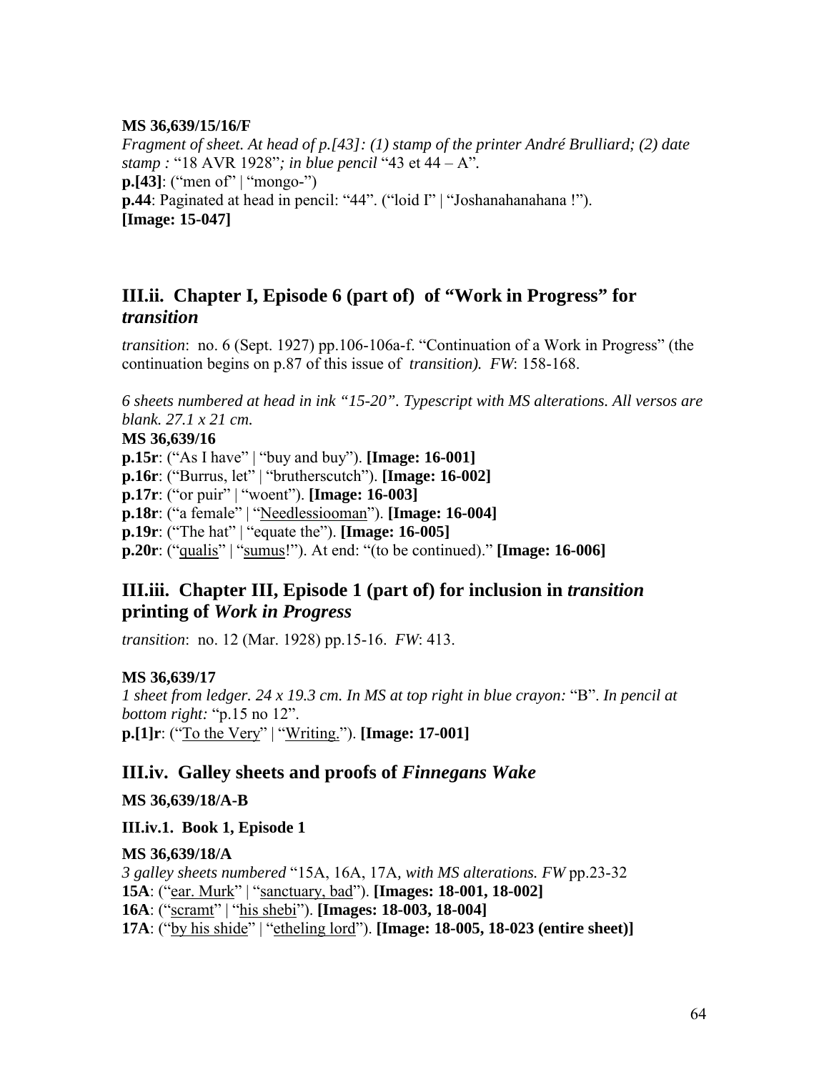**MS 36,639/15/16/F**

*Fragment of sheet. At head of p.[43]: (1) stamp of the printer André Brulliard; (2) date stamp :* "18 AVR 1928"*; in blue pencil* "43 et 44 – A".

**p.[43]**: ("men of" | "mongo-")

**p.44**: Paginated at head in pencil: "44". ("loid I" | "Joshanahanahana !").

**[Image: 15-047]**

## III.ii. Chapter I, Episode 6 (part of) of "Work in Progress" for *transition*

*transition*: no. 6 (Sept. 1927) pp.106-106a-f. "Continuation of a Work in Progress" (the continuation begins on p.87 of this issue of *transition). FW*: 158-168.

*6 sheets numbered at head in ink "15-20". Typescript with MS alterations. All versos are blank. 27.1 x 21 cm.*

**MS 36,639/16**

**p.15r**: ("As I have" | "buy and buy"). **[Image: 16-001]**

**p.16r**: ("Burrus, let" | "brutherscutch"). **[Image: 16-002]**

**p.17r**: ("or puir" | "woent"). **[Image: 16-003]**

**p.18r**: ("a female" | "<u>Needlessiooman</u>"). **[Image: 16-004]**

**p.19r**: ("The hat" | "equate the"). **[Image: 16-005]**

**p.20r**: ("<u>qualis</u>" | "<u>sumus</u>!"). At end: "(to be continued)." **[Image: 16-006]**

## III.iii. Chapter III, Episode 1 (part of) for inclusion in *transition* printing of *Work in Progress*

*transition*: no. 12 (Mar. 1928) pp.15-16. *FW*: 413.

**MS 36,639/17**

*1 sheet from ledger. 24 x 19.3 cm. In MS at top right in blue crayon:* "B". *In pencil at bottom right:* "p.15 no 12".

**p.[1]r**: ("<u>To the Very</u>" | "<u>Writing.</u>"). **[Image: 17-001]**

## III.iv. Galley sheets and proofs of *Finnegans Wake*

**MS 36,639/18/A-B**

**III.iv.1. Book 1, Episode 1**

**MS 36,639/18/A**

*3 galley sheets numbered* "15A, 16A, 17A, *with MS alterations. FW* pp.23-32

**15A**: ("<u>ear. Murk</u>" | "<u>sanctuary, bad</u>"). **[Images: 18-001, 18-002]**

**16A**: ("<u>scramt</u>" | "<u>his shebi</u>"). **[Images: 18-003, 18-004]**

**17A**: ("<u>by his shide</u>" | "<u>etheling lord</u>"). **[Image: 18-005, 18-023 (entire sheet)]**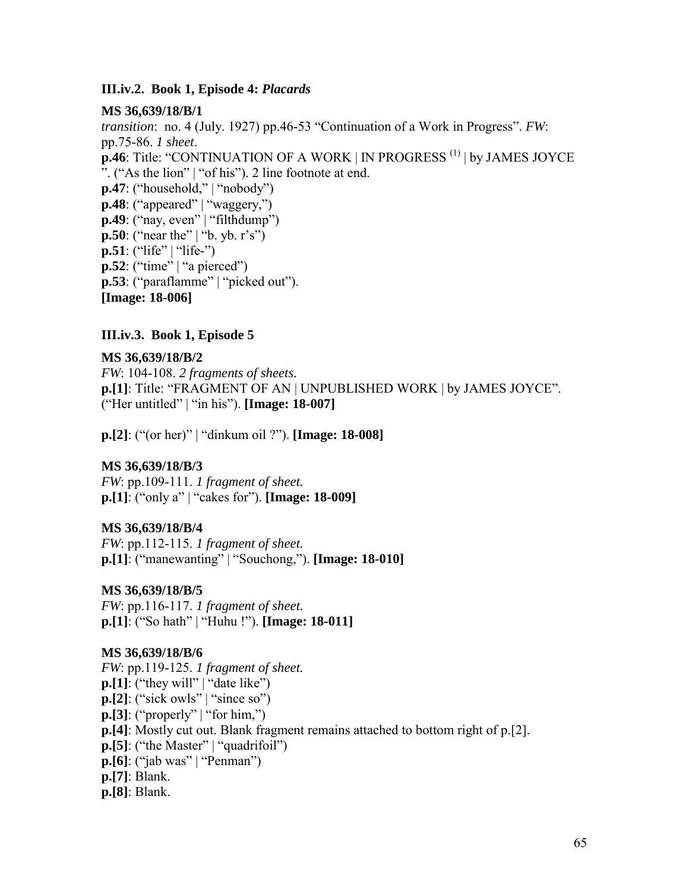### III.iv.2. Book 1, Episode 4: *Placards*

**MS 36,639/18/B/1**

*transition*: no. 4 (July. 1927) pp.46-53 "Continuation of a Work in Progress". *FW*: pp.75-86. *1 sheet*.

**p.46**: Title: "CONTINUATION OF A WORK | IN PROGRESS (1) | by JAMES JOYCE ". ("As the lion" | "of his"). 2 line footnote at end.

**p.47**: ("household," | "nobody")

**p.48**: ("appeared" | "waggery,")

**p.49**: ("nay, even" | "filthdump")

**p.50**: ("near the" | "b. yb. r's")

**p.51**: ("life" | "life-")

**p.52**: ("time" | "a pierced")

**p.53**: ("paraflamme" | "picked out").

**[Image: 18-006]**

### III.iv.3. Book 1, Episode 5

**MS 36,639/18/B/2**

*FW*: 104-108. *2 fragments of sheets.*

**p.[1]**: Title: "FRAGMENT OF AN | UNPUBLISHED WORK | by JAMES JOYCE". ("Her untitled" | "in his"). **[Image: 18-007]**

**p.[2]**: ("(or her)" | "dinkum oil ?"). **[Image: 18-008]**

**MS 36,639/18/B/3**

*FW*: pp.109-111. *1 fragment of sheet.*

**p.[1]**: ("only a" | "cakes for"). **[Image: 18-009]**

**MS 36,639/18/B/4**

*FW*: pp.112-115. *1 fragment of sheet.*

**p.[1]**: ("manewanting" | "Souchong,"). **[Image: 18-010]**

**MS 36,639/18/B/5**

*FW*: pp.116-117. *1 fragment of sheet.*

**p.[1]**: ("So hath" | "Huhu !"). **[Image: 18-011]**

**MS 36,639/18/B/6**

*FW*: pp.119-125. *1 fragment of sheet.*

**p.[1]**: ("they will" | "date like")

**p.[2]**: ("sick owls" | "since so")

**p.[3]**: ("properly" | "for him,")

**p.[4]**: Mostly cut out. Blank fragment remains attached to bottom right of p.[2].

**p.[5]**: ("the Master" | "quadrifoil")

**p.[6]**: ("jab was" | "Penman")

**p.[7]**: Blank.

**p.[8]**: Blank.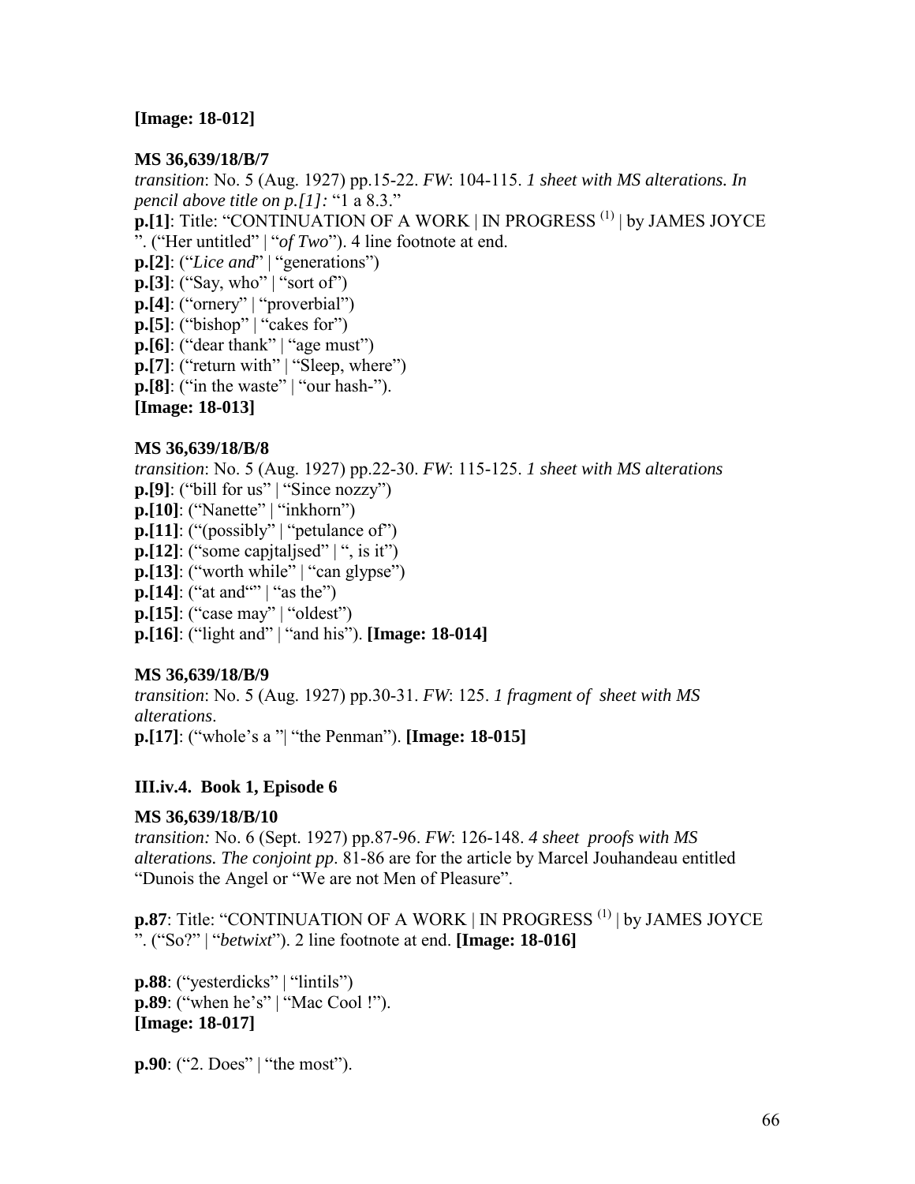**[Image: 18-012]**

**MS 36,639/18/B/7**

*transition*: No. 5 (Aug. 1927) pp.15-22. *FW*: 104-115. *1 sheet with MS alterations. In pencil above title on p.[1]:* "1 a 8.3."

**p.[1]**: Title: "CONTINUATION OF A WORK | IN PROGRESS (1) | by JAMES JOYCE ". ("Her untitled" | "*of Two*"). 4 line footnote at end.
**p.[2]**: ("*Lice and*" | "generations")
**p.[3]**: ("Say, who" | "sort of")
**p.[4]**: ("ornery" | "proverbial")
**p.[5]**: ("bishop" | "cakes for")
**p.[6]**: ("dear thank" | "age must")
**p.[7]**: ("return with" | "Sleep, where")
**p.[8]**: ("in the waste" | "our hash-").
**[Image: 18-013]**

**MS 36,639/18/B/8**

*transition*: No. 5 (Aug. 1927) pp.22-30. *FW*: 115-125. *1 sheet with MS alterations*
**p.[9]**: ("bill for us" | "Since nozzy")
**p.[10]**: ("Nanette" | "inkhorn")
**p.[11]**: ("(possibly" | "petulance of")
**p.[12]**: ("some capjtaljsed" | ", is it")
**p.[13]**: ("worth while" | "can glypse")
**p.[14]**: ("at and"" | "as the")
**p.[15]**: ("case may" | "oldest")
**p.[16]**: ("light and" | "and his"). **[Image: 18-014]**

**MS 36,639/18/B/9**

*transition*: No. 5 (Aug. 1927) pp.30-31. *FW*: 125. *1 fragment of sheet with MS alterations*.
**p.[17]**: ("whole's a "| "the Penman"). **[Image: 18-015]**

### III.iv.4. Book 1, Episode 6

**MS 36,639/18/B/10**

*transition:* No. 6 (Sept. 1927) pp.87-96. *FW*: 126-148. *4 sheet proofs with MS alterations. The conjoint pp*. 81-86 are for the article by Marcel Jouhandeau entitled "Dunois the Angel or "We are not Men of Pleasure".

**p.87**: Title: "CONTINUATION OF A WORK | IN PROGRESS (1) | by JAMES JOYCE ". ("So?" | "*betwixt*"). 2 line footnote at end. **[Image: 18-016]**

**p.88**: ("yesterdicks" | "lintils")
**p.89**: ("when he's" | "Mac Cool !").
**[Image: 18-017]**

**p.90**: ("2. Does" | "the most").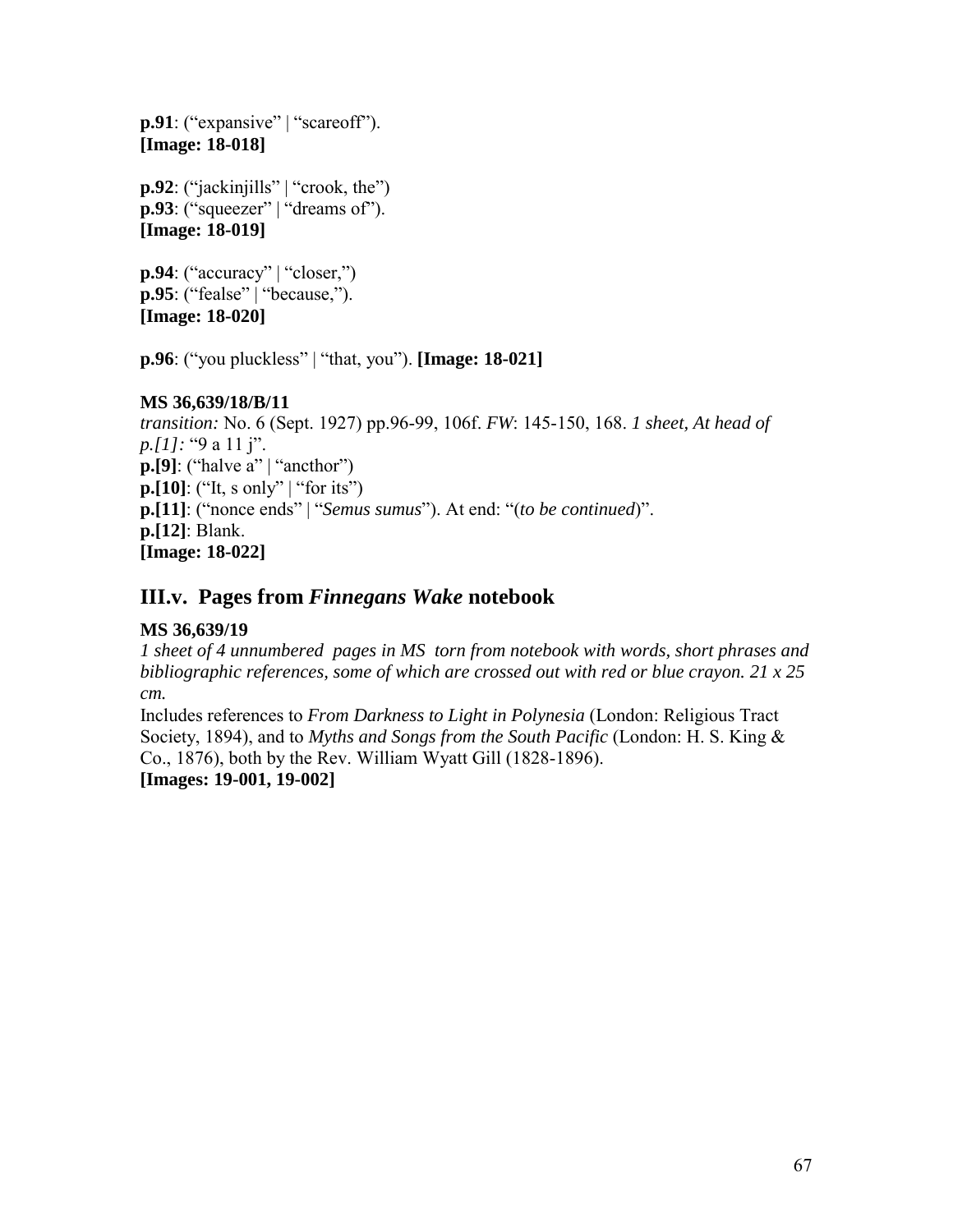**p.91**: ("expansive" | "scareoff").
**[Image: 18-018]**

**p.92**: ("jackinjills" | "crook, the")
**p.93**: ("squeezer" | "dreams of").
**[Image: 18-019]**

**p.94**: ("accuracy" | "closer,")
**p.95**: ("fealse" | "because,").
**[Image: 18-020]**

**p.96**: ("you pluckless" | "that, you"). **[Image: 18-021]**

**MS 36,639/18/B/11**
*transition:* No. 6 (Sept. 1927) pp.96-99, 106f. *FW*: 145-150, 168. *1 sheet, At head of p.[1]:* "9 a 11 j".
**p.[9]**: ("halve a" | "ancthor")
**p.[10]**: ("It, s only" | "for its")
**p.[11]**: ("nonce ends" | "*Semus sumus*"). At end: "(*to be continued*)".
**p.[12]**: Blank.
**[Image: 18-022]**

## III.v. Pages from *Finnegans Wake* notebook

**MS 36,639/19**
*1 sheet of 4 unnumbered pages in MS torn from notebook with words, short phrases and bibliographic references, some of which are crossed out with red or blue crayon. 21 x 25 cm.*
Includes references to *From Darkness to Light in Polynesia* (London: Religious Tract Society, 1894), and to *Myths and Songs from the South Pacific* (London: H. S. King & Co., 1876), both by the Rev. William Wyatt Gill (1828-1896).
**[Images: 19-001, 19-002]**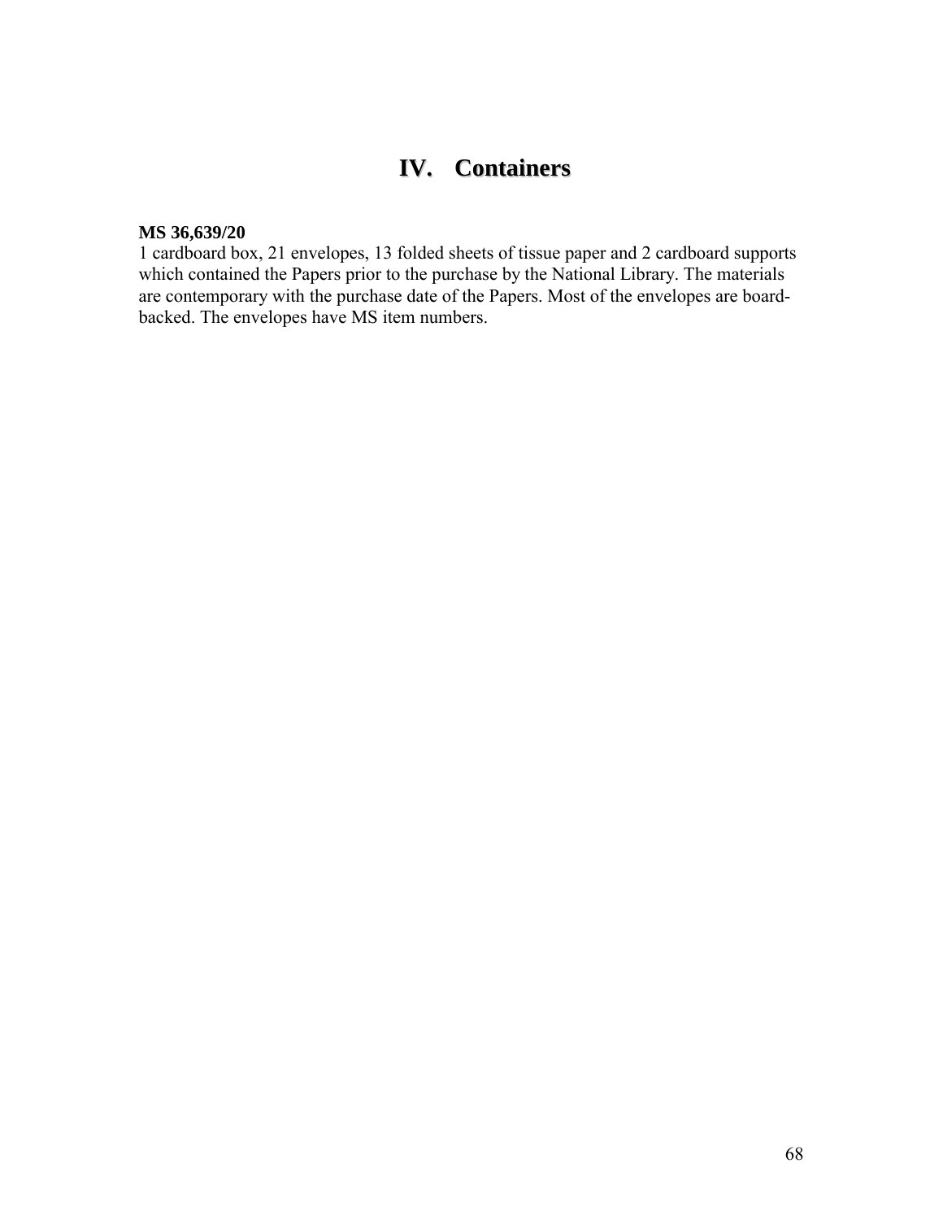# IV. Containers

**MS 36,639/20**
1 cardboard box, 21 envelopes, 13 folded sheets of tissue paper and 2 cardboard supports which contained the Papers prior to the purchase by the National Library. The materials are contemporary with the purchase date of the Papers. Most of the envelopes are board-backed. The envelopes have MS item numbers.